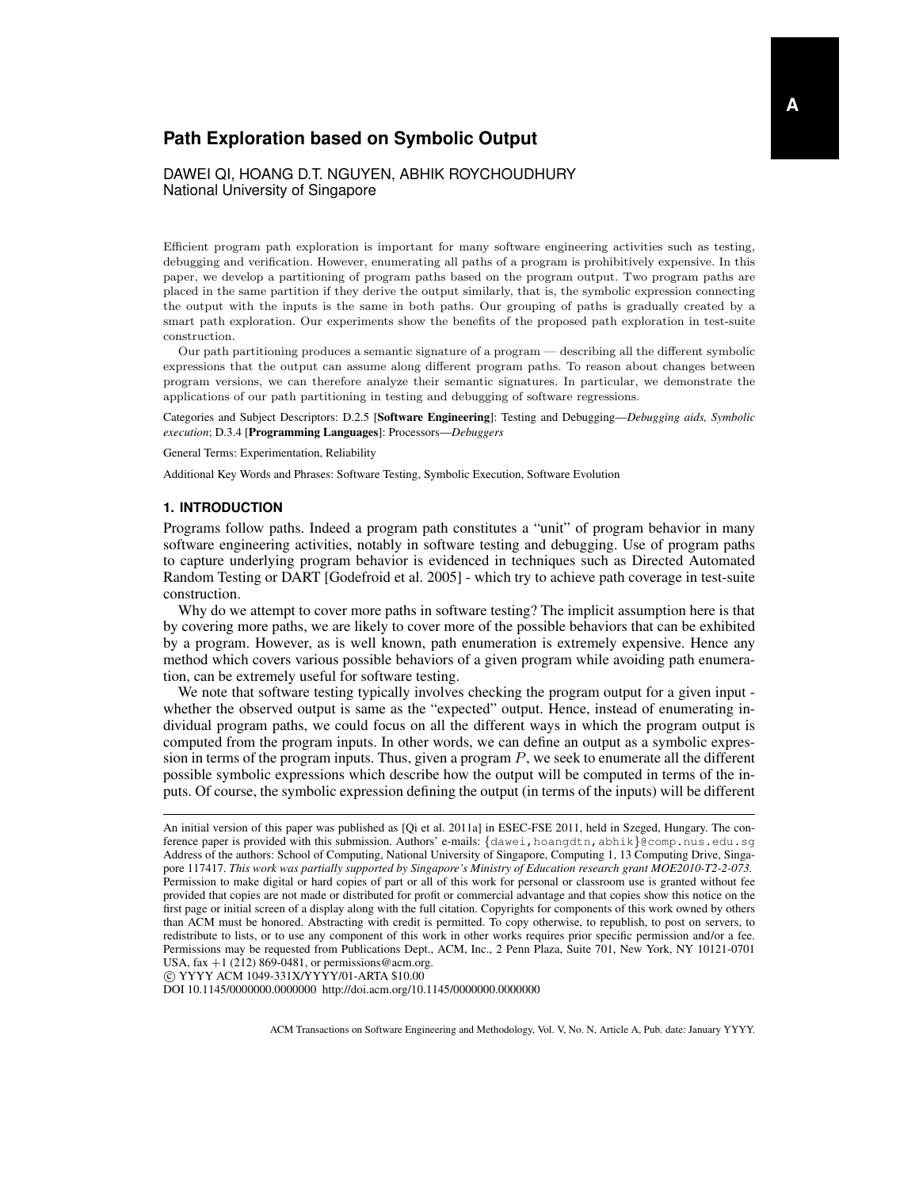# Path Exploration based on Symbolic Output

DAWEI QI, HOANG D.T. NGUYEN, ABHIK ROYCHOUDHURY
National University of Singapore

Efficient program path exploration is important for many software engineering activities such as testing, debugging and verification. However, enumerating all paths of a program is prohibitively expensive. In this paper, we develop a partitioning of program paths based on the program output. Two program paths are placed in the same partition if they derive the output similarly, that is, the symbolic expression connecting the output with the inputs is the same in both paths. Our grouping of paths is gradually created by a smart path exploration. Our experiments show the benefits of the proposed path exploration in test-suite construction.

Our path partitioning produces a semantic signature of a program — describing all the different symbolic expressions that the output can assume along different program paths. To reason about changes between program versions, we can therefore analyze their semantic signatures. In particular, we demonstrate the applications of our path partitioning in testing and debugging of software regressions.

Categories and Subject Descriptors: D.2.5 [**Software Engineering**]: Testing and Debugging—*Debugging aids, Symbolic execution*; D.3.4 [**Programming Languages**]: Processors—*Debuggers*

General Terms: Experimentation, Reliability

Additional Key Words and Phrases: Software Testing, Symbolic Execution, Software Evolution

## 1. INTRODUCTION

Programs follow paths. Indeed a program path constitutes a "unit" of program behavior in many software engineering activities, notably in software testing and debugging. Use of program paths to capture underlying program behavior is evidenced in techniques such as Directed Automated Random Testing or DART [Godefroid et al. 2005] - which try to achieve path coverage in test-suite construction.

Why do we attempt to cover more paths in software testing? The implicit assumption here is that by covering more paths, we are likely to cover more of the possible behaviors that can be exhibited by a program. However, as is well known, path enumeration is extremely expensive. Hence any method which covers various possible behaviors of a given program while avoiding path enumeration, can be extremely useful for software testing.

We note that software testing typically involves checking the program output for a given input - whether the observed output is same as the "expected" output. Hence, instead of enumerating individual program paths, we could focus on all the different ways in which the program output is computed from the program inputs. In other words, we can define an output as a symbolic expression in terms of the program inputs. Thus, given a program $P$, we seek to enumerate all the different possible symbolic expressions which describe how the output will be computed in terms of the inputs. Of course, the symbolic expression defining the output (in terms of the inputs) will be different

---

An initial version of this paper was published as [Qi et al. 2011a] in ESEC-FSE 2011, held in Szeged, Hungary. The conference paper is provided with this submission. Authors' e-mails: {dawei, hoangdtn, abhik}@comp.nus.edu.sg
Address of the authors: School of Computing, National University of Singapore, Computing 1, 13 Computing Drive, Singapore 117417. *This work was partially supported by Singapore's Ministry of Education research grant MOE2010-T2-2-073.*
Permission to make digital or hard copies of part or all of this work for personal or classroom use is granted without fee provided that copies are not made or distributed for profit or commercial advantage and that copies show this notice on the first page or initial screen of a display along with the full citation. Copyrights for components of this work owned by others than ACM must be honored. Abstracting with credit is permitted. To copy otherwise, to republish, to post on servers, to redistribute to lists, or to use any component of this work in other works requires prior specific permission and/or a fee. Permissions may be requested from Publications Dept., ACM, Inc., 2 Penn Plaza, Suite 701, New York, NY 10121-0701 USA, fax +1 (212) 869-0481, or permissions@acm.org.
© YYYY ACM 1049-331X/YYYY/01-ARTA $10.00
DOI 10.1145/0000000.0000000 http://doi.acm.org/10.1145/0000000.0000000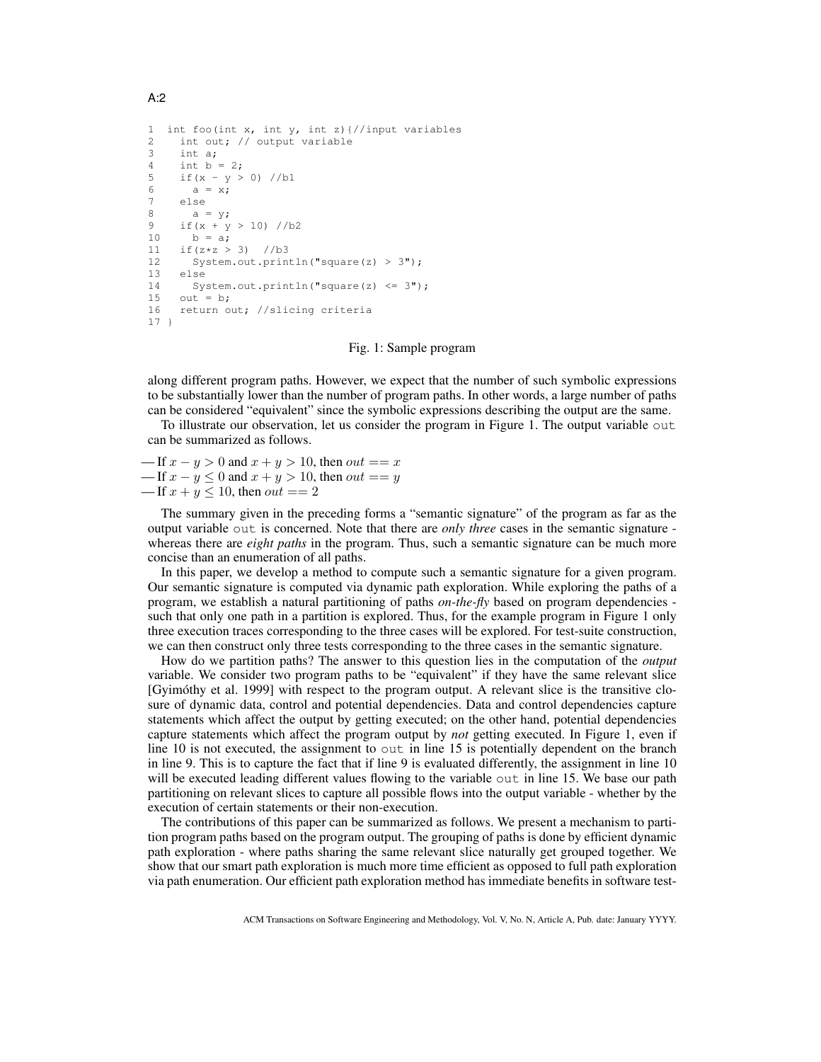```
1  int foo(int x, int y, int z){//input variables
2    int out; // output variable
3    int a;
4    int b = 2;
5    if(x - y > 0) //b1
6      a = x;
7    else
8      a = y;
9    if(x + y > 10) //b2
10     b = a;
11   if(z*z > 3)  //b3
12     System.out.println("square(z) > 3");
13   else
14     System.out.println("square(z) <= 3");
15   out = b;
16   return out; //slicing criteria
17 }
```

Fig. 1: Sample program

along different program paths. However, we expect that the number of such symbolic expressions to be substantially lower than the number of program paths. In other words, a large number of paths can be considered "equivalent" since the symbolic expressions describing the output are the same.

To illustrate our observation, let us consider the program in Figure 1. The output variable `out` can be summarized as follows.

— If $x - y > 0$ and $x + y > 10$, then $out == x$
— If $x - y \leq 0$ and $x + y > 10$, then $out == y$
— If $x + y \leq 10$, then $out == 2$

The summary given in the preceding forms a "semantic signature" of the program as far as the output variable `out` is concerned. Note that there are *only three* cases in the semantic signature - whereas there are *eight paths* in the program. Thus, such a semantic signature can be much more concise than an enumeration of all paths.

In this paper, we develop a method to compute such a semantic signature for a given program. Our semantic signature is computed via dynamic path exploration. While exploring the paths of a program, we establish a natural partitioning of paths *on-the-fly* based on program dependencies - such that only one path in a partition is explored. Thus, for the example program in Figure 1 only three execution traces corresponding to the three cases will be explored. For test-suite construction, we can then construct only three tests corresponding to the three cases in the semantic signature.

How do we partition paths? The answer to this question lies in the computation of the *output* variable. We consider two program paths to be "equivalent" if they have the same relevant slice [Gyimóthy et al. 1999] with respect to the program output. A relevant slice is the transitive closure of dynamic data, control and potential dependencies. Data and control dependencies capture statements which affect the output by getting executed; on the other hand, potential dependencies capture statements which affect the program output by *not* getting executed. In Figure 1, even if line 10 is not executed, the assignment to `out` in line 15 is potentially dependent on the branch in line 9. This is to capture the fact that if line 9 is evaluated differently, the assignment in line 10 will be executed leading different values flowing to the variable `out` in line 15. We base our path partitioning on relevant slices to capture all possible flows into the output variable - whether by the execution of certain statements or their non-execution.

The contributions of this paper can be summarized as follows. We present a mechanism to partition program paths based on the program output. The grouping of paths is done by efficient dynamic path exploration - where paths sharing the same relevant slice naturally get grouped together. We show that our smart path exploration is much more time efficient as opposed to full path exploration via path enumeration. Our efficient path exploration method has immediate benefits in software test-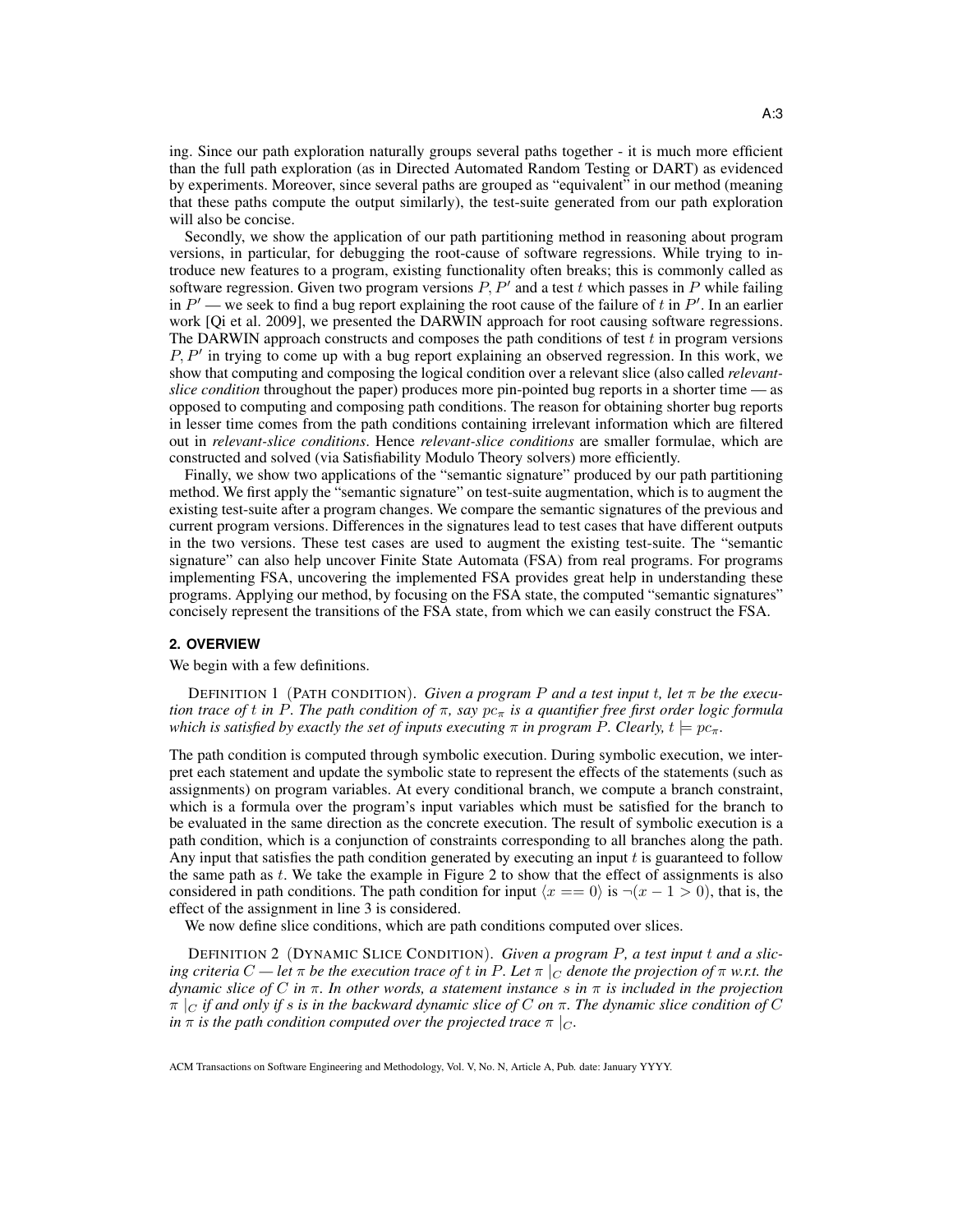ing. Since our path exploration naturally groups several paths together - it is much more efficient than the full path exploration (as in Directed Automated Random Testing or DART) as evidenced by experiments. Moreover, since several paths are grouped as "equivalent" in our method (meaning that these paths compute the output similarly), the test-suite generated from our path exploration will also be concise.

Secondly, we show the application of our path partitioning method in reasoning about program versions, in particular, for debugging the root-cause of software regressions. While trying to introduce new features to a program, existing functionality often breaks; this is commonly called as software regression. Given two program versions $P, P'$ and a test $t$ which passes in $P$ while failing in $P'$ — we seek to find a bug report explaining the root cause of the failure of $t$ in $P'$. In an earlier work [Qi et al. 2009], we presented the DARWIN approach for root causing software regressions. The DARWIN approach constructs and composes the path conditions of test $t$ in program versions $P, P'$ in trying to come up with a bug report explaining an observed regression. In this work, we show that computing and composing the logical condition over a relevant slice (also called *relevant-slice condition* throughout the paper) produces more pin-pointed bug reports in a shorter time — as opposed to computing and composing path conditions. The reason for obtaining shorter bug reports in lesser time comes from the path conditions containing irrelevant information which are filtered out in *relevant-slice conditions*. Hence *relevant-slice conditions* are smaller formulae, which are constructed and solved (via Satisfiability Modulo Theory solvers) more efficiently.

Finally, we show two applications of the "semantic signature" produced by our path partitioning method. We first apply the "semantic signature" on test-suite augmentation, which is to augment the existing test-suite after a program changes. We compare the semantic signatures of the previous and current program versions. Differences in the signatures lead to test cases that have different outputs in the two versions. These test cases are used to augment the existing test-suite. The "semantic signature" can also help uncover Finite State Automata (FSA) from real programs. For programs implementing FSA, uncovering the implemented FSA provides great help in understanding these programs. Applying our method, by focusing on the FSA state, the computed "semantic signatures" concisely represent the transitions of the FSA state, from which we can easily construct the FSA.

## 2. OVERVIEW

We begin with a few definitions.

DEFINITION 1 (PATH CONDITION). *Given a program $P$ and a test input $t$, let $\pi$ be the execution trace of $t$ in $P$. The path condition of $\pi$, say $pc_\pi$ is a quantifier free first order logic formula which is satisfied by exactly the set of inputs executing $\pi$ in program $P$. Clearly, $t \models pc_\pi$.*

The path condition is computed through symbolic execution. During symbolic execution, we interpret each statement and update the symbolic state to represent the effects of the statements (such as assignments) on program variables. At every conditional branch, we compute a branch constraint, which is a formula over the program's input variables which must be satisfied for the branch to be evaluated in the same direction as the concrete execution. The result of symbolic execution is a path condition, which is a conjunction of constraints corresponding to all branches along the path. Any input that satisfies the path condition generated by executing an input $t$ is guaranteed to follow the same path as $t$. We take the example in Figure 2 to show that the effect of assignments is also considered in path conditions. The path condition for input $\langle x == 0 \rangle$ is $\neg(x - 1 > 0)$, that is, the effect of the assignment in line 3 is considered.

We now define slice conditions, which are path conditions computed over slices.

DEFINITION 2 (DYNAMIC SLICE CONDITION). *Given a program $P$, a test input $t$ and a slicing criteria $C$ — let $\pi$ be the execution trace of $t$ in $P$. Let $\pi \mid_C$ denote the projection of $\pi$ w.r.t. the dynamic slice of $C$ in $\pi$. In other words, a statement instance $s$ in $\pi$ is included in the projection $\pi \mid_C$ if and only if $s$ is in the backward dynamic slice of $C$ on $\pi$. The dynamic slice condition of $C$ in $\pi$ is the path condition computed over the projected trace $\pi \mid_C$.*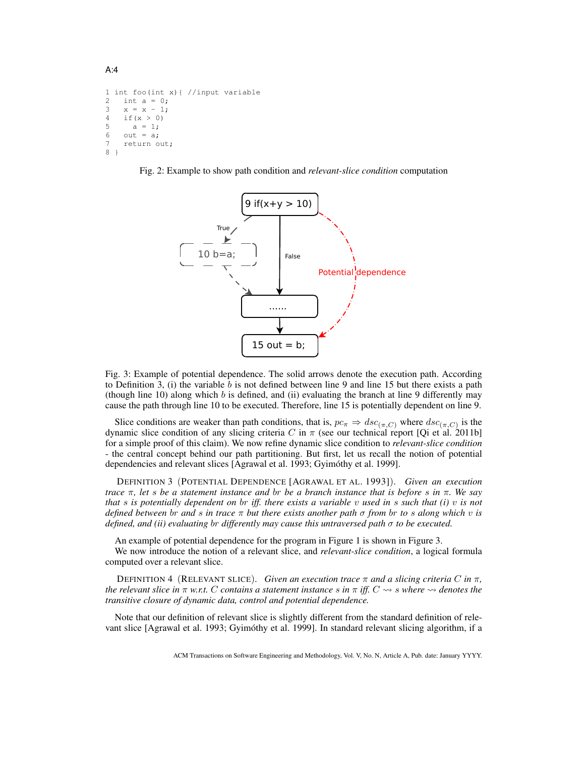```
1 int foo(int x){ //input variable
2   int a = 0;
3   x = x - 1;
4   if(x > 0)
5     a = 1;
6   out = a;
7   return out;
8 }
```

Fig. 2: Example to show path condition and *relevant-slice condition* computation

Fig. 3: Example of potential dependence. The solid arrows denote the execution path. According to Definition 3, (i) the variable $b$ is not defined between line 9 and line 15 but there exists a path (though line 10) along which $b$ is defined, and (ii) evaluating the branch at line 9 differently may cause the path through line 10 to be executed. Therefore, line 15 is potentially dependent on line 9.

Slice conditions are weaker than path conditions, that is, $pc_\pi \Rightarrow dsc_{(\pi,C)}$ where $dsc_{(\pi,C)}$ is the dynamic slice condition of any slicing criteria $C$ in $\pi$ (see our technical report [Qi et al. 2011b] for a simple proof of this claim). We now refine dynamic slice condition to *relevant-slice condition* - the central concept behind our path partitioning. But first, let us recall the notion of potential dependencies and relevant slices [Agrawal et al. 1993; Gyimóthy et al. 1999].

DEFINITION 3 (POTENTIAL DEPENDENCE [AGRAWAL ET AL. 1993]). *Given an execution trace $\pi$, let $s$ be a statement instance and $br$ be a branch instance that is before $s$ in $\pi$. We say that $s$ is potentially dependent on $br$ iff. there exists a variable $v$ used in $s$ such that (i) $v$ is not defined between $br$ and $s$ in trace $\pi$ but there exists another path $\sigma$ from $br$ to $s$ along which $v$ is defined, and (ii) evaluating $br$ differently may cause this untraversed path $\sigma$ to be executed.*

An example of potential dependence for the program in Figure 1 is shown in Figure 3.

We now introduce the notion of a relevant slice, and *relevant-slice condition*, a logical formula computed over a relevant slice.

DEFINITION 4 (RELEVANT SLICE). *Given an execution trace $\pi$ and a slicing criteria $C$ in $\pi$, the relevant slice in $\pi$ w.r.t. $C$ contains a statement instance $s$ in $\pi$ iff. $C \rightsquigarrow s$ where $\rightsquigarrow$ denotes the transitive closure of dynamic data, control and potential dependence.*

Note that our definition of relevant slice is slightly different from the standard definition of relevant slice [Agrawal et al. 1993; Gyimóthy et al. 1999]. In standard relevant slicing algorithm, if a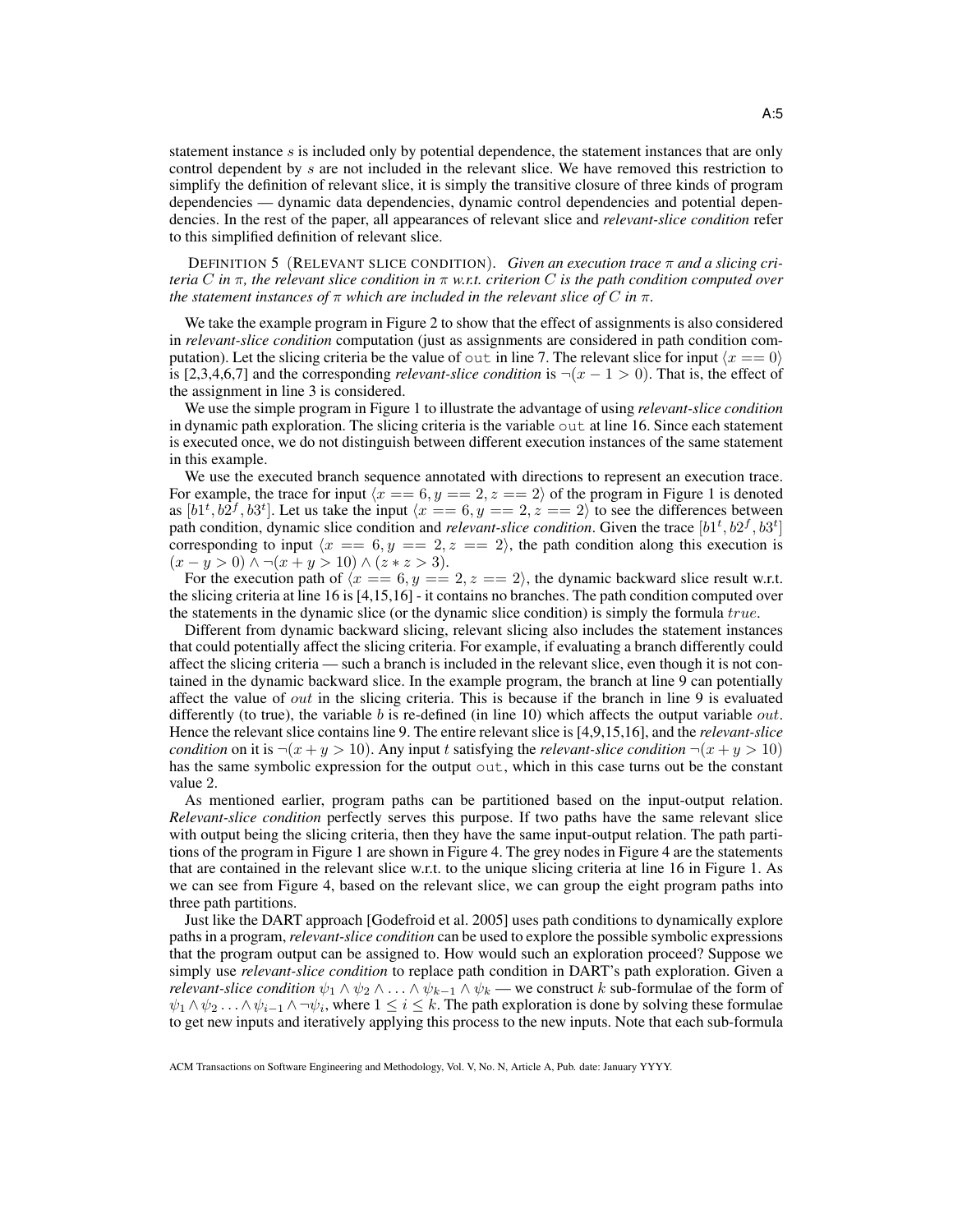statement instance $s$ is included only by potential dependence, the statement instances that are only control dependent by $s$ are not included in the relevant slice. We have removed this restriction to simplify the definition of relevant slice, it is simply the transitive closure of three kinds of program dependencies — dynamic data dependencies, dynamic control dependencies and potential dependencies. In the rest of the paper, all appearances of relevant slice and *relevant-slice condition* refer to this simplified definition of relevant slice.

DEFINITION 5 (RELEVANT SLICE CONDITION). *Given an execution trace $\pi$ and a slicing criteria $C$ in $\pi$, the relevant slice condition in $\pi$ w.r.t. criterion $C$ is the path condition computed over the statement instances of $\pi$ which are included in the relevant slice of $C$ in $\pi$.*

We take the example program in Figure 2 to show that the effect of assignments is also considered in *relevant-slice condition* computation (just as assignments are considered in path condition computation). Let the slicing criteria be the value of `out` in line 7. The relevant slice for input $\langle x == 0 \rangle$ is [2,3,4,6,7] and the corresponding *relevant-slice condition* is $\neg(x - 1 > 0)$. That is, the effect of the assignment in line 3 is considered.

We use the simple program in Figure 1 to illustrate the advantage of using *relevant-slice condition* in dynamic path exploration. The slicing criteria is the variable `out` at line 16. Since each statement is executed once, we do not distinguish between different execution instances of the same statement in this example.

We use the executed branch sequence annotated with directions to represent an execution trace. For example, the trace for input $\langle x == 6, y == 2, z == 2 \rangle$ of the program in Figure 1 is denoted as $[b1^t, b2^f, b3^t]$. Let us take the input $\langle x == 6, y == 2, z == 2 \rangle$ to see the differences between path condition, dynamic slice condition and *relevant-slice condition*. Given the trace $[b1^t, b2^f, b3^t]$ corresponding to input $\langle x == 6, y == 2, z == 2 \rangle$, the path condition along this execution is $(x - y > 0) \wedge \neg(x + y > 10) \wedge (z * z > 3)$.

For the execution path of $\langle x == 6, y == 2, z == 2 \rangle$, the dynamic backward slice result w.r.t. the slicing criteria at line 16 is [4,15,16] - it contains no branches. The path condition computed over the statements in the dynamic slice (or the dynamic slice condition) is simply the formula $true$.

Different from dynamic backward slicing, relevant slicing also includes the statement instances that could potentially affect the slicing criteria. For example, if evaluating a branch differently could affect the slicing criteria — such a branch is included in the relevant slice, even though it is not contained in the dynamic backward slice. In the example program, the branch at line 9 can potentially affect the value of $out$ in the slicing criteria. This is because if the branch in line 9 is evaluated differently (to true), the variable $b$ is re-defined (in line 10) which affects the output variable $out$. Hence the relevant slice contains line 9. The entire relevant slice is [4,9,15,16], and the *relevant-slice condition* on it is $\neg(x + y > 10)$. Any input $t$ satisfying the *relevant-slice condition* $\neg(x + y > 10)$ has the same symbolic expression for the output `out`, which in this case turns out be the constant value 2.

As mentioned earlier, program paths can be partitioned based on the input-output relation. *Relevant-slice condition* perfectly serves this purpose. If two paths have the same relevant slice with output being the slicing criteria, then they have the same input-output relation. The path partitions of the program in Figure 1 are shown in Figure 4. The grey nodes in Figure 4 are the statements that are contained in the relevant slice w.r.t. to the unique slicing criteria at line 16 in Figure 1. As we can see from Figure 4, based on the relevant slice, we can group the eight program paths into three path partitions.

Just like the DART approach [Godefroid et al. 2005] uses path conditions to dynamically explore paths in a program, *relevant-slice condition* can be used to explore the possible symbolic expressions that the program output can be assigned to. How would such an exploration proceed? Suppose we simply use *relevant-slice condition* to replace path condition in DART's path exploration. Given a *relevant-slice condition* $\psi_1 \wedge \psi_2 \wedge \ldots \wedge \psi_{k-1} \wedge \psi_k$ — we construct $k$ sub-formulae of the form of $\psi_1 \wedge \psi_2 \ldots \wedge \psi_{i-1} \wedge \neg\psi_i$, where $1 \leq i \leq k$. The path exploration is done by solving these formulae to get new inputs and iteratively applying this process to the new inputs. Note that each sub-formula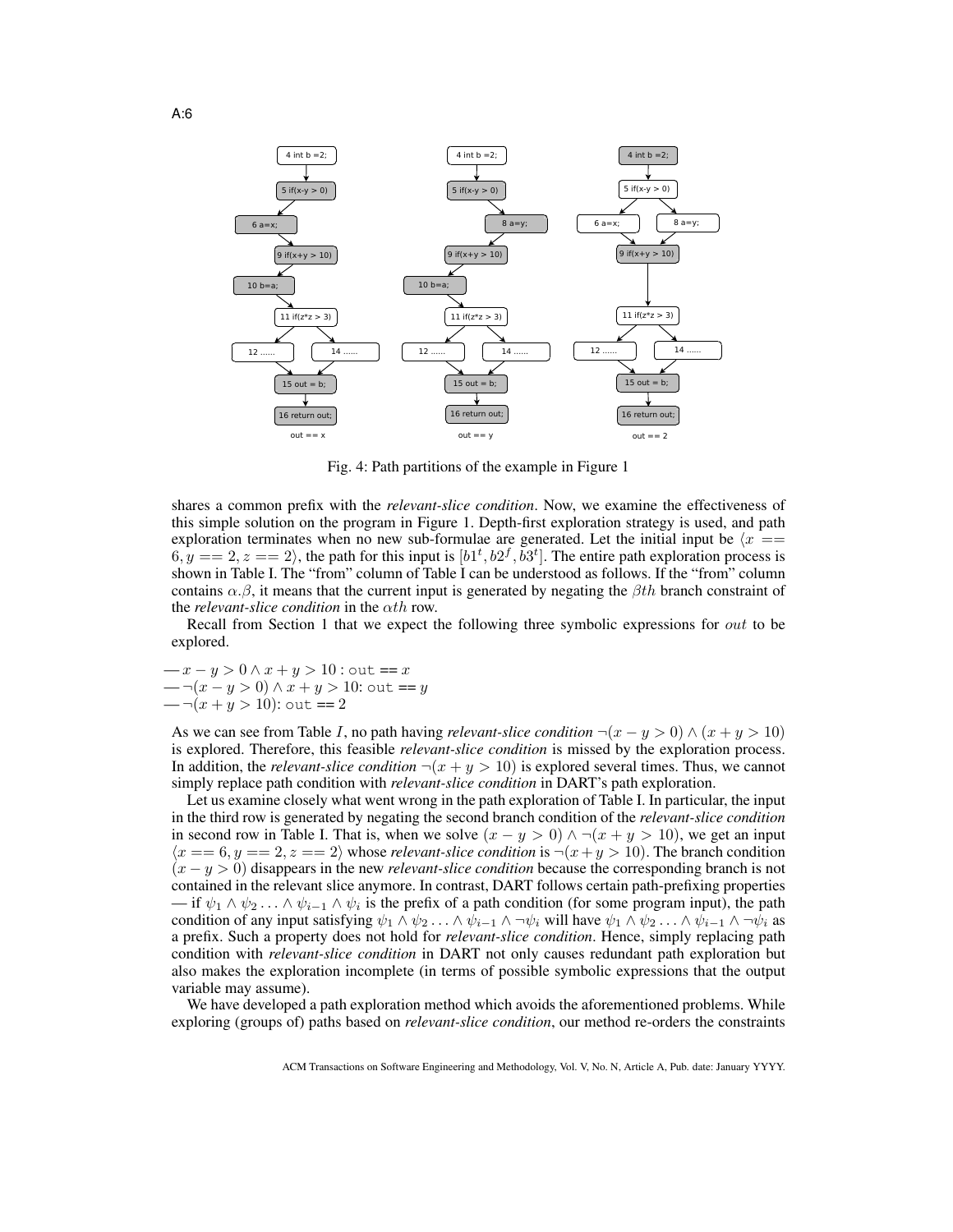Fig. 4: Path partitions of the example in Figure 1

shares a common prefix with the *relevant-slice condition*. Now, we examine the effectiveness of this simple solution on the program in Figure 1. Depth-first exploration strategy is used, and path exploration terminates when no new sub-formulae are generated. Let the initial input be $\langle x == 6, y == 2, z == 2\rangle$, the path for this input is $[b1^t, b2^f, b3^t]$. The entire path exploration process is shown in Table I. The "from" column of Table I can be understood as follows. If the "from" column contains $\alpha.\beta$, it means that the current input is generated by negating the $\beta th$ branch constraint of the *relevant-slice condition* in the $\alpha th$ row.

Recall from Section 1 that we expect the following three symbolic expressions for $out$ to be explored.

— $x - y > 0 \wedge x + y > 10$ : `out` == $x$
— $\neg(x - y > 0) \wedge x + y > 10$: `out` == $y$
— $\neg(x + y > 10)$: `out` == 2

As we can see from Table $I$, no path having *relevant-slice condition* $\neg(x - y > 0) \wedge (x + y > 10)$ is explored. Therefore, this feasible *relevant-slice condition* is missed by the exploration process. In addition, the *relevant-slice condition* $\neg(x + y > 10)$ is explored several times. Thus, we cannot simply replace path condition with *relevant-slice condition* in DART's path exploration.

Let us examine closely what went wrong in the path exploration of Table I. In particular, the input in the third row is generated by negating the second branch condition of the *relevant-slice condition* in second row in Table I. That is, when we solve $(x - y > 0) \wedge \neg(x + y > 10)$, we get an input $\langle x == 6, y == 2, z == 2\rangle$ whose *relevant-slice condition* is $\neg(x + y > 10)$. The branch condition $(x - y > 0)$ disappears in the new *relevant-slice condition* because the corresponding branch is not contained in the relevant slice anymore. In contrast, DART follows certain path-prefixing properties — if $\psi_1 \wedge \psi_2 \ldots \wedge \psi_{i-1} \wedge \psi_i$ is the prefix of a path condition (for some program input), the path condition of any input satisfying $\psi_1 \wedge \psi_2 \ldots \wedge \psi_{i-1} \wedge \neg\psi_i$ will have $\psi_1 \wedge \psi_2 \ldots \wedge \psi_{i-1} \wedge \neg\psi_i$ as a prefix. Such a property does not hold for *relevant-slice condition*. Hence, simply replacing path condition with *relevant-slice condition* in DART not only causes redundant path exploration but also makes the exploration incomplete (in terms of possible symbolic expressions that the output variable may assume).

We have developed a path exploration method which avoids the aforementioned problems. While exploring (groups of) paths based on *relevant-slice condition*, our method re-orders the constraints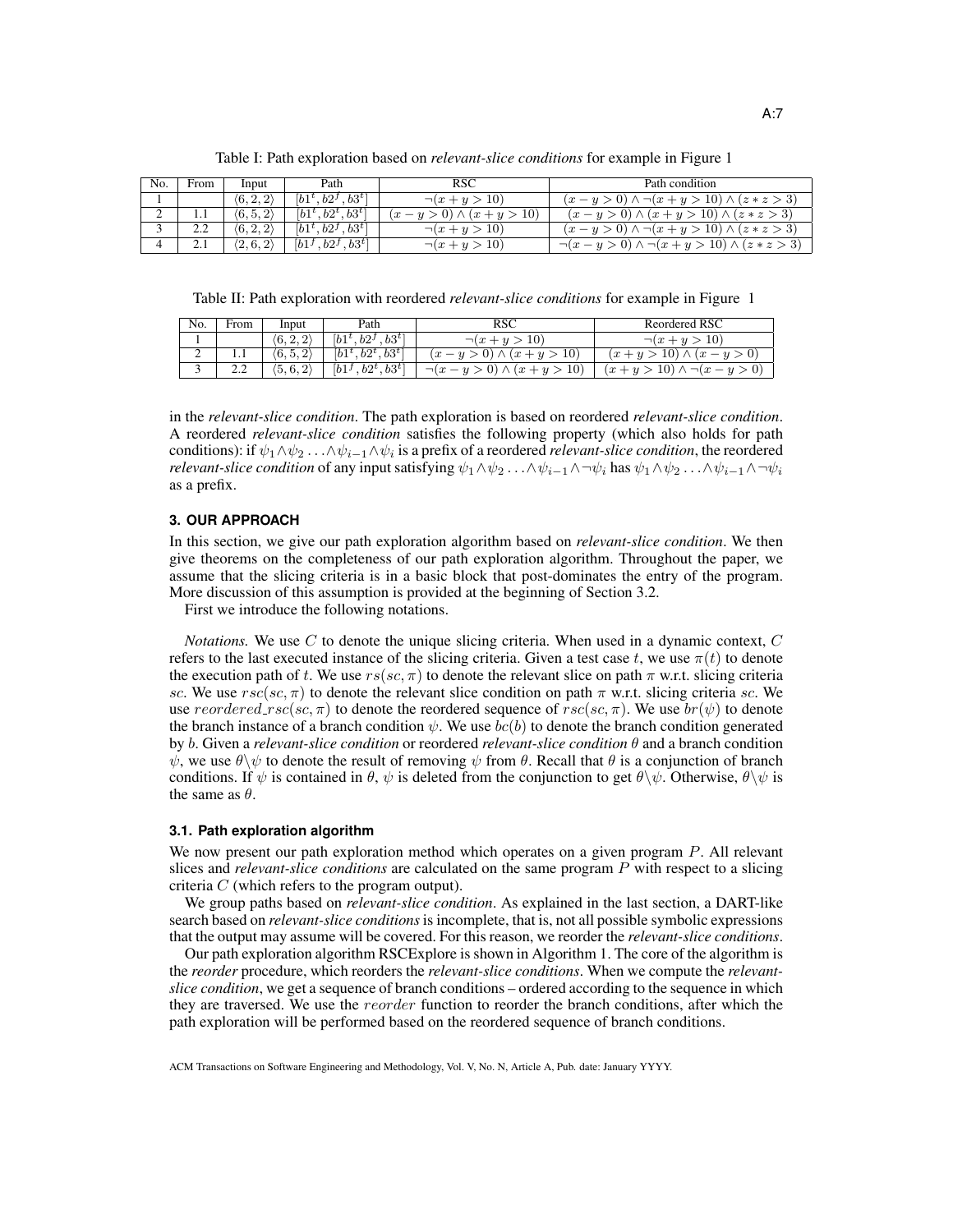Table I: Path exploration based on *relevant-slice conditions* for example in Figure 1

| No. | From | Input | Path | RSC | Path condition |
|---|---|---|---|---|---|
| 1 | | $\langle 6, 2, 2\rangle$ | $[b1^t, b2^f, b3^t]$ | $\neg(x + y > 10)$ | $(x - y > 0) \wedge \neg(x + y > 10) \wedge (z * z > 3)$ |
| 2 | 1.1 | $\langle 6, 5, 2\rangle$ | $[b1^t, b2^t, b3^t]$ | $(x - y > 0) \wedge (x + y > 10)$ | $(x - y > 0) \wedge (x + y > 10) \wedge (z * z > 3)$ |
| 3 | 2.2 | $\langle 6, 2, 2\rangle$ | $[b1^t, b2^f, b3^t]$ | $\neg(x + y > 10)$ | $(x - y > 0) \wedge \neg(x + y > 10) \wedge (z * z > 3)$ |
| 4 | 2.1 | $\langle 2, 6, 2\rangle$ | $[b1^f, b2^f, b3^t]$ | $\neg(x + y > 10)$ | $\neg(x - y > 0) \wedge \neg(x + y > 10) \wedge (z * z > 3)$ |

Table II: Path exploration with reordered *relevant-slice conditions* for example in Figure 1

| No. | From | Input | Path | RSC | Reordered RSC |
|---|---|---|---|---|---|
| 1 | | $\langle 6, 2, 2\rangle$ | $[b1^t, b2^f, b3^t]$ | $\neg(x + y > 10)$ | $\neg(x + y > 10)$ |
| 2 | 1.1 | $\langle 6, 5, 2\rangle$ | $[b1^t, b2^t, b3^t]$ | $(x - y > 0) \wedge (x + y > 10)$ | $(x + y > 10) \wedge (x - y > 0)$ |
| 3 | 2.2 | $\langle 5, 6, 2\rangle$ | $[b1^f, b2^t, b3^t]$ | $\neg(x - y > 0) \wedge (x + y > 10)$ | $(x + y > 10) \wedge \neg(x - y > 0)$ |

in the *relevant-slice condition*. The path exploration is based on reordered *relevant-slice condition*. A reordered *relevant-slice condition* satisfies the following property (which also holds for path conditions): if $\psi_1 \wedge \psi_2 \ldots \wedge \psi_{i-1} \wedge \psi_i$ is a prefix of a reordered *relevant-slice condition*, the reordered *relevant-slice condition* of any input satisfying $\psi_1 \wedge \psi_2 \ldots \wedge \psi_{i-1} \wedge \neg\psi_i$ has $\psi_1 \wedge \psi_2 \ldots \wedge \psi_{i-1} \wedge \neg\psi_i$ as a prefix.

## 3. OUR APPROACH

In this section, we give our path exploration algorithm based on *relevant-slice condition*. We then give theorems on the completeness of our path exploration algorithm. Throughout the paper, we assume that the slicing criteria is in a basic block that post-dominates the entry of the program. More discussion of this assumption is provided at the beginning of Section 3.2.

First we introduce the following notations.

*Notations.* We use $C$ to denote the unique slicing criteria. When used in a dynamic context, $C$ refers to the last executed instance of the slicing criteria. Given a test case $t$, we use $\pi(t)$ to denote the execution path of $t$. We use $rs(sc, \pi)$ to denote the relevant slice on path $\pi$ w.r.t. slicing criteria $sc$. We use $rsc(sc, \pi)$ to denote the relevant slice condition on path $\pi$ w.r.t. slicing criteria $sc$. We use $reordered\_rsc(sc, \pi)$ to denote the reordered sequence of $rsc(sc, \pi)$. We use $br(\psi)$ to denote the branch instance of a branch condition $\psi$. We use $bc(b)$ to denote the branch condition generated by $b$. Given a *relevant-slice condition* or reordered *relevant-slice condition* $\theta$ and a branch condition $\psi$, we use $\theta\backslash\psi$ to denote the result of removing $\psi$ from $\theta$. Recall that $\theta$ is a conjunction of branch conditions. If $\psi$ is contained in $\theta$, $\psi$ is deleted from the conjunction to get $\theta\backslash\psi$. Otherwise, $\theta\backslash\psi$ is the same as $\theta$.

### 3.1. Path exploration algorithm

We now present our path exploration method which operates on a given program $P$. All relevant slices and *relevant-slice conditions* are calculated on the same program $P$ with respect to a slicing criteria $C$ (which refers to the program output).

We group paths based on *relevant-slice condition*. As explained in the last section, a DART-like search based on *relevant-slice conditions* is incomplete, that is, not all possible symbolic expressions that the output may assume will be covered. For this reason, we reorder the *relevant-slice conditions*.

Our path exploration algorithm RSCExplore is shown in Algorithm 1. The core of the algorithm is the *reorder* procedure, which reorders the *relevant-slice conditions*. When we compute the *relevant-slice condition*, we get a sequence of branch conditions – ordered according to the sequence in which they are traversed. We use the $reorder$ function to reorder the branch conditions, after which the path exploration will be performed based on the reordered sequence of branch conditions.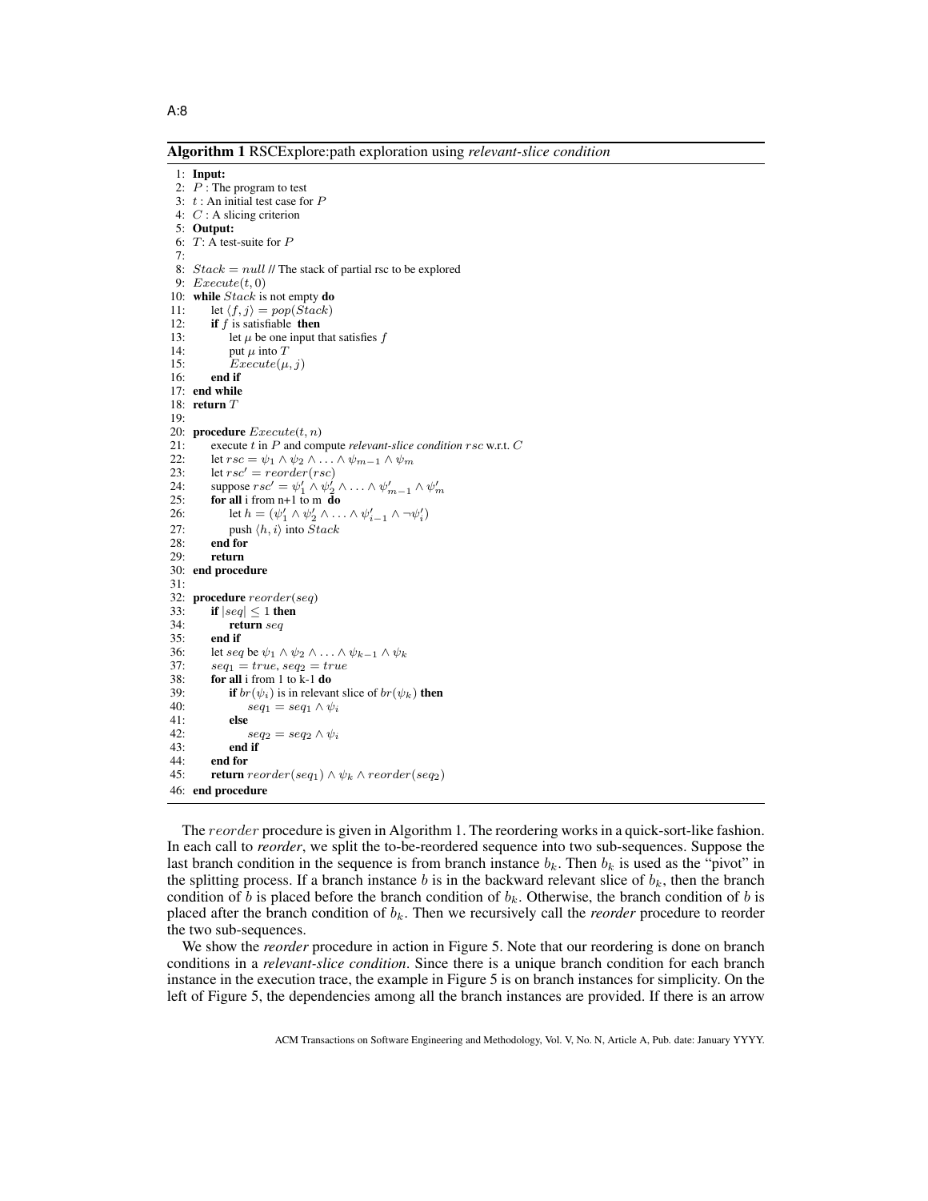**Algorithm 1** RSCExplore:path exploration using *relevant-slice condition*

```
 1: Input:
 2:   P : The program to test
 3:   t : An initial test case for P
 4:   C : A slicing criterion
 5: Output:
 6:   T: A test-suite for P
 7:
 8: Stack = null // The stack of partial rsc to be explored
 9: Execute(t, 0)
10: while Stack is not empty do
11:     let ⟨f, j⟩ = pop(Stack)
12:     if f is satisfiable then
13:         let μ be one input that satisfies f
14:         put μ into T
15:         Execute(μ, j)
16:     end if
17: end while
18: return T
19:
20: procedure Execute(t, n)
21:     execute t in P and compute relevant-slice condition rsc w.r.t. C
22:     let rsc = ψ_1 ∧ ψ_2 ∧ ... ∧ ψ_{m−1} ∧ ψ_m
23:     let rsc′ = reorder(rsc)
24:     suppose rsc′ = ψ′_1 ∧ ψ′_2 ∧ ... ∧ ψ′_{m−1} ∧ ψ′_m
25:     for all i from n+1 to m do
26:         let h = (ψ′_1 ∧ ψ′_2 ∧ ... ∧ ψ′_{i−1} ∧ ¬ψ′_i)
27:         push ⟨h, i⟩ into Stack
28:     end for
29:     return
30: end procedure
31:
32: procedure reorder(seq)
33:     if |seq| ≤ 1 then
34:         return seq
35:     end if
36:     let seq be ψ_1 ∧ ψ_2 ∧ ... ∧ ψ_{k−1} ∧ ψ_k
37:     seq_1 = true, seq_2 = true
38:     for all i from 1 to k-1 do
39:         if br(ψ_i) is in relevant slice of br(ψ_k) then
40:             seq_1 = seq_1 ∧ ψ_i
41:         else
42:             seq_2 = seq_2 ∧ ψ_i
43:         end if
44:     end for
45:     return reorder(seq_1) ∧ ψ_k ∧ reorder(seq_2)
46: end procedure
```

The $reorder$ procedure is given in Algorithm 1. The reordering works in a quick-sort-like fashion. In each call to *reorder*, we split the to-be-reordered sequence into two sub-sequences. Suppose the last branch condition in the sequence is from branch instance $b_k$. Then $b_k$ is used as the "pivot" in the splitting process. If a branch instance $b$ is in the backward relevant slice of $b_k$, then the branch condition of $b$ is placed before the branch condition of $b_k$. Otherwise, the branch condition of $b$ is placed after the branch condition of $b_k$. Then we recursively call the *reorder* procedure to reorder the two sub-sequences.

We show the *reorder* procedure in action in Figure 5. Note that our reordering is done on branch conditions in a *relevant-slice condition*. Since there is a unique branch condition for each branch instance in the execution trace, the example in Figure 5 is on branch instances for simplicity. On the left of Figure 5, the dependencies among all the branch instances are provided. If there is an arrow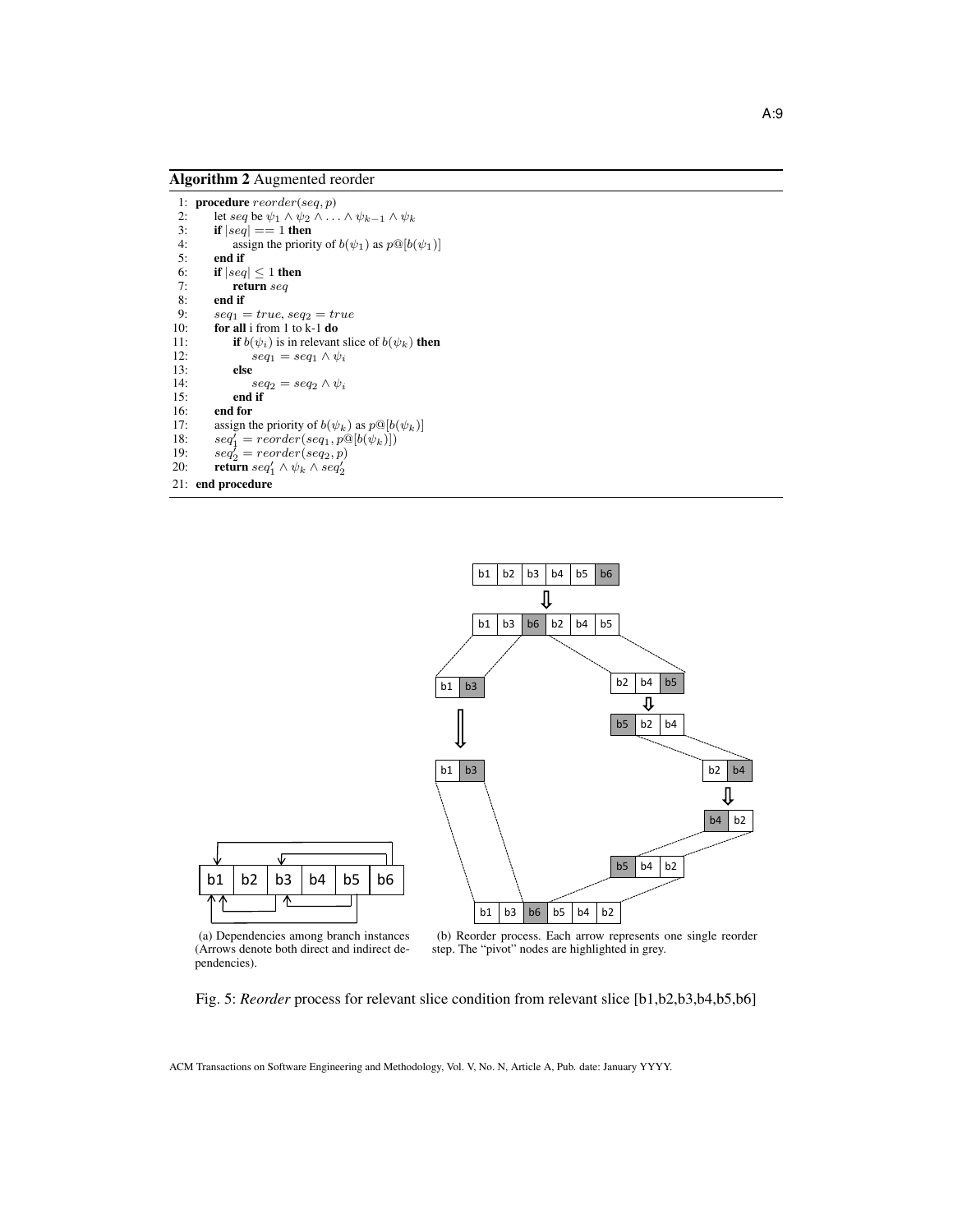**Algorithm 2** Augmented reorder

```
1:  procedure reorder(seq, p)
2:      let seq be ψ_1 ∧ ψ_2 ∧ ... ∧ ψ_{k-1} ∧ ψ_k
3:      if |seq| == 1 then
4:          assign the priority of b(ψ_1) as p@[b(ψ_1)]
5:      end if
6:      if |seq| ≤ 1 then
7:          return seq
8:      end if
9:      seq_1 = true, seq_2 = true
10:     for all i from 1 to k-1 do
11:         if b(ψ_i) is in relevant slice of b(ψ_k) then
12:             seq_1 = seq_1 ∧ ψ_i
13:         else
14:             seq_2 = seq_2 ∧ ψ_i
15:         end if
16:     end for
17:     assign the priority of b(ψ_k) as p@[b(ψ_k)]
18:     seq'_1 = reorder(seq_1, p@[b(ψ_k)])
19:     seq'_2 = reorder(seq_2, p)
20:     return seq'_1 ∧ ψ_k ∧ seq'_2
21: end procedure
```

(a) Dependencies among branch instances (Arrows denote both direct and indirect dependencies).

(b) Reorder process. Each arrow represents one single reorder step. The "pivot" nodes are highlighted in grey.

Fig. 5: *Reorder* process for relevant slice condition from relevant slice [b1,b2,b3,b4,b5,b6]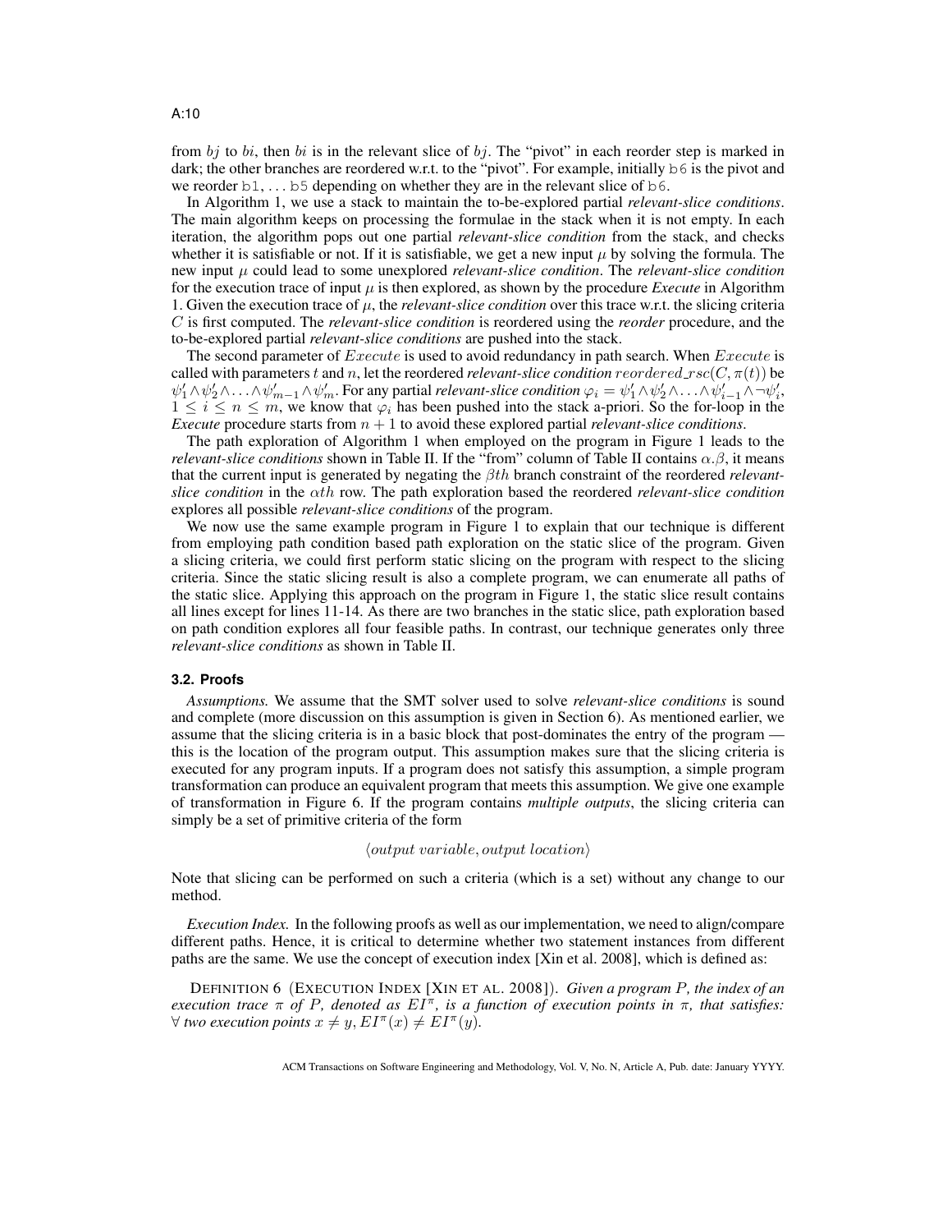from $bj$ to $bi$, then $bi$ is in the relevant slice of $bj$. The "pivot" in each reorder step is marked in dark; the other branches are reordered w.r.t. to the "pivot". For example, initially `b6` is the pivot and we reorder `b1`, ... `b5` depending on whether they are in the relevant slice of `b6`.

In Algorithm 1, we use a stack to maintain the to-be-explored partial *relevant-slice conditions*. The main algorithm keeps on processing the formulae in the stack when it is not empty. In each iteration, the algorithm pops out one partial *relevant-slice condition* from the stack, and checks whether it is satisfiable or not. If it is satisfiable, we get a new input $\mu$ by solving the formula. The new input $\mu$ could lead to some unexplored *relevant-slice condition*. The *relevant-slice condition* for the execution trace of input $\mu$ is then explored, as shown by the procedure *Execute* in Algorithm 1. Given the execution trace of $\mu$, the *relevant-slice condition* over this trace w.r.t. the slicing criteria $C$ is first computed. The *relevant-slice condition* is reordered using the *reorder* procedure, and the to-be-explored partial *relevant-slice conditions* are pushed into the stack.

The second parameter of $Execute$ is used to avoid redundancy in path search. When $Execute$ is called with parameters $t$ and $n$, let the reordered *relevant-slice condition* $reordered\_rsc(C, \pi(t))$ be $\psi'_1 \wedge \psi'_2 \wedge \ldots \wedge \psi'_{m-1} \wedge \psi'_m$. For any partial *relevant-slice condition* $\varphi_i = \psi'_1 \wedge \psi'_2 \wedge \ldots \wedge \psi'_{i-1} \wedge \neg\psi'_i$, $1 \leq i \leq n \leq m$, we know that $\varphi_i$ has been pushed into the stack a-priori. So the for-loop in the *Execute* procedure starts from $n+1$ to avoid these explored partial *relevant-slice conditions*.

The path exploration of Algorithm 1 when employed on the program in Figure 1 leads to the *relevant-slice conditions* shown in Table II. If the "from" column of Table II contains $\alpha.\beta$, it means that the current input is generated by negating the $\beta th$ branch constraint of the reordered *relevant-slice condition* in the $\alpha th$ row. The path exploration based the reordered *relevant-slice condition* explores all possible *relevant-slice conditions* of the program.

We now use the same example program in Figure 1 to explain that our technique is different from employing path condition based path exploration on the static slice of the program. Given a slicing criteria, we could first perform static slicing on the program with respect to the slicing criteria. Since the static slicing result is also a complete program, we can enumerate all paths of the static slice. Applying this approach on the program in Figure 1, the static slice result contains all lines except for lines 11-14. As there are two branches in the static slice, path exploration based on path condition explores all four feasible paths. In contrast, our technique generates only three *relevant-slice conditions* as shown in Table II.

### 3.2. Proofs

*Assumptions.* We assume that the SMT solver used to solve *relevant-slice conditions* is sound and complete (more discussion on this assumption is given in Section 6). As mentioned earlier, we assume that the slicing criteria is in a basic block that post-dominates the entry of the program — this is the location of the program output. This assumption makes sure that the slicing criteria is executed for any program inputs. If a program does not satisfy this assumption, a simple program transformation can produce an equivalent program that meets this assumption. We give one example of transformation in Figure 6. If the program contains *multiple outputs*, the slicing criteria can simply be a set of primitive criteria of the form

$$\langle output\ variable, output\ location \rangle$$

Note that slicing can be performed on such a criteria (which is a set) without any change to our method.

*Execution Index.* In the following proofs as well as our implementation, we need to align/compare different paths. Hence, it is critical to determine whether two statement instances from different paths are the same. We use the concept of execution index [Xin et al. 2008], which is defined as:

DEFINITION 6 (EXECUTION INDEX [XIN ET AL. 2008]). *Given a program $P$, the index of an execution trace $\pi$ of $P$, denoted as $EI^{\pi}$, is a function of execution points in $\pi$, that satisfies: $\forall$ two execution points $x \neq y$, $EI^{\pi}(x) \neq EI^{\pi}(y)$.*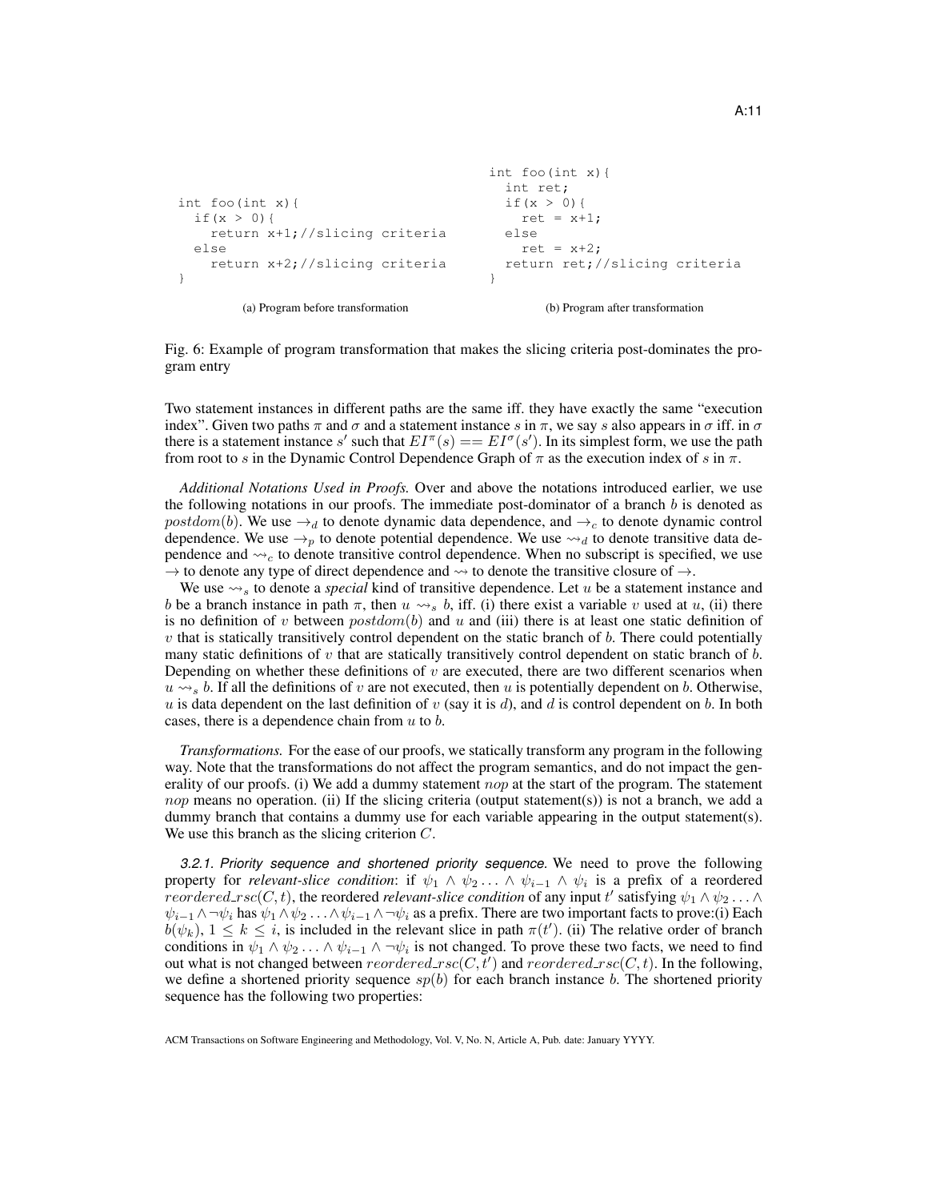```
int foo(int x){
  if(x > 0){
    return x+1;//slicing criteria
  else
    return x+2;//slicing criteria
}
```

(a) Program before transformation

```
int foo(int x){
  int ret;
  if(x > 0){
    ret = x+1;
  else
    ret = x+2;
  return ret;//slicing criteria
}
```

(b) Program after transformation

Fig. 6: Example of program transformation that makes the slicing criteria post-dominates the program entry

Two statement instances in different paths are the same iff. they have exactly the same "execution index". Given two paths $\pi$ and $\sigma$ and a statement instance $s$ in $\pi$, we say $s$ also appears in $\sigma$ iff. in $\sigma$ there is a statement instance $s'$ such that $EI^{\pi}(s) == EI^{\sigma}(s')$. In its simplest form, we use the path from root to $s$ in the Dynamic Control Dependence Graph of $\pi$ as the execution index of $s$ in $\pi$.

*Additional Notations Used in Proofs.* Over and above the notations introduced earlier, we use the following notations in our proofs. The immediate post-dominator of a branch $b$ is denoted as $postdom(b)$. We use $\rightarrow_d$ to denote dynamic data dependence, and $\rightarrow_c$ to denote dynamic control dependence. We use $\rightarrow_p$ to denote potential dependence. We use $\rightsquigarrow_d$ to denote transitive data dependence and $\rightsquigarrow_c$ to denote transitive control dependence. When no subscript is specified, we use $\rightarrow$ to denote any type of direct dependence and $\rightsquigarrow$ to denote the transitive closure of $\rightarrow$.

We use $\rightsquigarrow_s$ to denote a *special* kind of transitive dependence. Let $u$ be a statement instance and $b$ be a branch instance in path $\pi$, then $u \rightsquigarrow_s b$, iff. (i) there exist a variable $v$ used at $u$, (ii) there is no definition of $v$ between $postdom(b)$ and $u$ and (iii) there is at least one static definition of $v$ that is statically transitively control dependent on the static branch of $b$. There could potentially many static definitions of $v$ that are statically transitively control dependent on static branch of $b$. Depending on whether these definitions of $v$ are executed, there are two different scenarios when $u \rightsquigarrow_s b$. If all the definitions of $v$ are not executed, then $u$ is potentially dependent on $b$. Otherwise, $u$ is data dependent on the last definition of $v$ (say it is $d$), and $d$ is control dependent on $b$. In both cases, there is a dependence chain from $u$ to $b$.

*Transformations.* For the ease of our proofs, we statically transform any program in the following way. Note that the transformations do not affect the program semantics, and do not impact the generality of our proofs. (i) We add a dummy statement $nop$ at the start of the program. The statement $nop$ means no operation. (ii) If the slicing criteria (output statement(s)) is not a branch, we add a dummy branch that contains a dummy use for each variable appearing in the output statement(s). We use this branch as the slicing criterion $C$.

*3.2.1. Priority sequence and shortened priority sequence.* We need to prove the following property for *relevant-slice condition*: if $\psi_1 \wedge \psi_2 \ldots \wedge \psi_{i-1} \wedge \psi_i$ is a prefix of a reordered $reordered\_rsc(C,t)$, the reordered *relevant-slice condition* of any input $t'$ satisfying $\psi_1 \wedge \psi_2 \ldots \wedge \psi_{i-1} \wedge \neg\psi_i$ has $\psi_1 \wedge \psi_2 \ldots \wedge \psi_{i-1} \wedge \neg\psi_i$ as a prefix. There are two important facts to prove:(i) Each $b(\psi_k)$, $1 \leq k \leq i$, is included in the relevant slice in path $\pi(t')$. (ii) The relative order of branch conditions in $\psi_1 \wedge \psi_2 \ldots \wedge \psi_{i-1} \wedge \neg\psi_i$ is not changed. To prove these two facts, we need to find out what is not changed between $reordered\_rsc(C,t')$ and $reordered\_rsc(C,t)$. In the following, we define a shortened priority sequence $sp(b)$ for each branch instance $b$. The shortened priority sequence has the following two properties: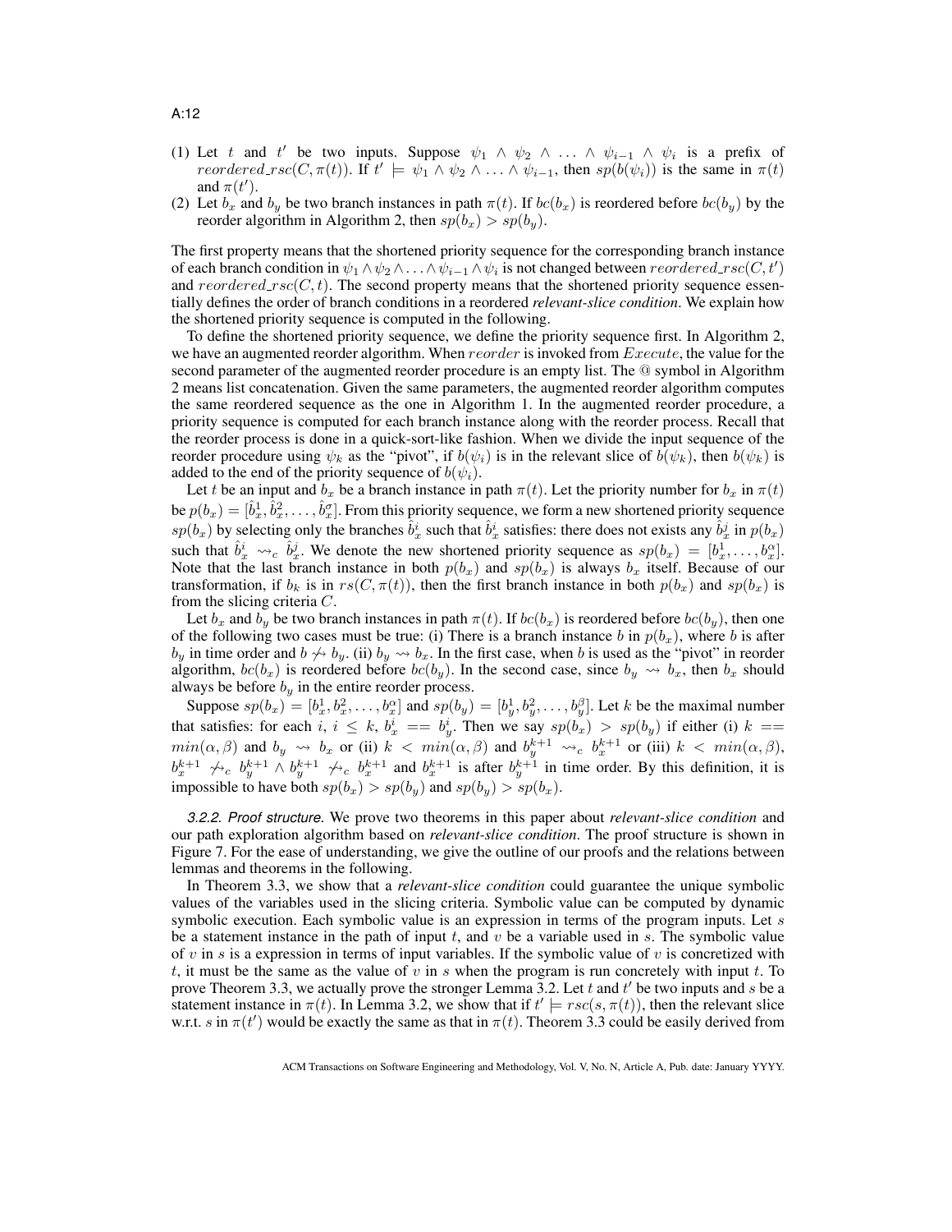(1) Let $t$ and $t'$ be two inputs. Suppose $\psi_1 \wedge \psi_2 \wedge \ldots \wedge \psi_{i-1} \wedge \psi_i$ is a prefix of $reordered\_rsc(C, \pi(t))$. If $t' \models \psi_1 \wedge \psi_2 \wedge \ldots \wedge \psi_{i-1}$, then $sp(b(\psi_i))$ is the same in $\pi(t)$ and $\pi(t')$.

(2) Let $b_x$ and $b_y$ be two branch instances in path $\pi(t)$. If $bc(b_x)$ is reordered before $bc(b_y)$ by the reorder algorithm in Algorithm 2, then $sp(b_x) > sp(b_y)$.

The first property means that the shortened priority sequence for the corresponding branch instance of each branch condition in $\psi_1 \wedge \psi_2 \wedge \ldots \wedge \psi_{i-1} \wedge \psi_i$ is not changed between $reordered\_rsc(C, t')$ and $reordered\_rsc(C, t)$. The second property means that the shortened priority sequence essentially defines the order of branch conditions in a reordered *relevant-slice condition*. We explain how the shortened priority sequence is computed in the following.

To define the shortened priority sequence, we define the priority sequence first. In Algorithm 2, we have an augmented reorder algorithm. When $reorder$ is invoked from $Execute$, the value for the second parameter of the augmented reorder procedure is an empty list. The @ symbol in Algorithm 2 means list concatenation. Given the same parameters, the augmented reorder algorithm computes the same reordered sequence as the one in Algorithm 1. In the augmented reorder procedure, a priority sequence is computed for each branch instance along with the reorder process. Recall that the reorder process is done in a quick-sort-like fashion. When we divide the input sequence of the reorder procedure using $\psi_k$ as the "pivot", if $b(\psi_i)$ is in the relevant slice of $b(\psi_k)$, then $b(\psi_k)$ is added to the end of the priority sequence of $b(\psi_i)$.

Let $t$ be an input and $b_x$ be a branch instance in path $\pi(t)$. Let the priority number for $b_x$ in $\pi(t)$ be $p(b_x) = [\hat{b}_x^1, \hat{b}_x^2, \ldots, \hat{b}_x^\sigma]$. From this priority sequence, we form a new shortened priority sequence $sp(b_x)$ by selecting only the branches $\hat{b}_x^i$ such that $\hat{b}_x^i$ satisfies: there does not exists any $\hat{b}_x^j$ in $p(b_x)$ such that $\hat{b}_x^i \rightsquigarrow_c \hat{b}_x^j$. We denote the new shortened priority sequence as $sp(b_x) = [b_x^1, \ldots, b_x^\alpha]$. Note that the last branch instance in both $p(b_x)$ and $sp(b_x)$ is always $b_x$ itself. Because of our transformation, if $b_k$ is in $rs(C, \pi(t))$, then the first branch instance in both $p(b_x)$ and $sp(b_x)$ is from the slicing criteria $C$.

Let $b_x$ and $b_y$ be two branch instances in path $\pi(t)$. If $bc(b_x)$ is reordered before $bc(b_y)$, then one of the following two cases must be true: (i) There is a branch instance $b$ in $p(b_x)$, where $b$ is after $b_y$ in time order and $b \not\rightsquigarrow b_y$. (ii) $b_y \rightsquigarrow b_x$. In the first case, when $b$ is used as the "pivot" in reorder algorithm, $bc(b_x)$ is reordered before $bc(b_y)$. In the second case, since $b_y \rightsquigarrow b_x$, then $b_x$ should always be before $b_y$ in the entire reorder process.

Suppose $sp(b_x) = [b_x^1, b_x^2, \ldots, b_x^\alpha]$ and $sp(b_y) = [b_y^1, b_y^2, \ldots, b_y^\beta]$. Let $k$ be the maximal number that satisfies: for each $i$, $i \leq k$, $b_x^i == b_y^i$. Then we say $sp(b_x) > sp(b_y)$ if either (i) $k == min(\alpha, \beta)$ and $b_y \rightsquigarrow b_x$ or (ii) $k < min(\alpha, \beta)$ and $b_y^{k+1} \rightsquigarrow_c b_x^{k+1}$ or (iii) $k < min(\alpha, \beta)$, $b_x^{k+1} \not\rightsquigarrow_c b_y^{k+1} \wedge b_y^{k+1} \not\rightsquigarrow_c b_x^{k+1}$ and $b_x^{k+1}$ is after $b_y^{k+1}$ in time order. By this definition, it is impossible to have both $sp(b_x) > sp(b_y)$ and $sp(b_y) > sp(b_x)$.

*3.2.2. Proof structure.* We prove two theorems in this paper about *relevant-slice condition* and our path exploration algorithm based on *relevant-slice condition*. The proof structure is shown in Figure 7. For the ease of understanding, we give the outline of our proofs and the relations between lemmas and theorems in the following.

In Theorem 3.3, we show that a *relevant-slice condition* could guarantee the unique symbolic values of the variables used in the slicing criteria. Symbolic value can be computed by dynamic symbolic execution. Each symbolic value is an expression in terms of the program inputs. Let $s$ be a statement instance in the path of input $t$, and $v$ be a variable used in $s$. The symbolic value of $v$ in $s$ is a expression in terms of input variables. If the symbolic value of $v$ is concretized with $t$, it must be the same as the value of $v$ in $s$ when the program is run concretely with input $t$. To prove Theorem 3.3, we actually prove the stronger Lemma 3.2. Let $t$ and $t'$ be two inputs and $s$ be a statement instance in $\pi(t)$. In Lemma 3.2, we show that if $t' \models rsc(s, \pi(t))$, then the relevant slice w.r.t. $s$ in $\pi(t')$ would be exactly the same as that in $\pi(t)$. Theorem 3.3 could be easily derived from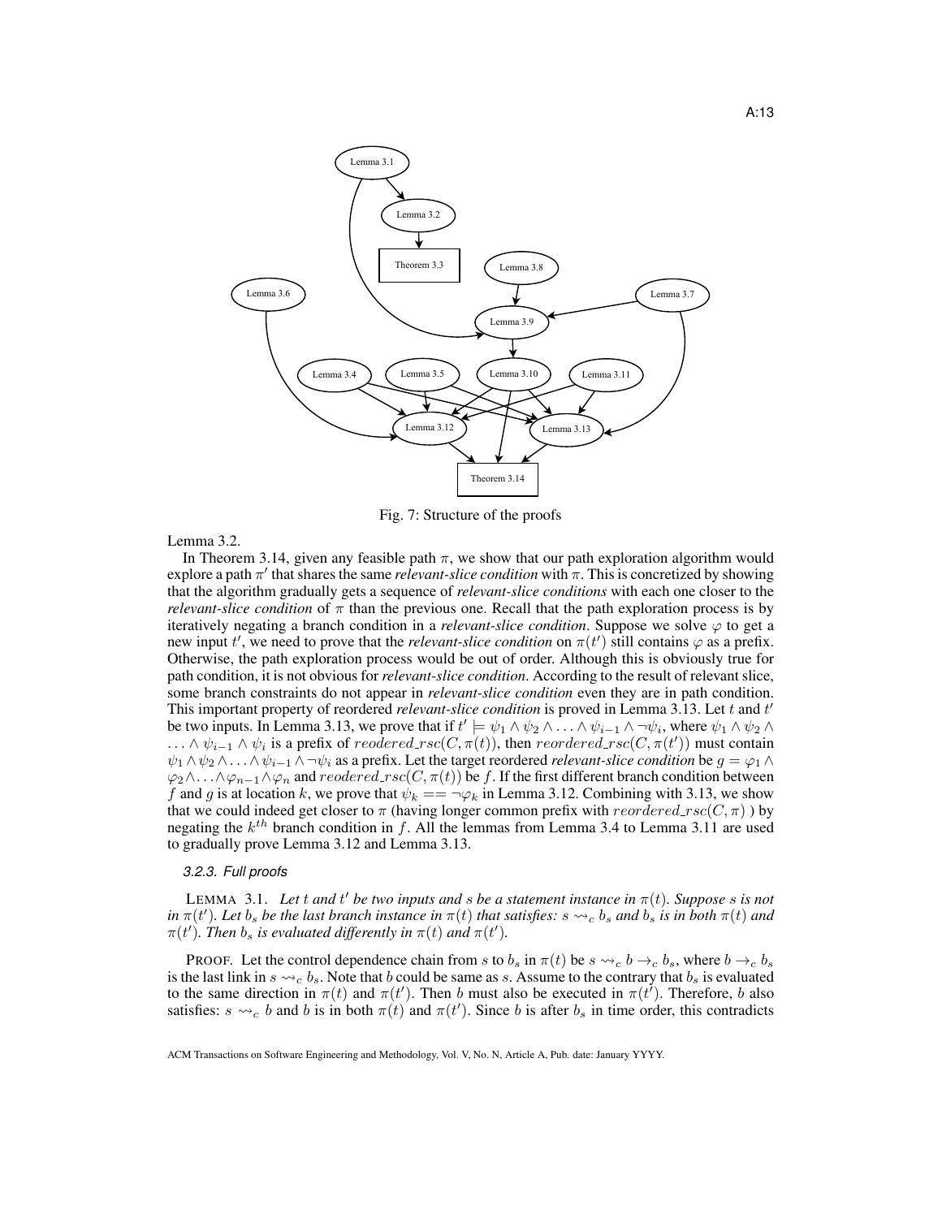Fig. 7: Structure of the proofs

Lemma 3.2.

In Theorem 3.14, given any feasible path $\pi$, we show that our path exploration algorithm would explore a path $\pi'$ that shares the same *relevant-slice condition* with $\pi$. This is concretized by showing that the algorithm gradually gets a sequence of *relevant-slice conditions* with each one closer to the *relevant-slice condition* of $\pi$ than the previous one. Recall that the path exploration process is by iteratively negating a branch condition in a *relevant-slice condition*. Suppose we solve $\varphi$ to get a new input $t'$, we need to prove that the *relevant-slice condition* on $\pi(t')$ still contains $\varphi$ as a prefix. Otherwise, the path exploration process would be out of order. Although this is obviously true for path condition, it is not obvious for *relevant-slice condition*. According to the result of relevant slice, some branch constraints do not appear in *relevant-slice condition* even they are in path condition. This important property of reordered *relevant-slice condition* is proved in Lemma 3.13. Let $t$ and $t'$ be two inputs. In Lemma 3.13, we prove that if $t' \models \psi_1 \wedge \psi_2 \wedge \ldots \wedge \psi_{i-1} \wedge \neg\psi_i$, where $\psi_1 \wedge \psi_2 \wedge \ldots \wedge \psi_{i-1} \wedge \psi_i$ is a prefix of $reodered\_rsc(C, \pi(t))$, then $reordered\_rsc(C, \pi(t'))$ must contain $\psi_1 \wedge \psi_2 \wedge \ldots \wedge \psi_{i-1} \wedge \neg\psi_i$ as a prefix. Let the target reordered *relevant-slice condition* be $g = \varphi_1 \wedge \varphi_2 \wedge \ldots \wedge \varphi_{n-1} \wedge \varphi_n$ and $reodered\_rsc(C, \pi(t))$ be $f$. If the first different branch condition between $f$ and $g$ is at location $k$, we prove that $\psi_k == \neg\varphi_k$ in Lemma 3.12. Combining with 3.13, we show that we could indeed get closer to $\pi$ (having longer common prefix with $reordered\_rsc(C, \pi)$ ) by negating the $k^{th}$ branch condition in $f$. All the lemmas from Lemma 3.4 to Lemma 3.11 are used to gradually prove Lemma 3.12 and Lemma 3.13.

### 3.2.3. Full proofs

LEMMA 3.1. *Let $t$ and $t'$ be two inputs and $s$ be a statement instance in $\pi(t)$. Suppose $s$ is not in $\pi(t')$. Let $b_s$ be the last branch instance in $\pi(t)$ that satisfies: $s \rightsquigarrow_c b_s$ and $b_s$ is in both $\pi(t)$ and $\pi(t')$. Then $b_s$ is evaluated differently in $\pi(t)$ and $\pi(t')$.*

PROOF. Let the control dependence chain from $s$ to $b_s$ in $\pi(t)$ be $s \rightsquigarrow_c b \rightarrow_c b_s$, where $b \rightarrow_c b_s$ is the last link in $s \rightsquigarrow_c b_s$. Note that $b$ could be same as $s$. Assume to the contrary that $b_s$ is evaluated to the same direction in $\pi(t)$ and $\pi(t')$. Then $b$ must also be executed in $\pi(t')$. Therefore, $b$ also satisfies: $s \rightsquigarrow_c b$ and $b$ is in both $\pi(t)$ and $\pi(t')$. Since $b$ is after $b_s$ in time order, this contradicts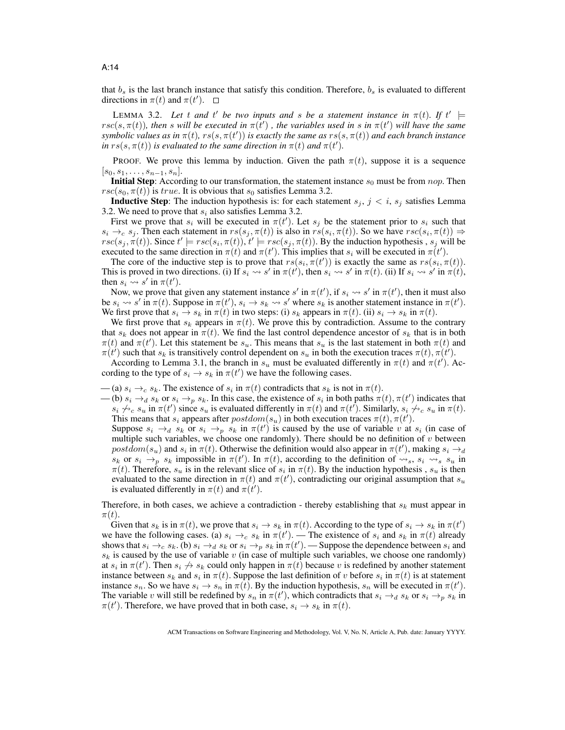that $b_s$ is the last branch instance that satisfy this condition. Therefore, $b_s$ is evaluated to different directions in $\pi(t)$ and $\pi(t')$. □

LEMMA 3.2. *Let $t$ and $t'$ be two inputs and $s$ be a statement instance in $\pi(t)$. If $t' \models rsc(s, \pi(t))$, then $s$ will be executed in $\pi(t')$ , the variables used in $s$ in $\pi(t')$ will have the same symbolic values as in $\pi(t)$, $rs(s, \pi(t'))$ is exactly the same as $rs(s, \pi(t))$ and each branch instance in $rs(s, \pi(t))$ is evaluated to the same direction in $\pi(t)$ and $\pi(t')$.*

PROOF. We prove this lemma by induction. Given the path $\pi(t)$, suppose it is a sequence $[s_0, s_1, \ldots, s_{n-1}, s_n]$.

**Initial Step**: According to our transformation, the statement instance $s_0$ must be from $nop$. Then $rsc(s_0, \pi(t))$ is $true$. It is obvious that $s_0$ satisfies Lemma 3.2.

**Inductive Step**: The induction hypothesis is: for each statement $s_j$, $j < i$, $s_j$ satisfies Lemma 3.2. We need to prove that $s_i$ also satisfies Lemma 3.2.

First we prove that $s_i$ will be executed in $\pi(t')$. Let $s_j$ be the statement prior to $s_i$ such that $s_i \rightarrow_c s_j$. Then each statement in $rs(s_j, \pi(t))$ is also in $rs(s_i, \pi(t))$. So we have $rsc(s_i, \pi(t)) \Rightarrow rsc(s_j, \pi(t))$. Since $t' \models rsc(s_i, \pi(t))$, $t' \models rsc(s_j, \pi(t))$. By the induction hypothesis , $s_j$ will be executed to the same direction in $\pi(t)$ and $\pi(t')$. This implies that $s_i$ will be executed in $\pi(t')$.

The core of the inductive step is to prove that $rs(s_i, \pi(t'))$ is exactly the same as $rs(s_i, \pi(t))$. This is proved in two directions. (i) If $s_i \rightsquigarrow s'$ in $\pi(t')$, then $s_i \rightsquigarrow s'$ in $\pi(t)$. (ii) If $s_i \rightsquigarrow s'$ in $\pi(t)$, then $s_i \rightsquigarrow s'$ in $\pi(t')$.

Now, we prove that given any statement instance $s'$ in $\pi(t')$, if $s_i \rightsquigarrow s'$ in $\pi(t')$, then it must also be $s_i \rightsquigarrow s'$ in $\pi(t)$. Suppose in $\pi(t')$, $s_i \rightarrow s_k \rightsquigarrow s'$ where $s_k$ is another statement instance in $\pi(t')$. We first prove that $s_i \rightarrow s_k$ in $\pi(t)$ in two steps: (i) $s_k$ appears in $\pi(t)$. (ii) $s_i \rightarrow s_k$ in $\pi(t)$.

We first prove that $s_k$ appears in $\pi(t)$. We prove this by contradiction. Assume to the contrary that $s_k$ does not appear in $\pi(t)$. We find the last control dependence ancestor of $s_k$ that is in both $\pi(t)$ and $\pi(t')$. Let this statement be $s_u$. This means that $s_u$ is the last statement in both $\pi(t)$ and $\pi(t')$ such that $s_k$ is transitively control dependent on $s_u$ in both the execution traces $\pi(t), \pi(t')$.

According to Lemma 3.1, the branch in $s_u$ must be evaluated differently in $\pi(t)$ and $\pi(t')$. According to the type of $s_i \rightarrow s_k$ in $\pi(t')$ we have the following cases.

— (a) $s_i \rightarrow_c s_k$. The existence of $s_i$ in $\pi(t)$ contradicts that $s_k$ is not in $\pi(t)$.

— (b) $s_i \rightarrow_d s_k$ or $s_i \rightarrow_p s_k$. In this case, the existence of $s_i$ in both paths $\pi(t), \pi(t')$ indicates that $s_i \not\rightarrow_c s_u$ in $\pi(t')$ since $s_u$ is evaluated differently in $\pi(t)$ and $\pi(t')$. Similarly, $s_i \not\rightarrow_c s_u$ in $\pi(t)$. This means that $s_i$ appears after $postdom(s_u)$ in both execution traces $\pi(t), \pi(t')$.
Suppose $s_i \rightarrow_d s_k$ or $s_i \rightarrow_p s_k$ in $\pi(t')$ is caused by the use of variable $v$ at $s_i$ (in case of multiple such variables, we choose one randomly). There should be no definition of $v$ between $postdom(s_u)$ and $s_i$ in $\pi(t)$. Otherwise the definition would also appear in $\pi(t')$, making $s_i \rightarrow_d s_k$ or $s_i \rightarrow_p s_k$ impossible in $\pi(t')$. In $\pi(t)$, according to the definition of $\rightsquigarrow_s$, $s_i \rightsquigarrow_s s_u$ in $\pi(t)$. Therefore, $s_u$ is in the relevant slice of $s_i$ in $\pi(t)$. By the induction hypothesis , $s_u$ is then evaluated to the same direction in $\pi(t)$ and $\pi(t')$, contradicting our original assumption that $s_u$ is evaluated differently in $\pi(t)$ and $\pi(t')$.

Therefore, in both cases, we achieve a contradiction - thereby establishing that $s_k$ must appear in $\pi(t)$.

Given that $s_k$ is in $\pi(t)$, we prove that $s_i \rightarrow s_k$ in $\pi(t)$. According to the type of $s_i \rightarrow s_k$ in $\pi(t')$ we have the following cases. (a) $s_i \rightarrow_c s_k$ in $\pi(t')$. — The existence of $s_i$ and $s_k$ in $\pi(t)$ already shows that $s_i \rightarrow_c s_k$. (b) $s_i \rightarrow_d s_k$ or $s_i \rightarrow_p s_k$ in $\pi(t')$. — Suppose the dependence between $s_i$ and $s_k$ is caused by the use of variable $v$ (in case of multiple such variables, we choose one randomly) at $s_i$ in $\pi(t')$. Then $s_i \not\rightarrow s_k$ could only happen in $\pi(t)$ because $v$ is redefined by another statement instance between $s_k$ and $s_i$ in $\pi(t)$. Suppose the last definition of $v$ before $s_i$ in $\pi(t)$ is at statement instance $s_n$. So we have $s_i \rightarrow s_n$ in $\pi(t)$. By the induction hypothesis, $s_n$ will be executed in $\pi(t')$. The variable $v$ will still be redefined by $s_n$ in $\pi(t')$, which contradicts that $s_i \rightarrow_d s_k$ or $s_i \rightarrow_p s_k$ in $\pi(t')$. Therefore, we have proved that in both case, $s_i \rightarrow s_k$ in $\pi(t)$.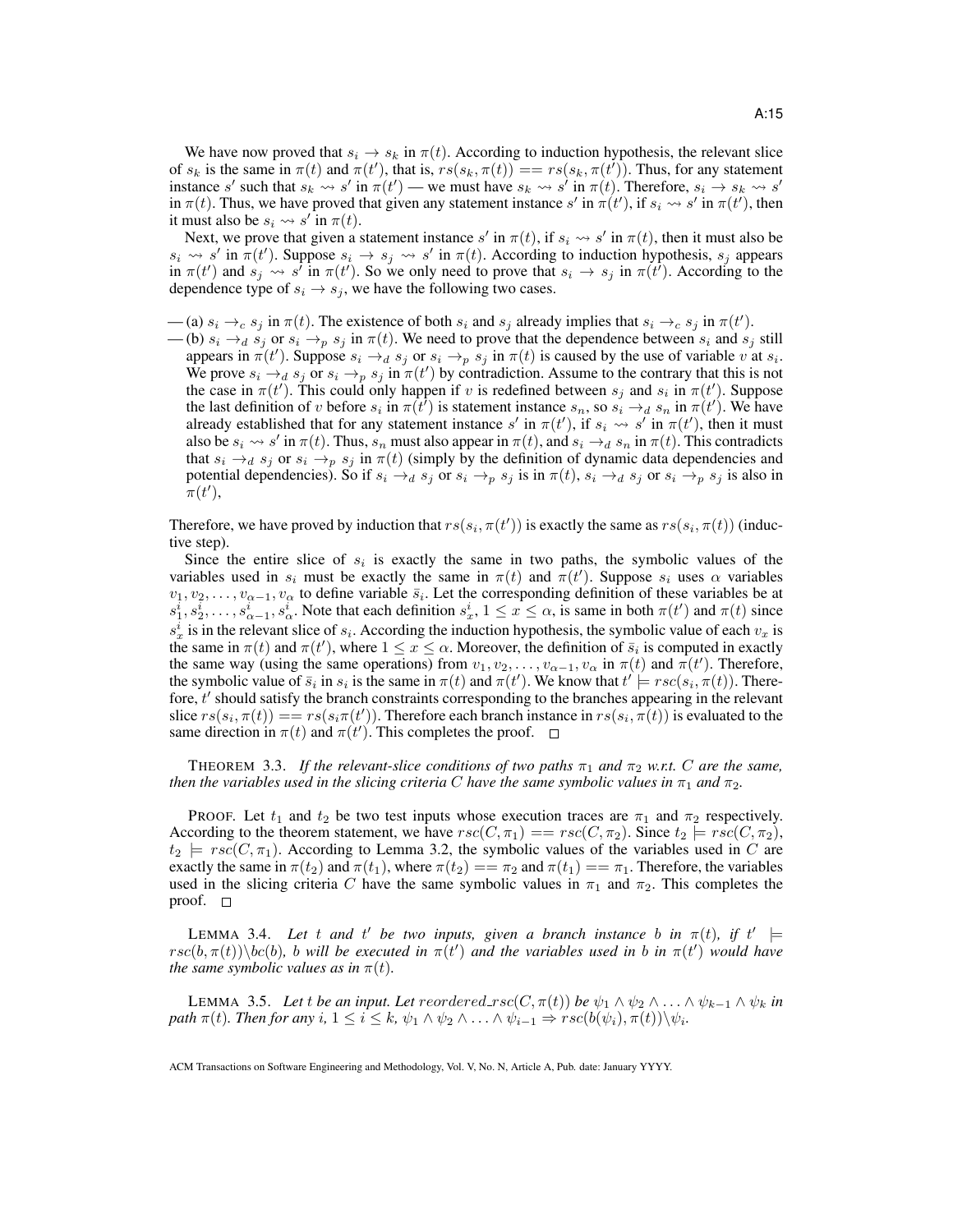We have now proved that $s_i \rightarrow s_k$ in $\pi(t)$. According to induction hypothesis, the relevant slice of $s_k$ is the same in $\pi(t)$ and $\pi(t')$, that is, $rs(s_k, \pi(t)) == rs(s_k, \pi(t'))$. Thus, for any statement instance $s'$ such that $s_k \rightsquigarrow s'$ in $\pi(t')$ — we must have $s_k \rightsquigarrow s'$ in $\pi(t)$. Therefore, $s_i \rightarrow s_k \rightsquigarrow s'$ in $\pi(t)$. Thus, we have proved that given any statement instance $s'$ in $\pi(t')$, if $s_i \rightsquigarrow s'$ in $\pi(t')$, then it must also be $s_i \rightsquigarrow s'$ in $\pi(t)$.

Next, we prove that given a statement instance $s'$ in $\pi(t)$, if $s_i \rightsquigarrow s'$ in $\pi(t)$, then it must also be $s_i \rightsquigarrow s'$ in $\pi(t')$. Suppose $s_i \rightarrow s_j \rightsquigarrow s'$ in $\pi(t)$. According to induction hypothesis, $s_j$ appears in $\pi(t')$ and $s_j \rightsquigarrow s'$ in $\pi(t')$. So we only need to prove that $s_i \rightarrow s_j$ in $\pi(t')$. According to the dependence type of $s_i \rightarrow s_j$, we have the following two cases.

— (a) $s_i \rightarrow_c s_j$ in $\pi(t)$. The existence of both $s_i$ and $s_j$ already implies that $s_i \rightarrow_c s_j$ in $\pi(t')$.
— (b) $s_i \rightarrow_d s_j$ or $s_i \rightarrow_p s_j$ in $\pi(t)$. We need to prove that the dependence between $s_i$ and $s_j$ still appears in $\pi(t')$. Suppose $s_i \rightarrow_d s_j$ or $s_i \rightarrow_p s_j$ in $\pi(t)$ is caused by the use of variable $v$ at $s_i$. We prove $s_i \rightarrow_d s_j$ or $s_i \rightarrow_p s_j$ in $\pi(t')$ by contradiction. Assume to the contrary that this is not the case in $\pi(t')$. This could only happen if $v$ is redefined between $s_j$ and $s_i$ in $\pi(t')$. Suppose the last definition of $v$ before $s_i$ in $\pi(t')$ is statement instance $s_n$, so $s_i \rightarrow_d s_n$ in $\pi(t')$. We have already established that for any statement instance $s'$ in $\pi(t')$, if $s_i \rightsquigarrow s'$ in $\pi(t')$, then it must also be $s_i \rightsquigarrow s'$ in $\pi(t)$. Thus, $s_n$ must also appear in $\pi(t)$, and $s_i \rightarrow_d s_n$ in $\pi(t)$. This contradicts that $s_i \rightarrow_d s_j$ or $s_i \rightarrow_p s_j$ in $\pi(t)$ (simply by the definition of dynamic data dependencies and potential dependencies). So if $s_i \rightarrow_d s_j$ or $s_i \rightarrow_p s_j$ is in $\pi(t)$, $s_i \rightarrow_d s_j$ or $s_i \rightarrow_p s_j$ is also in $\pi(t')$,

Therefore, we have proved by induction that $rs(s_i, \pi(t'))$ is exactly the same as $rs(s_i, \pi(t))$ (inductive step).

Since the entire slice of $s_i$ is exactly the same in two paths, the symbolic values of the variables used in $s_i$ must be exactly the same in $\pi(t)$ and $\pi(t')$. Suppose $s_i$ uses $\alpha$ variables $v_1, v_2, \ldots, v_{\alpha-1}, v_\alpha$ to define variable $\bar{s}_i$. Let the corresponding definition of these variables be at $s^i_1, s^i_2, \ldots, s^i_{\alpha-1}, s^i_\alpha$. Note that each definition $s^i_x$, $1 \leq x \leq \alpha$, is same in both $\pi(t')$ and $\pi(t)$ since $s^i_x$ is in the relevant slice of $s_i$. According the induction hypothesis, the symbolic value of each $v_x$ is the same in $\pi(t)$ and $\pi(t')$, where $1 \leq x \leq \alpha$. Moreover, the definition of $\bar{s}_i$ is computed in exactly the same way (using the same operations) from $v_1, v_2, \ldots, v_{\alpha-1}, v_\alpha$ in $\pi(t)$ and $\pi(t')$. Therefore, the symbolic value of $\bar{s}_i$ in $s_i$ is the same in $\pi(t)$ and $\pi(t')$. We know that $t' \models rsc(s_i, \pi(t))$. Therefore, $t'$ should satisfy the branch constraints corresponding to the branches appearing in the relevant slice $rs(s_i, \pi(t)) == rs(s_i \pi(t'))$. Therefore each branch instance in $rs(s_i, \pi(t))$ is evaluated to the same direction in $\pi(t)$ and $\pi(t')$. This completes the proof. □

THEOREM 3.3. *If the relevant-slice conditions of two paths $\pi_1$ and $\pi_2$ w.r.t. $C$ are the same, then the variables used in the slicing criteria $C$ have the same symbolic values in $\pi_1$ and $\pi_2$.*

PROOF. Let $t_1$ and $t_2$ be two test inputs whose execution traces are $\pi_1$ and $\pi_2$ respectively. According to the theorem statement, we have $rsc(C, \pi_1) == rsc(C, \pi_2)$. Since $t_2 \models rsc(C, \pi_2)$, $t_2 \models rsc(C, \pi_1)$. According to Lemma 3.2, the symbolic values of the variables used in $C$ are exactly the same in $\pi(t_2)$ and $\pi(t_1)$, where $\pi(t_2) == \pi_2$ and $\pi(t_1) == \pi_1$. Therefore, the variables used in the slicing criteria $C$ have the same symbolic values in $\pi_1$ and $\pi_2$. This completes the proof. □

LEMMA 3.4. *Let $t$ and $t'$ be two inputs, given a branch instance $b$ in $\pi(t)$, if $t' \models rsc(b, \pi(t)) \backslash bc(b)$, $b$ will be executed in $\pi(t')$ and the variables used in $b$ in $\pi(t')$ would have the same symbolic values as in $\pi(t)$.*

LEMMA 3.5. *Let $t$ be an input. Let $reordered\_rsc(C, \pi(t))$ be $\psi_1 \wedge \psi_2 \wedge \ldots \wedge \psi_{k-1} \wedge \psi_k$ in path $\pi(t)$. Then for any $i$, $1 \leq i \leq k$, $\psi_1 \wedge \psi_2 \wedge \ldots \wedge \psi_{i-1} \Rightarrow rsc(b(\psi_i), \pi(t)) \backslash \psi_i$.*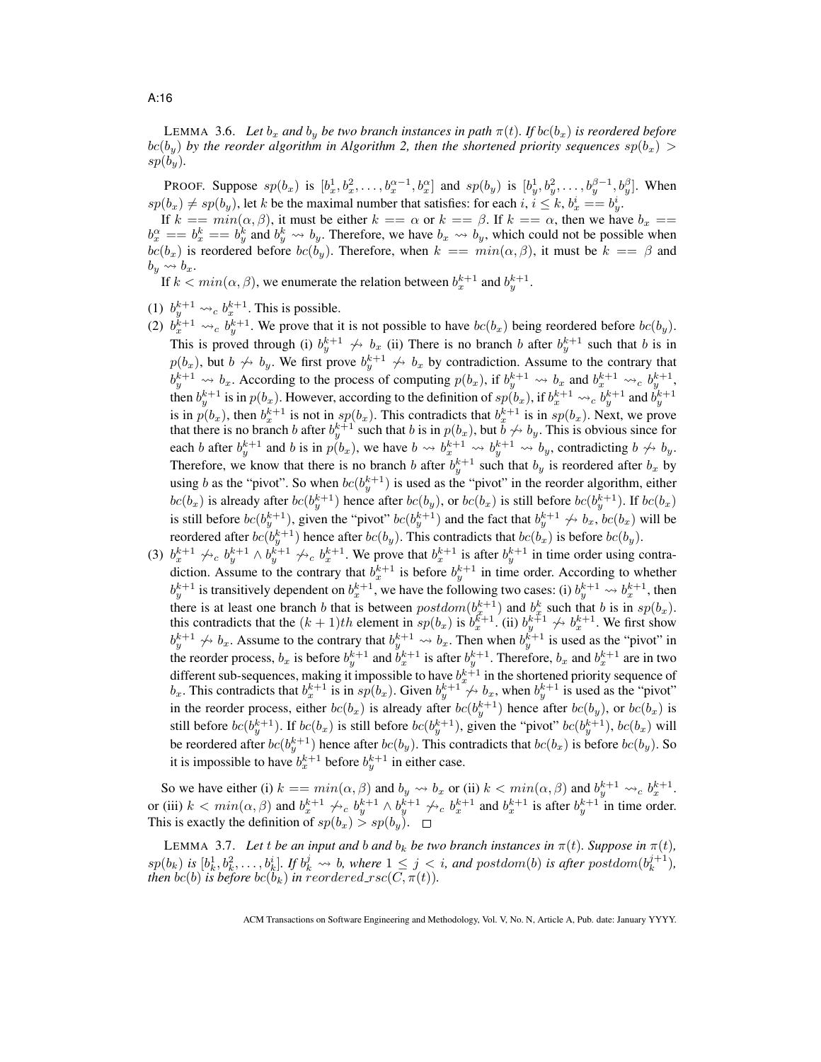LEMMA 3.6. *Let $b_x$ and $b_y$ be two branch instances in path $\pi(t)$. If $bc(b_x)$ is reordered before $bc(b_y)$ by the reorder algorithm in Algorithm 2, then the shortened priority sequences $sp(b_x) > sp(b_y)$.*

PROOF. Suppose $sp(b_x)$ is $[b_x^1, b_x^2, \ldots, b_x^{\alpha-1}, b_x^{\alpha}]$ and $sp(b_y)$ is $[b_y^1, b_y^2, \ldots, b_y^{\beta-1}, b_y^{\beta}]$. When $sp(b_x) \neq sp(b_y)$, let $k$ be the maximal number that satisfies: for each $i$, $i \leq k$, $b_x^i == b_y^i$.

If $k == min(\alpha, \beta)$, it must be either $k == \alpha$ or $k == \beta$. If $k == \alpha$, then we have $b_x == b_x^{\alpha} == b_x^k == b_y^k$ and $b_y^k \rightsquigarrow b_y$. Therefore, we have $b_x \rightsquigarrow b_y$, which could not be possible when $bc(b_x)$ is reordered before $bc(b_y)$. Therefore, when $k == min(\alpha, \beta)$, it must be $k == \beta$ and $b_y \rightsquigarrow b_x$.

If $k < min(\alpha, \beta)$, we enumerate the relation between $b_x^{k+1}$ and $b_y^{k+1}$.

(1) $b_y^{k+1} \rightsquigarrow_c b_x^{k+1}$. This is possible.

(2) $b_x^{k+1} \rightsquigarrow_c b_y^{k+1}$. We prove that it is not possible to have $bc(b_x)$ being reordered before $bc(b_y)$. This is proved through (i) $b_y^{k+1} \not\rightsquigarrow b_x$ (ii) There is no branch $b$ after $b_y^{k+1}$ such that $b$ is in $p(b_x)$, but $b \not\rightsquigarrow b_y$. We first prove $b_y^{k+1} \not\rightsquigarrow b_x$ by contradiction. Assume to the contrary that $b_y^{k+1} \rightsquigarrow b_x$. According to the process of computing $p(b_x)$, if $b_y^{k+1} \rightsquigarrow b_x$ and $b_x^{k+1} \rightsquigarrow_c b_y^{k+1}$, then $b_y^{k+1}$ is in $p(b_x)$. However, according to the definition of $sp(b_x)$, if $b_x^{k+1} \rightsquigarrow_c b_y^{k+1}$ and $b_y^{k+1}$ is in $p(b_x)$, then $b_x^{k+1}$ is not in $sp(b_x)$. This contradicts that $b_x^{k+1}$ is in $sp(b_x)$. Next, we prove that there is no branch $b$ after $b_y^{k+1}$ such that $b$ is in $p(b_x)$, but $b \not\rightsquigarrow b_y$. This is obvious since for each $b$ after $b_y^{k+1}$ and $b$ is in $p(b_x)$, we have $b \rightsquigarrow b_x^{k+1} \rightsquigarrow b_y^{k+1} \rightsquigarrow b_y$, contradicting $b \not\rightsquigarrow b_y$. Therefore, we know that there is no branch $b$ after $b_y^{k+1}$ such that $b_y$ is reordered after $b_x$ by using $b$ as the "pivot". So when $bc(b_y^{k+1})$ is used as the "pivot" in the reorder algorithm, either $bc(b_x)$ is already after $bc(b_y^{k+1})$ hence after $bc(b_y)$, or $bc(b_x)$ is still before $bc(b_y^{k+1})$. If $bc(b_x)$ is still before $bc(b_y^{k+1})$, given the "pivot" $bc(b_y^{k+1})$ and the fact that $b_y^{k+1} \not\rightsquigarrow b_x$, $bc(b_x)$ will be reordered after $bc(b_y^{k+1})$ hence after $bc(b_y)$. This contradicts that $bc(b_x)$ is before $bc(b_y)$.

(3) $b_x^{k+1} \not\rightsquigarrow_c b_y^{k+1} \wedge b_y^{k+1} \not\rightsquigarrow_c b_x^{k+1}$. We prove that $b_x^{k+1}$ is after $b_y^{k+1}$ in time order using contradiction. Assume to the contrary that $b_x^{k+1}$ is before $b_y^{k+1}$ in time order. According to whether $b_y^{k+1}$ is transitively dependent on $b_x^{k+1}$, we have the following two cases: (i) $b_y^{k+1} \rightsquigarrow b_x^{k+1}$, then there is at least one branch $b$ that is between $postdom(b_x^{k+1})$ and $b_x^k$ such that $b$ is in $sp(b_x)$. this contradicts that the $(k+1)th$ element in $sp(b_x)$ is $b_x^{k+1}$. (ii) $b_y^{k+1} \not\rightsquigarrow b_x^{k+1}$. We first show $b_y^{k+1} \not\rightsquigarrow b_x$. Assume to the contrary that $b_y^{k+1} \rightsquigarrow b_x$. Then when $b_y^{k+1}$ is used as the "pivot" in the reorder process, $b_x$ is before $b_y^{k+1}$ and $b_x^{k+1}$ is after $b_y^{k+1}$. Therefore, $b_x$ and $b_x^{k+1}$ are in two different sub-sequences, making it impossible to have $b_x^{k+1}$ in the shortened priority sequence of $b_x$. This contradicts that $b_x^{k+1}$ is in $sp(b_x)$. Given $b_y^{k+1} \not\rightsquigarrow b_x$, when $b_y^{k+1}$ is used as the "pivot" in the reorder process, either $bc(b_x)$ is already after $bc(b_y^{k+1})$ hence after $bc(b_y)$, or $bc(b_x)$ is still before $bc(b_y^{k+1})$. If $bc(b_x)$ is still before $bc(b_y^{k+1})$, given the "pivot" $bc(b_y^{k+1})$, $bc(b_x)$ will be reordered after $bc(b_y^{k+1})$ hence after $bc(b_y)$. This contradicts that $bc(b_x)$ is before $bc(b_y)$. So it is impossible to have $b_x^{k+1}$ before $b_y^{k+1}$ in either case.

So we have either (i) $k == min(\alpha, \beta)$ and $b_y \rightsquigarrow b_x$ or (ii) $k < min(\alpha, \beta)$ and $b_y^{k+1} \rightsquigarrow_c b_x^{k+1}$. or (iii) $k < min(\alpha, \beta)$ and $b_x^{k+1} \not\rightsquigarrow_c b_y^{k+1} \wedge b_y^{k+1} \not\rightsquigarrow_c b_x^{k+1}$ and $b_x^{k+1}$ is after $b_y^{k+1}$ in time order. This is exactly the definition of $sp(b_x) > sp(b_y)$. □

LEMMA 3.7. *Let $t$ be an input and $b$ and $b_k$ be two branch instances in $\pi(t)$. Suppose in $\pi(t)$, $sp(b_k)$ is $[b_k^1, b_k^2, \ldots, b_k^i]$. If $b_k^j \rightsquigarrow b$, where $1 \leq j < i$, and $postdom(b)$ is after $postdom(b_k^{j+1})$, then $bc(b)$ is before $bc(b_k)$ in $reordered\_rsc(C, \pi(t))$.*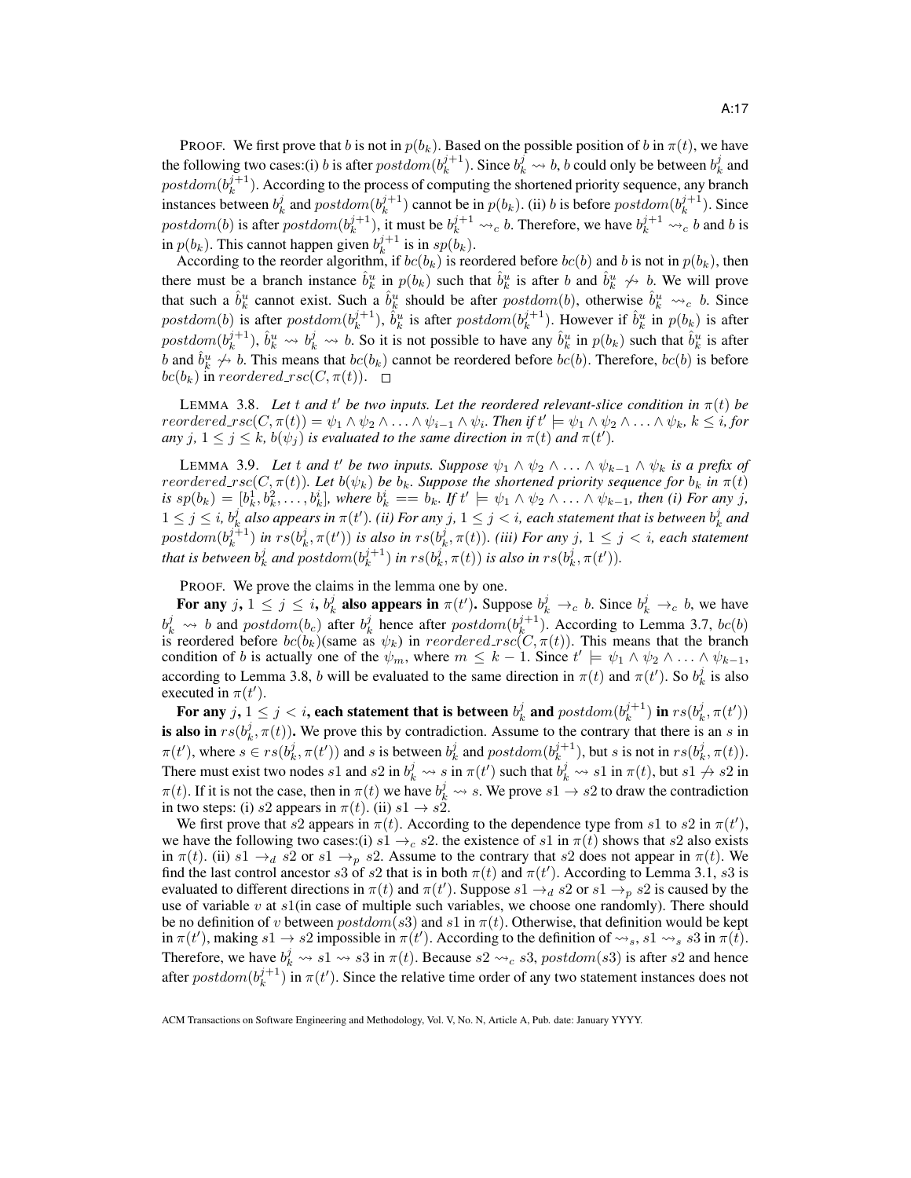PROOF. We first prove that $b$ is not in $p(b_k)$. Based on the possible position of $b$ in $\pi(t)$, we have the following two cases:(i) $b$ is after $postdom(b_k^{j+1})$. Since $b_k^j \rightsquigarrow b$, $b$ could only be between $b_k^j$ and $postdom(b_k^{j+1})$. According to the process of computing the shortened priority sequence, any branch instances between $b_k^j$ and $postdom(b_k^{j+1})$ cannot be in $p(b_k)$. (ii) $b$ is before $postdom(b_k^{j+1})$. Since $postdom(b)$ is after $postdom(b_k^{j+1})$, it must be $b_k^{j+1} \rightsquigarrow_c b$. Therefore, we have $b_k^{j+1} \rightsquigarrow_c b$ and $b$ is in $p(b_k)$. This cannot happen given $b_k^{j+1}$ is in $sp(b_k)$.

According to the reorder algorithm, if $bc(b_k)$ is reordered before $bc(b)$ and $b$ is not in $p(b_k)$, then there must be a branch instance $\hat{b}_k^u$ in $p(b_k)$ such that $\hat{b}_k^u$ is after $b$ and $\hat{b}_k^u \not\rightsquigarrow b$. We will prove that such a $\hat{b}_k^u$ cannot exist. Such a $\hat{b}_k^u$ should be after $postdom(b)$, otherwise $\hat{b}_k^u \rightsquigarrow_c b$. Since $postdom(b)$ is after $postdom(b_k^{j+1})$, $\hat{b}_k^u$ is after $postdom(b_k^{j+1})$. However if $\hat{b}_k^u$ in $p(b_k)$ is after $postdom(b_k^{j+1})$, $\hat{b}_k^u \rightsquigarrow b_k^j \rightsquigarrow b$. So it is not possible to have any $\hat{b}_k^u$ in $p(b_k)$ such that $\hat{b}_k^u$ is after $b$ and $\hat{b}_k^u \not\rightsquigarrow b$. This means that $bc(b_k)$ cannot be reordered before $bc(b)$. Therefore, $bc(b)$ is before $bc(b_k)$ in $reordered\_rsc(C, \pi(t))$. □

LEMMA 3.8. *Let $t$ and $t'$ be two inputs. Let the reordered relevant-slice condition in $\pi(t)$ be $reordered\_rsc(C, \pi(t)) = \psi_1 \wedge \psi_2 \wedge \ldots \wedge \psi_{i-1} \wedge \psi_i$. Then if $t' \models \psi_1 \wedge \psi_2 \wedge \ldots \wedge \psi_k$, $k \leq i$, for any $j$, $1 \leq j \leq k$, $b(\psi_j)$ is evaluated to the same direction in $\pi(t)$ and $\pi(t')$.*

LEMMA 3.9. *Let $t$ and $t'$ be two inputs. Suppose $\psi_1 \wedge \psi_2 \wedge \ldots \wedge \psi_{k-1} \wedge \psi_k$ is a prefix of $reordered\_rsc(C, \pi(t))$. Let $b(\psi_k)$ be $b_k$. Suppose the shortened priority sequence for $b_k$ in $\pi(t)$ is $sp(b_k) = [b_k^1, b_k^2, \ldots, b_k^i]$, where $b_k^i == b_k$. If $t' \models \psi_1 \wedge \psi_2 \wedge \ldots \wedge \psi_{k-1}$, then (i) For any $j$, $1 \leq j \leq i$, $b_k^j$ also appears in $\pi(t')$. (ii) For any $j$, $1 \leq j < i$, each statement that is between $b_k^j$ and $postdom(b_k^{j+1})$ in $rs(b_k^j, \pi(t'))$ is also in $rs(b_k^j, \pi(t))$. (iii) For any $j$, $1 \leq j < i$, each statement that is between $b_k^j$ and $postdom(b_k^{j+1})$ in $rs(b_k^j, \pi(t))$ is also in $rs(b_k^j, \pi(t'))$.*

PROOF. We prove the claims in the lemma one by one.

**For any $j$, $1 \leq j \leq i$, $b_k^j$ also appears in $\pi(t')$.** Suppose $b_k^j \rightarrow_c b$. Since $b_k^j \rightarrow_c b$, we have $b_k^j \rightsquigarrow b$ and $postdom(b_c)$ after $b_k^j$ hence after $postdom(b_k^{j+1})$. According to Lemma 3.7, $bc(b)$ is reordered before $bc(b_k)$(same as $\psi_k$) in $reordered\_rsc(C, \pi(t))$. This means that the branch condition of $b$ is actually one of the $\psi_m$, where $m \leq k-1$. Since $t' \models \psi_1 \wedge \psi_2 \wedge \ldots \wedge \psi_{k-1}$, according to Lemma 3.8, $b$ will be evaluated to the same direction in $\pi(t)$ and $\pi(t')$. So $b_k^j$ is also executed in $\pi(t')$.

**For any $j$, $1 \leq j < i$, each statement that is between $b_k^j$ and $postdom(b_k^{j+1})$ in $rs(b_k^j, \pi(t'))$ is also in $rs(b_k^j, \pi(t))$.** We prove this by contradiction. Assume to the contrary that there is an $s$ in $\pi(t')$, where $s \in rs(b_k^j, \pi(t'))$ and $s$ is between $b_k^j$ and $postdom(b_k^{j+1})$, but $s$ is not in $rs(b_k^j, \pi(t))$. There must exist two nodes $s1$ and $s2$ in $b_k^j \rightsquigarrow s$ in $\pi(t')$ such that $b_k^j \rightsquigarrow s1$ in $\pi(t)$, but $s1 \not\rightarrow s2$ in $\pi(t)$. If it is not the case, then in $\pi(t)$ we have $b_k^j \rightsquigarrow s$. We prove $s1 \rightarrow s2$ to draw the contradiction in two steps: (i) $s2$ appears in $\pi(t)$. (ii) $s1 \rightarrow s2$.

We first prove that $s2$ appears in $\pi(t)$. According to the dependence type from $s1$ to $s2$ in $\pi(t')$, we have the following two cases:(i) $s1 \rightarrow_c s2$. the existence of $s1$ in $\pi(t)$ shows that $s2$ also exists in $\pi(t)$. (ii) $s1 \rightarrow_d s2$ or $s1 \rightarrow_p s2$. Assume to the contrary that $s2$ does not appear in $\pi(t)$. We find the last control ancestor $s3$ of $s2$ that is in both $\pi(t)$ and $\pi(t')$. According to Lemma 3.1, $s3$ is evaluated to different directions in $\pi(t)$ and $\pi(t')$. Suppose $s1 \rightarrow_d s2$ or $s1 \rightarrow_p s2$ is caused by the use of variable $v$ at $s1$(in case of multiple such variables, we choose one randomly). There should be no definition of $v$ between $postdom(s3)$ and $s1$ in $\pi(t)$. Otherwise, that definition would be kept in $\pi(t')$, making $s1 \rightarrow s2$ impossible in $\pi(t')$. According to the definition of $\rightsquigarrow_s$, $s1 \rightsquigarrow_s s3$ in $\pi(t)$. Therefore, we have $b_k^j \rightsquigarrow s1 \rightsquigarrow s3$ in $\pi(t)$. Because $s2 \rightsquigarrow_c s3$, $postdom(s3)$ is after $s2$ and hence after $postdom(b_k^{j+1})$ in $\pi(t')$. Since the relative time order of any two statement instances does not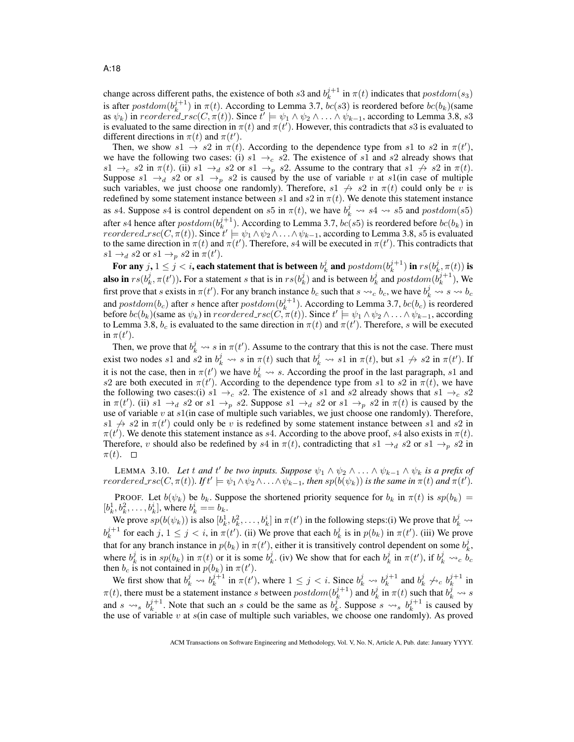change across different paths, the existence of both $s3$ and $b_k^{j+1}$ in $\pi(t)$ indicates that $postdom(s_3)$ is after $postdom(b_k^{j+1})$ in $\pi(t)$. According to Lemma 3.7, $bc(s3)$ is reordered before $bc(b_k)$(same as $\psi_k$) in $reordered\_rsc(C, \pi(t))$. Since $t' \models \psi_1 \wedge \psi_2 \wedge \ldots \wedge \psi_{k-1}$, according to Lemma 3.8, $s3$ is evaluated to the same direction in $\pi(t)$ and $\pi(t')$. However, this contradicts that $s3$ is evaluated to different directions in $\pi(t)$ and $\pi(t')$.

Then, we show $s1 \rightarrow s2$ in $\pi(t)$. According to the dependence type from $s1$ to $s2$ in $\pi(t')$, we have the following two cases: (i) $s1 \rightarrow_c s2$. The existence of $s1$ and $s2$ already shows that $s1 \rightarrow_c s2$ in $\pi(t)$. (ii) $s1 \rightarrow_d s2$ or $s1 \rightarrow_p s2$. Assume to the contrary that $s1 \not\rightarrow s2$ in $\pi(t)$. Suppose $s1 \rightarrow_d s2$ or $s1 \rightarrow_p s2$ is caused by the use of variable $v$ at $s1$(in case of multiple such variables, we just choose one randomly). Therefore, $s1 \not\rightarrow s2$ in $\pi(t)$ could only be $v$ is redefined by some statement instance between $s1$ and $s2$ in $\pi(t)$. We denote this statement instance as $s4$. Suppose $s4$ is control dependent on $s5$ in $\pi(t)$, we have $b_k^j \rightsquigarrow s4 \rightsquigarrow s5$ and $postdom(s5)$ after $s4$ hence after $postdom(b_k^{j+1})$. According to Lemma 3.7, $bc(s5)$ is reordered before $bc(b_k)$ in $reordered\_rsc(C, \pi(t))$. Since $t' \models \psi_1 \wedge \psi_2 \wedge \ldots \wedge \psi_{k-1}$, according to Lemma 3.8, $s5$ is evaluated to the same direction in $\pi(t)$ and $\pi(t')$. Therefore, $s4$ will be executed in $\pi(t')$. This contradicts that $s1 \rightarrow_d s2$ or $s1 \rightarrow_p s2$ in $\pi(t')$.

**For any $j$, $1 \leq j < i$, each statement that is between $b_k^j$ and $postdom(b_k^{j+1})$ in $rs(b_k^j, \pi(t))$ is also in $rs(b_k^j, \pi(t'))$.** For a statement $s$ that is in $rs(b_k^j)$ and is between $b_k^j$ and $postdom(b_k^{j+1})$, We first prove that $s$ exists in $\pi(t')$. For any branch instance $b_c$ such that $s \rightsquigarrow_c b_c$, we have $b_k^j \rightsquigarrow s \rightsquigarrow b_c$ and $postdom(b_c)$ after $s$ hence after $postdom(b_k^{j+1})$. According to Lemma 3.7, $bc(b_c)$ is reordered before $bc(b_k)$(same as $\psi_k$) in $reordered\_rsc(C, \pi(t))$. Since $t' \models \psi_1 \wedge \psi_2 \wedge \ldots \wedge \psi_{k-1}$, according to Lemma 3.8, $b_c$ is evaluated to the same direction in $\pi(t)$ and $\pi(t')$. Therefore, $s$ will be executed in $\pi(t')$.

Then, we prove that $b_k^j \rightsquigarrow s$ in $\pi(t')$. Assume to the contrary that this is not the case. There must exist two nodes $s1$ and $s2$ in $b_k^j \rightsquigarrow s$ in $\pi(t)$ such that $b_k^j \rightsquigarrow s1$ in $\pi(t)$, but $s1 \not\rightarrow s2$ in $\pi(t')$. If it is not the case, then in $\pi(t')$ we have $b_k^j \rightsquigarrow s$. According the proof in the last paragraph, $s1$ and $s2$ are both executed in $\pi(t')$. According to the dependence type from $s1$ to $s2$ in $\pi(t)$, we have the following two cases:(i) $s1 \rightarrow_c s2$. The existence of $s1$ and $s2$ already shows that $s1 \rightarrow_c s2$ in $\pi(t')$. (ii) $s1 \rightarrow_d s2$ or $s1 \rightarrow_p s2$. Suppose $s1 \rightarrow_d s2$ or $s1 \rightarrow_p s2$ in $\pi(t)$ is caused by the use of variable $v$ at $s1$(in case of multiple such variables, we just choose one randomly). Therefore, $s1 \not\rightarrow s2$ in $\pi(t')$ could only be $v$ is redefined by some statement instance between $s1$ and $s2$ in $\pi(t')$. We denote this statement instance as $s4$. According to the above proof, $s4$ also exists in $\pi(t)$. Therefore, $v$ should also be redefined by $s4$ in $\pi(t)$, contradicting that $s1 \rightarrow_d s2$ or $s1 \rightarrow_p s2$ in $\pi(t)$. $\square$

LEMMA 3.10. *Let $t$ and $t'$ be two inputs. Suppose $\psi_1 \wedge \psi_2 \wedge \ldots \wedge \psi_{k-1} \wedge \psi_k$ is a prefix of $reordered\_rsc(C, \pi(t))$. If $t' \models \psi_1 \wedge \psi_2 \wedge \ldots \wedge \psi_{k-1}$, then $sp(b(\psi_k))$ is the same in $\pi(t)$ and $\pi(t')$.*

PROOF. Let $b(\psi_k)$ be $b_k$. Suppose the shortened priority sequence for $b_k$ in $\pi(t)$ is $sp(b_k) = [b_k^1, b_k^2, \ldots, b_k^i]$, where $b_k^i == b_k$.

We prove $sp(b(\psi_k))$ is also $[b_k^1, b_k^2, \ldots, b_k^i]$ in $\pi(t')$ in the following steps:(i) We prove that $b_k^j \rightsquigarrow b_k^{j+1}$ for each $j$, $1 \leq j < i$, in $\pi(t')$. (ii) We prove that each $b_k^j$ is in $p(b_k)$ in $\pi(t')$. (iii) We prove that for any branch instance in $p(b_k)$ in $\pi(t')$, either it is transitively control dependent on some $b_k^j$, where $b_k^j$ is in $sp(b_k)$ in $\pi(t)$ or it is some $b_k^j$. (iv) We show that for each $b_k^j$ in $\pi(t')$, if $b_k^j \rightsquigarrow_c b_c$ then $b_c$ is not contained in $p(b_k)$ in $\pi(t')$.

We first show that $b_k^j \rightsquigarrow b_k^{j+1}$ in $\pi(t')$, where $1 \leq j < i$. Since $b_k^j \rightsquigarrow b_k^{j+1}$ and $b_k^j \not\rightsquigarrow_c b_k^{j+1}$ in $\pi(t)$, there must be a statement instance $s$ between $postdom(b_k^{j+1})$ and $b_k^j$ in $\pi(t)$ such that $b_k^j \rightsquigarrow s$ and $s \rightsquigarrow_s b_k^{j+1}$. Note that such an $s$ could be the same as $b_k^j$. Suppose $s \rightsquigarrow_s b_k^{j+1}$ is caused by the use of variable $v$ at $s$(in case of multiple such variables, we choose one randomly). As proved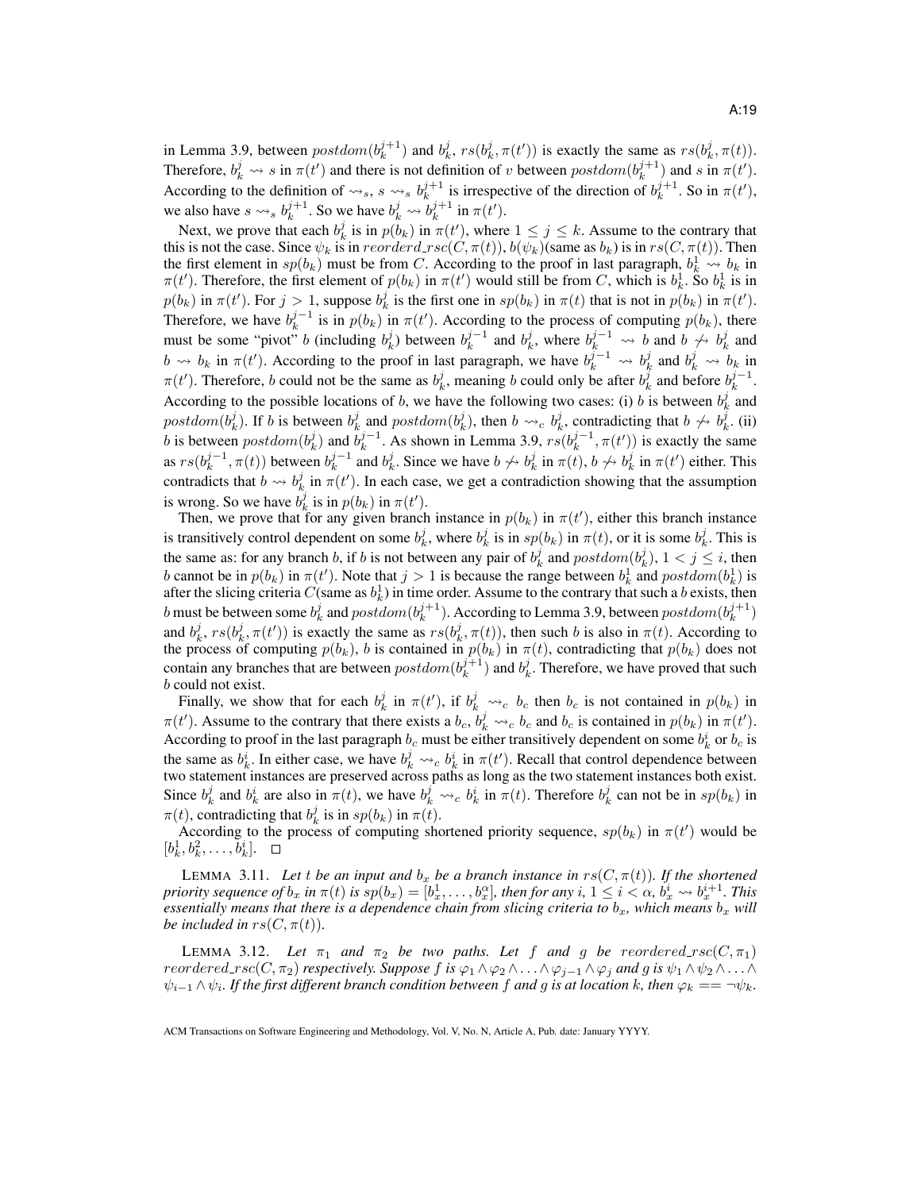in Lemma 3.9, between $postdom(b_k^{j+1})$ and $b_k^j$, $rs(b_k^j, \pi(t'))$ is exactly the same as $rs(b_k^j, \pi(t))$. Therefore, $b_k^j \rightsquigarrow s$ in $\pi(t')$ and there is not definition of $v$ between $postdom(b_k^{j+1})$ and $s$ in $\pi(t')$. According to the definition of $\rightsquigarrow_s$, $s \rightsquigarrow_s b_k^{j+1}$ is irrespective of the direction of $b_k^{j+1}$. So in $\pi(t')$, we also have $s \rightsquigarrow_s b_k^{j+1}$. So we have $b_k^j \rightsquigarrow b_k^{j+1}$ in $\pi(t')$.

Next, we prove that each $b_k^j$ is in $p(b_k)$ in $\pi(t')$, where $1 \leq j \leq k$. Assume to the contrary that this is not the case. Since $\psi_k$ is in $reorderd\_rsc(C, \pi(t))$, $b(\psi_k)$(same as $b_k$) is in $rs(C, \pi(t))$. Then the first element in $sp(b_k)$ must be from $C$. According to the proof in last paragraph, $b_k^1 \rightsquigarrow b_k$ in $\pi(t')$. Therefore, the first element of $p(b_k)$ in $\pi(t')$ would still be from $C$, which is $b_k^1$. So $b_k^1$ is in $p(b_k)$ in $\pi(t')$. For $j > 1$, suppose $b_k^j$ is the first one in $sp(b_k)$ in $\pi(t)$ that is not in $p(b_k)$ in $\pi(t')$. Therefore, we have $b_k^{j-1}$ is in $p(b_k)$ in $\pi(t')$. According to the process of computing $p(b_k)$, there must be some "pivot" $b$ (including $b_k^j$) between $b_k^{j-1}$ and $b_k^j$, where $b_k^{j-1} \rightsquigarrow b$ and $b \not\rightsquigarrow b_k^j$ and $b \rightsquigarrow b_k$ in $\pi(t')$. According to the proof in last paragraph, we have $b_k^{j-1} \rightsquigarrow b_k^j$ and $b_k^j \rightsquigarrow b_k$ in $\pi(t')$. Therefore, $b$ could not be the same as $b_k^j$, meaning $b$ could only be after $b_k^j$ and before $b_k^{j-1}$. According to the possible locations of $b$, we have the following two cases: (i) $b$ is between $b_k^j$ and $postdom(b_k^j)$. If $b$ is between $b_k^j$ and $postdom(b_k^j)$, then $b \rightsquigarrow_c b_k^j$, contradicting that $b \not\rightsquigarrow b_k^j$. (ii) $b$ is between $postdom(b_k^j)$ and $b_k^{j-1}$. As shown in Lemma 3.9, $rs(b_k^{j-1}, \pi(t'))$ is exactly the same as $rs(b_k^{j-1}, \pi(t))$ between $b_k^{j-1}$ and $b_k^j$. Since we have $b \not\rightsquigarrow b_k^j$ in $\pi(t)$, $b \not\rightsquigarrow b_k^j$ in $\pi(t')$ either. This contradicts that $b \rightsquigarrow b_k^j$ in $\pi(t')$. In each case, we get a contradiction showing that the assumption is wrong. So we have $b_k^j$ is in $p(b_k)$ in $\pi(t')$.

Then, we prove that for any given branch instance in $p(b_k)$ in $\pi(t')$, either this branch instance is transitively control dependent on some $b_k^j$, where $b_k^j$ is in $sp(b_k)$ in $\pi(t)$, or it is some $b_k^j$. This is the same as: for any branch $b$, if $b$ is not between any pair of $b_k^j$ and $postdom(b_k^j)$, $1 < j \leq i$, then $b$ cannot be in $p(b_k)$ in $\pi(t')$. Note that $j > 1$ is because the range between $b_k^1$ and $postdom(b_k^1)$ is after the slicing criteria $C$(same as $b_k^1$) in time order. Assume to the contrary that such a $b$ exists, then $b$ must be between some $b_k^j$ and $postdom(b_k^{j+1})$. According to Lemma 3.9, between $postdom(b_k^{j+1})$ and $b_k^j$, $rs(b_k^j, \pi(t'))$ is exactly the same as $rs(b_k^j, \pi(t))$, then such $b$ is also in $\pi(t)$. According to the process of computing $p(b_k)$, $b$ is contained in $p(b_k)$ in $\pi(t)$, contradicting that $p(b_k)$ does not contain any branches that are between $postdom(b_k^{j+1})$ and $b_k^j$. Therefore, we have proved that such $b$ could not exist.

Finally, we show that for each $b_k^j$ in $\pi(t')$, if $b_k^j \rightsquigarrow_c b_c$ then $b_c$ is not contained in $p(b_k)$ in $\pi(t')$. Assume to the contrary that there exists a $b_c$, $b_k^j \rightsquigarrow_c b_c$ and $b_c$ is contained in $p(b_k)$ in $\pi(t')$. According to proof in the last paragraph $b_c$ must be either transitively dependent on some $b_k^i$ or $b_c$ is the same as $b_k^i$. In either case, we have $b_k^j \rightsquigarrow_c b_k^i$ in $\pi(t')$. Recall that control dependence between two statement instances are preserved across paths as long as the two statement instances both exist. Since $b_k^j$ and $b_k^i$ are also in $\pi(t)$, we have $b_k^j \rightsquigarrow_c b_k^i$ in $\pi(t)$. Therefore $b_k^j$ can not be in $sp(b_k)$ in $\pi(t)$, contradicting that $b_k^j$ is in $sp(b_k)$ in $\pi(t)$.

According to the process of computing shortened priority sequence, $sp(b_k)$ in $\pi(t')$ would be $[b_k^1, b_k^2, \ldots, b_k^i]$. □

LEMMA 3.11. *Let $t$ be an input and $b_x$ be a branch instance in $rs(C, \pi(t))$. If the shortened priority sequence of $b_x$ in $\pi(t)$ is $sp(b_x) = [b_x^1, \ldots, b_x^\alpha]$, then for any $i$, $1 \leq i < \alpha$, $b_x^i \rightsquigarrow b_x^{i+1}$. This essentially means that there is a dependence chain from slicing criteria to $b_x$, which means $b_x$ will be included in $rs(C, \pi(t))$.*

LEMMA 3.12. *Let $\pi_1$ and $\pi_2$ be two paths. Let $f$ and $g$ be $reordered\_rsc(C, \pi_1)$ $reordered\_rsc(C, \pi_2)$ respectively. Suppose $f$ is $\varphi_1 \wedge \varphi_2 \wedge \ldots \wedge \varphi_{j-1} \wedge \varphi_j$ and $g$ is $\psi_1 \wedge \psi_2 \wedge \ldots \wedge \psi_{i-1} \wedge \psi_i$. If the first different branch condition between $f$ and $g$ is at location $k$, then $\varphi_k == \neg\psi_k$.*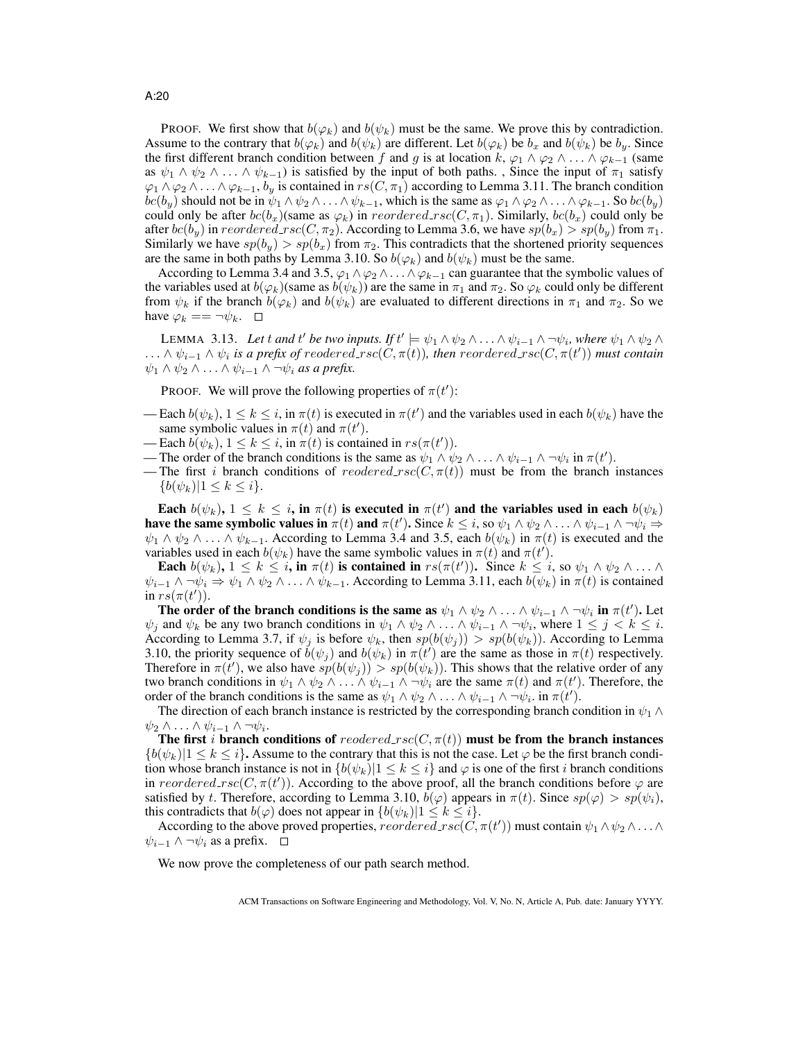PROOF. We first show that $b(\varphi_k)$ and $b(\psi_k)$ must be the same. We prove this by contradiction. Assume to the contrary that $b(\varphi_k)$ and $b(\psi_k)$ are different. Let $b(\varphi_k)$ be $b_x$ and $b(\psi_k)$ be $b_y$. Since the first different branch condition between $f$ and $g$ is at location $k$, $\varphi_1 \wedge \varphi_2 \wedge \ldots \wedge \varphi_{k-1}$ (same as $\psi_1 \wedge \psi_2 \wedge \ldots \wedge \psi_{k-1}$) is satisfied by the input of both paths. , Since the input of $\pi_1$ satisfy $\varphi_1 \wedge \varphi_2 \wedge \ldots \wedge \varphi_{k-1}$, $b_y$ is contained in $rs(C, \pi_1)$ according to Lemma 3.11. The branch condition $bc(b_y)$ should not be in $\psi_1 \wedge \psi_2 \wedge \ldots \wedge \psi_{k-1}$, which is the same as $\varphi_1 \wedge \varphi_2 \wedge \ldots \wedge \varphi_{k-1}$. So $bc(b_y)$ could only be after $bc(b_x)$(same as $\varphi_k$) in $reordered\_rsc(C, \pi_1)$. Similarly, $bc(b_x)$ could only be after $bc(b_y)$ in $reordered\_rsc(C, \pi_2)$. According to Lemma 3.6, we have $sp(b_x) > sp(b_y)$ from $\pi_1$. Similarly we have $sp(b_y) > sp(b_x)$ from $\pi_2$. This contradicts that the shortened priority sequences are the same in both paths by Lemma 3.10. So $b(\varphi_k)$ and $b(\psi_k)$ must be the same.

According to Lemma 3.4 and 3.5, $\varphi_1 \wedge \varphi_2 \wedge \ldots \wedge \varphi_{k-1}$ can guarantee that the symbolic values of the variables used at $b(\varphi_k)$(same as $b(\psi_k)$) are the same in $\pi_1$ and $\pi_2$. So $\varphi_k$ could only be different from $\psi_k$ if the branch $b(\varphi_k)$ and $b(\psi_k)$ are evaluated to different directions in $\pi_1$ and $\pi_2$. So we have $\varphi_k == \neg\psi_k$. □

LEMMA 3.13. *Let $t$ and $t'$ be two inputs. If $t' \models \psi_1 \wedge \psi_2 \wedge \ldots \wedge \psi_{i-1} \wedge \neg\psi_i$, where $\psi_1 \wedge \psi_2 \wedge \ldots \wedge \psi_{i-1} \wedge \psi_i$ is a prefix of $reordered\_rsc(C, \pi(t))$, then $reordered\_rsc(C, \pi(t'))$ must contain $\psi_1 \wedge \psi_2 \wedge \ldots \wedge \psi_{i-1} \wedge \neg\psi_i$ as a prefix.*

PROOF. We will prove the following properties of $\pi(t')$:

— Each $b(\psi_k)$, $1 \le k \le i$, in $\pi(t)$ is executed in $\pi(t')$ and the variables used in each $b(\psi_k)$ have the same symbolic values in $\pi(t)$ and $\pi(t')$.
— Each $b(\psi_k)$, $1 \le k \le i$, in $\pi(t)$ is contained in $rs(\pi(t'))$.
— The order of the branch conditions is the same as $\psi_1 \wedge \psi_2 \wedge \ldots \wedge \psi_{i-1} \wedge \neg\psi_i$ in $\pi(t')$.
— The first $i$ branch conditions of $reodered\_rsc(C, \pi(t))$ must be from the branch instances $\{b(\psi_k) | 1 \le k \le i\}$.

**Each $b(\psi_k)$, $1 \le k \le i$, in $\pi(t)$ is executed in $\pi(t')$ and the variables used in each $b(\psi_k)$ have the same symbolic values in $\pi(t)$ and $\pi(t')$.** Since $k \le i$, so $\psi_1 \wedge \psi_2 \wedge \ldots \wedge \psi_{i-1} \wedge \neg\psi_i \Rightarrow \psi_1 \wedge \psi_2 \wedge \ldots \wedge \psi_{k-1}$. According to Lemma 3.4 and 3.5, each $b(\psi_k)$ in $\pi(t)$ is executed and the variables used in each $b(\psi_k)$ have the same symbolic values in $\pi(t)$ and $\pi(t')$.

**Each $b(\psi_k)$, $1 \le k \le i$, in $\pi(t)$ is contained in $rs(\pi(t'))$.** Since $k \le i$, so $\psi_1 \wedge \psi_2 \wedge \ldots \wedge \psi_{i-1} \wedge \neg\psi_i \Rightarrow \psi_1 \wedge \psi_2 \wedge \ldots \wedge \psi_{k-1}$. According to Lemma 3.11, each $b(\psi_k)$ in $\pi(t)$ is contained in $rs(\pi(t'))$.

**The order of the branch conditions is the same as $\psi_1 \wedge \psi_2 \wedge \ldots \wedge \psi_{i-1} \wedge \neg\psi_i$ in $\pi(t')$.** Let $\psi_j$ and $\psi_k$ be any two branch conditions in $\psi_1 \wedge \psi_2 \wedge \ldots \wedge \psi_{i-1} \wedge \neg\psi_i$, where $1 \le j < k \le i$. According to Lemma 3.7, if $\psi_j$ is before $\psi_k$, then $sp(b(\psi_j)) > sp(b(\psi_k))$. According to Lemma 3.10, the priority sequence of $b(\psi_j)$ and $b(\psi_k)$ in $\pi(t')$ are the same as those in $\pi(t)$ respectively. Therefore in $\pi(t')$, we also have $sp(b(\psi_j)) > sp(b(\psi_k))$. This shows that the relative order of any two branch conditions in $\psi_1 \wedge \psi_2 \wedge \ldots \wedge \psi_{i-1} \wedge \neg\psi_i$ are the same $\pi(t)$ and $\pi(t')$. Therefore, the order of the branch conditions is the same as $\psi_1 \wedge \psi_2 \wedge \ldots \wedge \psi_{i-1} \wedge \neg\psi_i$. in $\pi(t')$.

The direction of each branch instance is restricted by the corresponding branch condition in $\psi_1 \wedge \psi_2 \wedge \ldots \wedge \psi_{i-1} \wedge \neg\psi_i$.

**The first $i$ branch conditions of $reodered\_rsc(C, \pi(t))$ must be from the branch instances $\{b(\psi_k) | 1 \le k \le i\}$.** Assume to the contrary that this is not the case. Let $\varphi$ be the first branch condition whose branch instance is not in $\{b(\psi_k) | 1 \le k \le i\}$ and $\varphi$ is one of the first $i$ branch conditions in $reordered\_rsc(C, \pi(t'))$. According to the above proof, all the branch conditions before $\varphi$ are satisfied by $t$. Therefore, according to Lemma 3.10, $b(\varphi)$ appears in $\pi(t)$. Since $sp(\varphi) > sp(\psi_i)$, this contradicts that $b(\varphi)$ does not appear in $\{b(\psi_k) | 1 \le k \le i\}$.

According to the above proved properties, $reordered\_rsc(C, \pi(t'))$ must contain $\psi_1 \wedge \psi_2 \wedge \ldots \wedge \psi_{i-1} \wedge \neg\psi_i$ as a prefix. □

We now prove the completeness of our path search method.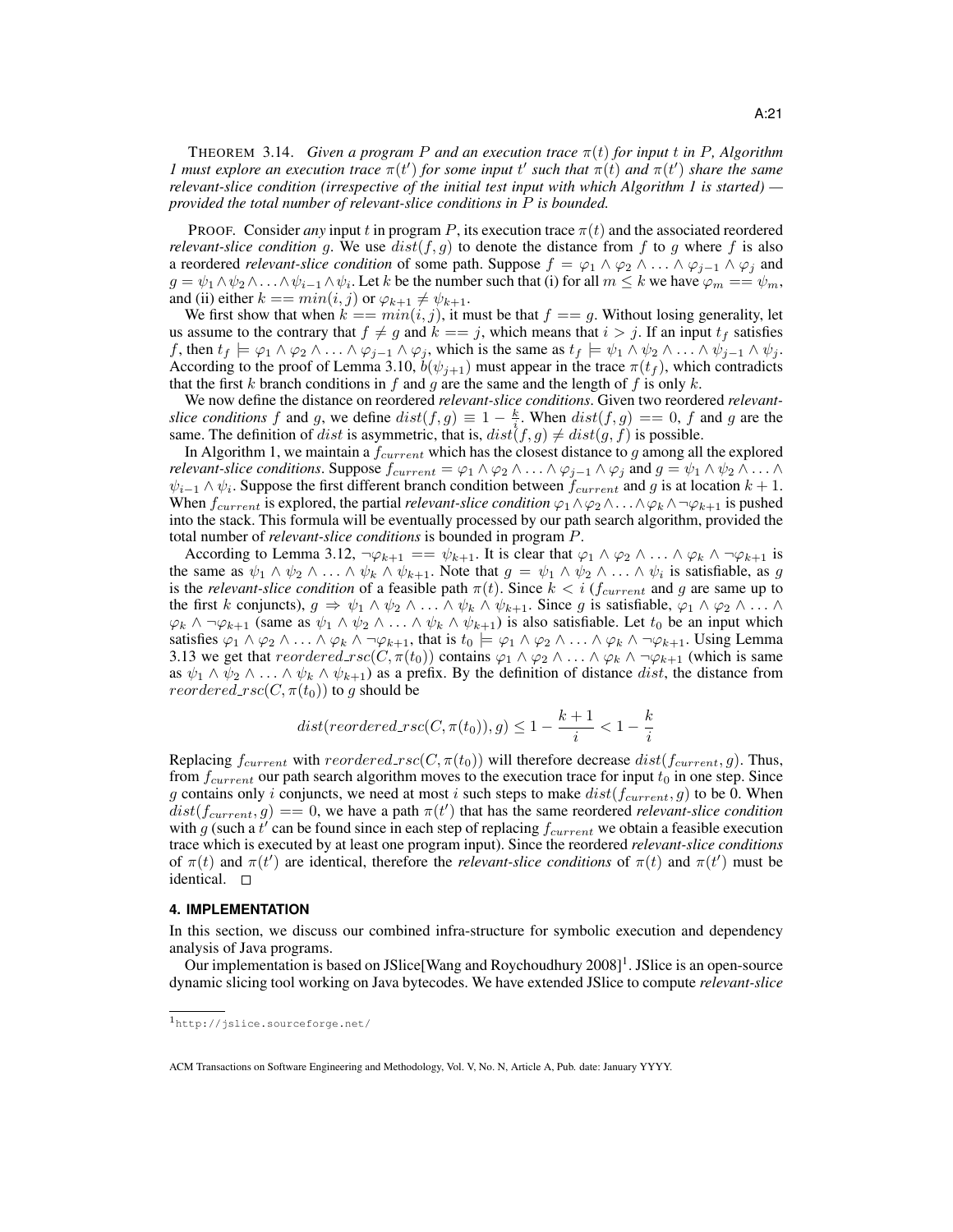THEOREM 3.14. *Given a program $P$ and an execution trace $\pi(t)$ for input $t$ in $P$, Algorithm 1 must explore an execution trace $\pi(t')$ for some input $t'$ such that $\pi(t)$ and $\pi(t')$ share the same relevant-slice condition (irrespective of the initial test input with which Algorithm 1 is started) — provided the total number of relevant-slice conditions in $P$ is bounded.*

PROOF. Consider *any* input $t$ in program $P$, its execution trace $\pi(t)$ and the associated reordered *relevant-slice condition* $g$. We use $dist(f, g)$ to denote the distance from $f$ to $g$ where $f$ is also a reordered *relevant-slice condition* of some path. Suppose $f = \varphi_1 \wedge \varphi_2 \wedge \ldots \wedge \varphi_{j-1} \wedge \varphi_j$ and $g = \psi_1 \wedge \psi_2 \wedge \ldots \wedge \psi_{i-1} \wedge \psi_i$. Let $k$ be the number such that (i) for all $m \leq k$ we have $\varphi_m == \psi_m$, and (ii) either $k == min(i, j)$ or $\varphi_{k+1} \neq \psi_{k+1}$.

We first show that when $k == min(i, j)$, it must be that $f == g$. Without losing generality, let us assume to the contrary that $f \neq g$ and $k == j$, which means that $i > j$. If an input $t_f$ satisfies $f$, then $t_f \models \varphi_1 \wedge \varphi_2 \wedge \ldots \wedge \varphi_{j-1} \wedge \varphi_j$, which is the same as $t_f \models \psi_1 \wedge \psi_2 \wedge \ldots \wedge \psi_{j-1} \wedge \psi_j$. According to the proof of Lemma 3.10, $b(\psi_{j+1})$ must appear in the trace $\pi(t_f)$, which contradicts that the first $k$ branch conditions in $f$ and $g$ are the same and the length of $f$ is only $k$.

We now define the distance on reordered *relevant-slice conditions*. Given two reordered *relevant-slice conditions* $f$ and $g$, we define $dist(f, g) \equiv 1 - \frac{k}{i}$. When $dist(f, g) == 0$, $f$ and $g$ are the same. The definition of $dist$ is asymmetric, that is, $dist(f, g) \neq dist(g, f)$ is possible.

In Algorithm 1, we maintain a $f_{current}$ which has the closest distance to $g$ among all the explored *relevant-slice conditions*. Suppose $f_{current} = \varphi_1 \wedge \varphi_2 \wedge \ldots \wedge \varphi_{j-1} \wedge \varphi_j$ and $g = \psi_1 \wedge \psi_2 \wedge \ldots \wedge \psi_{i-1} \wedge \psi_i$. Suppose the first different branch condition between $f_{current}$ and $g$ is at location $k + 1$. When $f_{current}$ is explored, the partial *relevant-slice condition* $\varphi_1 \wedge \varphi_2 \wedge \ldots \wedge \varphi_k \wedge \neg\varphi_{k+1}$ is pushed into the stack. This formula will be eventually processed by our path search algorithm, provided the total number of *relevant-slice conditions* is bounded in program $P$.

According to Lemma 3.12, $\neg\varphi_{k+1} == \psi_{k+1}$. It is clear that $\varphi_1 \wedge \varphi_2 \wedge \ldots \wedge \varphi_k \wedge \neg\varphi_{k+1}$ is the same as $\psi_1 \wedge \psi_2 \wedge \ldots \wedge \psi_k \wedge \psi_{k+1}$. Note that $g = \psi_1 \wedge \psi_2 \wedge \ldots \wedge \psi_i$ is satisfiable, as $g$ is the *relevant-slice condition* of a feasible path $\pi(t)$. Since $k < i$ ($f_{current}$ and $g$ are same up to the first $k$ conjuncts), $g \Rightarrow \psi_1 \wedge \psi_2 \wedge \ldots \wedge \psi_k \wedge \psi_{k+1}$. Since $g$ is satisfiable, $\varphi_1 \wedge \varphi_2 \wedge \ldots \wedge \varphi_k \wedge \neg\varphi_{k+1}$ (same as $\psi_1 \wedge \psi_2 \wedge \ldots \wedge \psi_k \wedge \psi_{k+1}$) is also satisfiable. Let $t_0$ be an input which satisfies $\varphi_1 \wedge \varphi_2 \wedge \ldots \wedge \varphi_k \wedge \neg\varphi_{k+1}$, that is $t_0 \models \varphi_1 \wedge \varphi_2 \wedge \ldots \wedge \varphi_k \wedge \neg\varphi_{k+1}$. Using Lemma 3.13 we get that $reordered\_rsc(C, \pi(t_0))$ contains $\varphi_1 \wedge \varphi_2 \wedge \ldots \wedge \varphi_k \wedge \neg\varphi_{k+1}$ (which is same as $\psi_1 \wedge \psi_2 \wedge \ldots \wedge \psi_k \wedge \psi_{k+1}$) as a prefix. By the definition of distance $dist$, the distance from $reordered\_rsc(C, \pi(t_0))$ to $g$ should be

$$dist(reordered\_rsc(C, \pi(t_0)), g) \leq 1 - \frac{k+1}{i} < 1 - \frac{k}{i}$$

Replacing $f_{current}$ with $reordered\_rsc(C, \pi(t_0))$ will therefore decrease $dist(f_{current}, g)$. Thus, from $f_{current}$ our path search algorithm moves to the execution trace for input $t_0$ in one step. Since $g$ contains only $i$ conjuncts, we need at most $i$ such steps to make $dist(f_{current}, g)$ to be 0. When $dist(f_{current}, g) == 0$, we have a path $\pi(t')$ that has the same reordered *relevant-slice condition* with $g$ (such a $t'$ can be found since in each step of replacing $f_{current}$ we obtain a feasible execution trace which is executed by at least one program input). Since the reordered *relevant-slice conditions* of $\pi(t)$ and $\pi(t')$ are identical, therefore the *relevant-slice conditions* of $\pi(t)$ and $\pi(t')$ must be identical. □

## 4. IMPLEMENTATION

In this section, we discuss our combined infra-structure for symbolic execution and dependency analysis of Java programs.

Our implementation is based on JSlice[Wang and Roychoudhury 2008][1]. JSlice is an open-source dynamic slicing tool working on Java bytecodes. We have extended JSlice to compute *relevant-slice*

[1] http://jslice.sourceforge.net/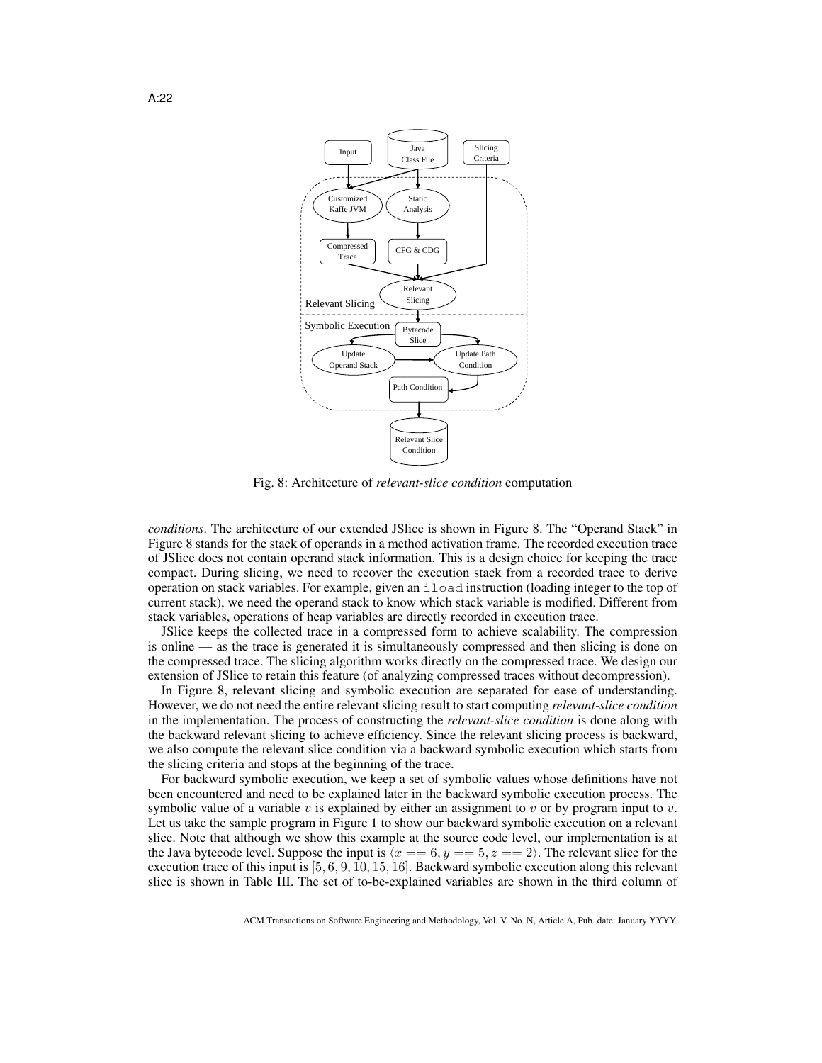Fig. 8: Architecture of *relevant-slice condition* computation

*conditions*. The architecture of our extended JSlice is shown in Figure 8. The "Operand Stack" in Figure 8 stands for the stack of operands in a method activation frame. The recorded execution trace of JSlice does not contain operand stack information. This is a design choice for keeping the trace compact. During slicing, we need to recover the execution stack from a recorded trace to derive operation on stack variables. For example, given an `iload` instruction (loading integer to the top of current stack), we need the operand stack to know which stack variable is modified. Different from stack variables, operations of heap variables are directly recorded in execution trace.

JSlice keeps the collected trace in a compressed form to achieve scalability. The compression is online — as the trace is generated it is simultaneously compressed and then slicing is done on the compressed trace. The slicing algorithm works directly on the compressed trace. We design our extension of JSlice to retain this feature (of analyzing compressed traces without decompression).

In Figure 8, relevant slicing and symbolic execution are separated for ease of understanding. However, we do not need the entire relevant slicing result to start computing *relevant-slice condition* in the implementation. The process of constructing the *relevant-slice condition* is done along with the backward relevant slicing to achieve efficiency. Since the relevant slicing process is backward, we also compute the relevant slice condition via a backward symbolic execution which starts from the slicing criteria and stops at the beginning of the trace.

For backward symbolic execution, we keep a set of symbolic values whose definitions have not been encountered and need to be explained later in the backward symbolic execution process. The symbolic value of a variable $v$ is explained by either an assignment to $v$ or by program input to $v$. Let us take the sample program in Figure 1 to show our backward symbolic execution on a relevant slice. Note that although we show this example at the source code level, our implementation is at the Java bytecode level. Suppose the input is $\langle x == 6, y == 5, z == 2 \rangle$. The relevant slice for the execution trace of this input is $[5, 6, 9, 10, 15, 16]$. Backward symbolic execution along this relevant slice is shown in Table III. The set of to-be-explained variables are shown in the third column of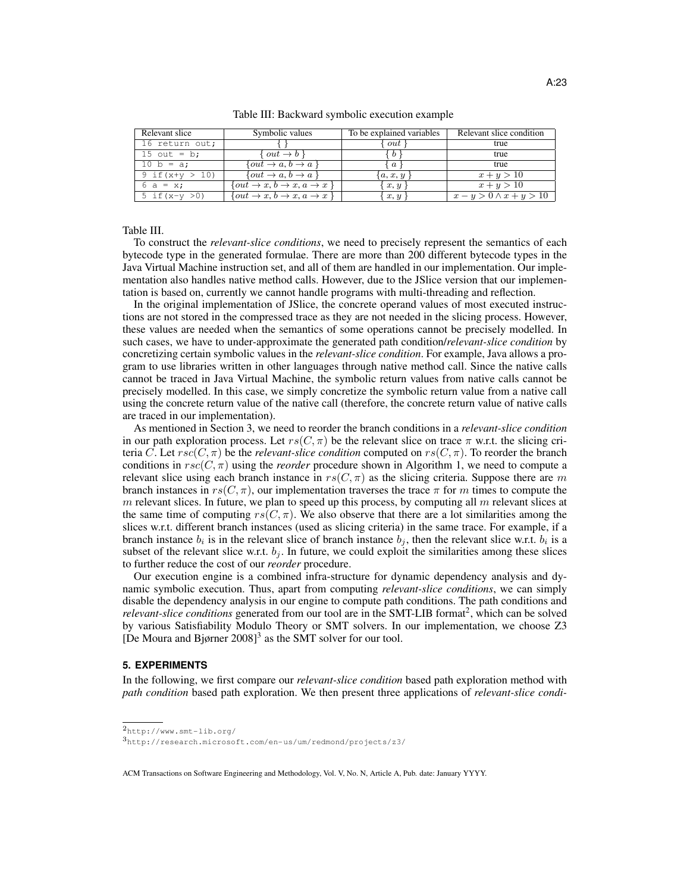Table III: Backward symbolic execution example

| Relevant slice | Symbolic values | To be explained variables | Relevant slice condition |
|---|---|---|---|
| `16 return out;` | $\{ \}$ | $\{ out \}$ | true |
| `15 out = b;` | $\{ out \rightarrow b \}$ | $\{ b \}$ | true |
| `10 b = a;` | $\{out \rightarrow a, b \rightarrow a \}$ | $\{ a \}$ | true |
| `9 if(x+y > 10)` | $\{out \rightarrow a, b \rightarrow a \}$ | $\{a, x, y \}$ | $x + y > 10$ |
| `6 a = x;` | $\{out \rightarrow x, b \rightarrow x, a \rightarrow x \}$ | $\{ x, y \}$ | $x + y > 10$ |
| `5 if(x-y >0)` | $\{out \rightarrow x, b \rightarrow x, a \rightarrow x \}$ | $\{ x, y \}$ | $x - y > 0 \wedge x + y > 10$ |

Table III.

To construct the *relevant-slice conditions*, we need to precisely represent the semantics of each bytecode type in the generated formulae. There are more than 200 different bytecode types in the Java Virtual Machine instruction set, and all of them are handled in our implementation. Our implementation also handles native method calls. However, due to the JSlice version that our implementation is based on, currently we cannot handle programs with multi-threading and reflection.

In the original implementation of JSlice, the concrete operand values of most executed instructions are not stored in the compressed trace as they are not needed in the slicing process. However, these values are needed when the semantics of some operations cannot be precisely modelled. In such cases, we have to under-approximate the generated path condition/*relevant-slice condition* by concretizing certain symbolic values in the *relevant-slice condition*. For example, Java allows a program to use libraries written in other languages through native method call. Since the native calls cannot be traced in Java Virtual Machine, the symbolic return values from native calls cannot be precisely modelled. In this case, we simply concretize the symbolic return value from a native call using the concrete return value of the native call (therefore, the concrete return value of native calls are traced in our implementation).

As mentioned in Section 3, we need to reorder the branch conditions in a *relevant-slice condition* in our path exploration process. Let $rs(C, \pi)$ be the relevant slice on trace $\pi$ w.r.t. the slicing criteria $C$. Let $rsc(C, \pi)$ be the *relevant-slice condition* computed on $rs(C, \pi)$. To reorder the branch conditions in $rsc(C, \pi)$ using the *reorder* procedure shown in Algorithm 1, we need to compute a relevant slice using each branch instance in $rs(C, \pi)$ as the slicing criteria. Suppose there are $m$ branch instances in $rs(C, \pi)$, our implementation traverses the trace $\pi$ for $m$ times to compute the $m$ relevant slices. In future, we plan to speed up this process, by computing all $m$ relevant slices at the same time of computing $rs(C, \pi)$. We also observe that there are a lot similarities among the slices w.r.t. different branch instances (used as slicing criteria) in the same trace. For example, if a branch instance $b_i$ is in the relevant slice of branch instance $b_j$, then the relevant slice w.r.t. $b_i$ is a subset of the relevant slice w.r.t. $b_j$. In future, we could exploit the similarities among these slices to further reduce the cost of our *reorder* procedure.

Our execution engine is a combined infra-structure for dynamic dependency analysis and dynamic symbolic execution. Thus, apart from computing *relevant-slice conditions*, we can simply disable the dependency analysis in our engine to compute path conditions. The path conditions and *relevant-slice conditions* generated from our tool are in the SMT-LIB format[2], which can be solved by various Satisfiability Modulo Theory or SMT solvers. In our implementation, we choose Z3 [De Moura and Bjørner 2008][3] as the SMT solver for our tool.

## 5. EXPERIMENTS

In the following, we first compare our *relevant-slice condition* based path exploration method with *path condition* based path exploration. We then present three applications of *relevant-slice condi-*

[2] http://www.smt-lib.org/

[3] http://research.microsoft.com/en-us/um/redmond/projects/z3/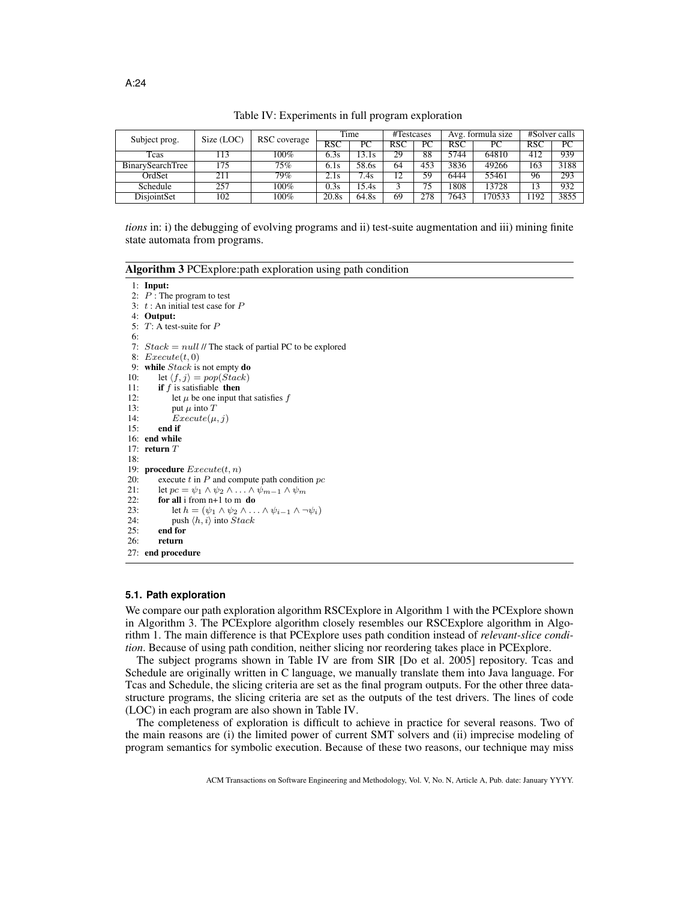Table IV: Experiments in full program exploration

| Subject prog. | Size (LOC) | RSC coverage | Time | | #Testcases | | Avg. formula size | | #Solver calls | |
|---|---|---|---|---|---|---|---|---|---|---|
| | | | RSC | PC | RSC | PC | RSC | PC | RSC | PC |
| Tcas | 113 | 100% | 6.3s | 13.1s | 29 | 88 | 5744 | 64810 | 412 | 939 |
| BinarySearchTree | 175 | 75% | 6.1s | 58.6s | 64 | 453 | 3836 | 49266 | 163 | 3188 |
| OrdSet | 211 | 79% | 2.1s | 7.4s | 12 | 59 | 6444 | 55461 | 96 | 293 |
| Schedule | 257 | 100% | 0.3s | 15.4s | 3 | 75 | 1808 | 13728 | 13 | 932 |
| DisjointSet | 102 | 100% | 20.8s | 64.8s | 69 | 278 | 7643 | 170533 | 1192 | 3855 |

*tions* in: i) the debugging of evolving programs and ii) test-suite augmentation and iii) mining finite state automata from programs.

**Algorithm 3** PCExplore:path exploration using path condition

```
1:  Input:
2:  P : The program to test
3:  t : An initial test case for P
4:  Output:
5:  T: A test-suite for P
6:
7:  Stack = null // The stack of partial PC to be explored
8:  Execute(t, 0)
9:  while Stack is not empty do
10:     let ⟨f, j⟩ = pop(Stack)
11:     if f is satisfiable then
12:         let μ be one input that satisfies f
13:         put μ into T
14:         Execute(μ, j)
15:     end if
16: end while
17: return T
18:
19: procedure Execute(t, n)
20:     execute t in P and compute path condition pc
21:     let pc = ψ_1 ∧ ψ_2 ∧ ... ∧ ψ_{m−1} ∧ ψ_m
22:     for all i from n+1 to m do
23:         let h = (ψ_1 ∧ ψ_2 ∧ ... ∧ ψ_{i−1} ∧ ¬ψ_i)
24:         push ⟨h, i⟩ into Stack
25:     end for
26:     return
27: end procedure
```

### 5.1. Path exploration

We compare our path exploration algorithm RSCExplore in Algorithm 1 with the PCExplore shown in Algorithm 3. The PCExplore algorithm closely resembles our RSCExplore algorithm in Algorithm 1. The main difference is that PCExplore uses path condition instead of *relevant-slice condition*. Because of using path condition, neither slicing nor reordering takes place in PCExplore.

The subject programs shown in Table IV are from SIR [Do et al. 2005] repository. Tcas and Schedule are originally written in C language, we manually translate them into Java language. For Tcas and Schedule, the slicing criteria are set as the final program outputs. For the other three data-structure programs, the slicing criteria are set as the outputs of the test drivers. The lines of code (LOC) in each program are also shown in Table IV.

The completeness of exploration is difficult to achieve in practice for several reasons. Two of the main reasons are (i) the limited power of current SMT solvers and (ii) imprecise modeling of program semantics for symbolic execution. Because of these two reasons, our technique may miss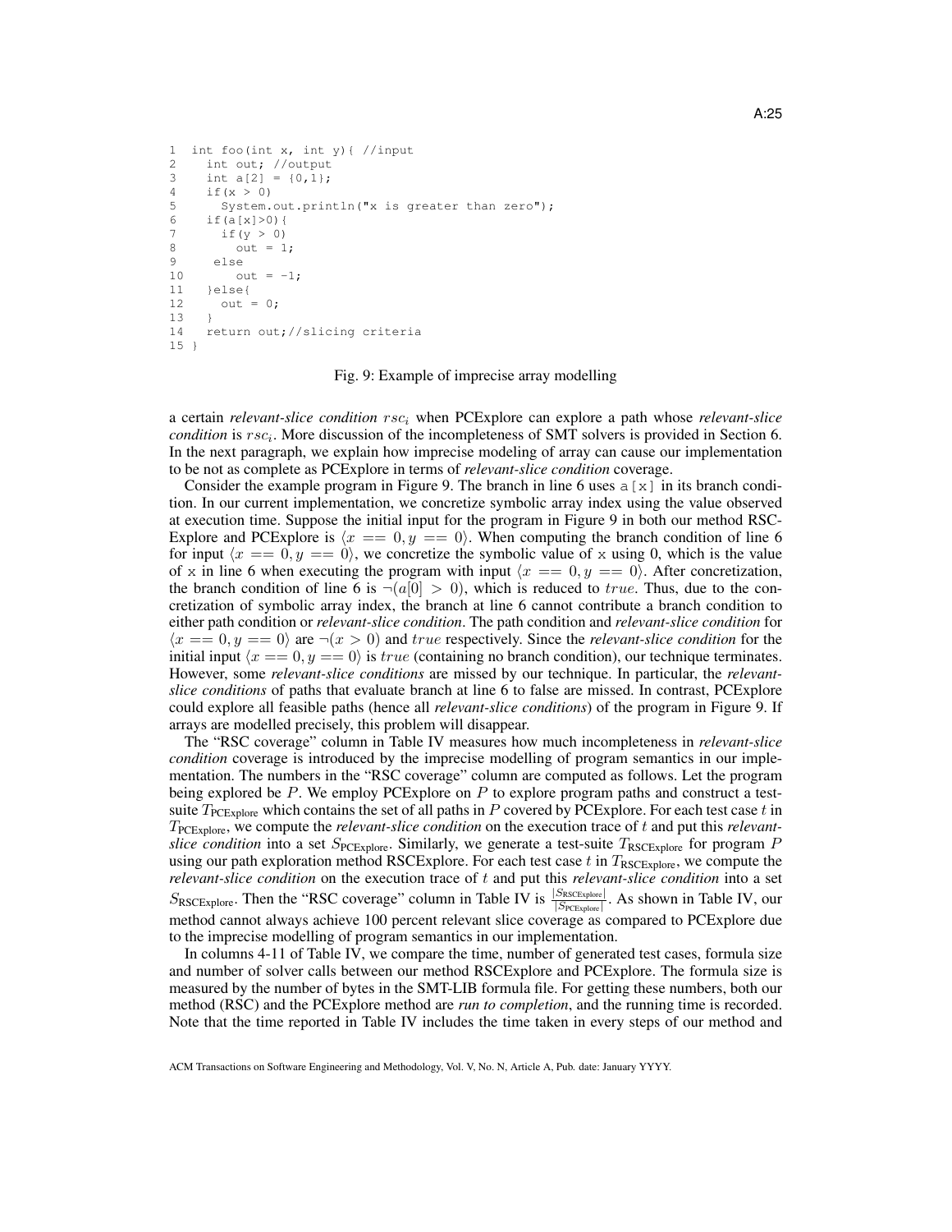```
1  int foo(int x, int y){ //input
2    int out; //output
3    int a[2] = {0,1};
4    if(x > 0)
5      System.out.println("x is greater than zero");
6    if(a[x]>0){
7      if(y > 0)
8        out = 1;
9     else
10       out = -1;
11   }else{
12     out = 0;
13   }
14   return out;//slicing criteria
15 }
```

Fig. 9: Example of imprecise array modelling

a certain *relevant-slice condition* $rsc_i$ when PCExplore can explore a path whose *relevant-slice condition* is $rsc_i$. More discussion of the incompleteness of SMT solvers is provided in Section 6. In the next paragraph, we explain how imprecise modeling of array can cause our implementation to be not as complete as PCExplore in terms of *relevant-slice condition* coverage.

Consider the example program in Figure 9. The branch in line 6 uses `a[x]` in its branch condition. In our current implementation, we concretize symbolic array index using the value observed at execution time. Suppose the initial input for the program in Figure 9 in both our method RSC-Explore and PCExplore is $\langle x == 0, y == 0\rangle$. When computing the branch condition of line 6 for input $\langle x == 0, y == 0\rangle$, we concretize the symbolic value of `x` using 0, which is the value of `x` in line 6 when executing the program with input $\langle x == 0, y == 0\rangle$. After concretization, the branch condition of line 6 is $\neg(a[0] > 0)$, which is reduced to $true$. Thus, due to the concretization of symbolic array index, the branch at line 6 cannot contribute a branch condition to either path condition or *relevant-slice condition*. The path condition and *relevant-slice condition* for $\langle x == 0, y == 0\rangle$ are $\neg(x > 0)$ and $true$ respectively. Since the *relevant-slice condition* for the initial input $\langle x == 0, y == 0\rangle$ is $true$ (containing no branch condition), our technique terminates. However, some *relevant-slice conditions* are missed by our technique. In particular, the *relevant-slice conditions* of paths that evaluate branch at line 6 to false are missed. In contrast, PCExplore could explore all feasible paths (hence all *relevant-slice conditions*) of the program in Figure 9. If arrays are modelled precisely, this problem will disappear.

The "RSC coverage" column in Table IV measures how much incompleteness in *relevant-slice condition* coverage is introduced by the imprecise modelling of program semantics in our implementation. The numbers in the "RSC coverage" column are computed as follows. Let the program being explored be $P$. We employ PCExplore on $P$ to explore program paths and construct a test-suite $T_{\text{PCExplore}}$ which contains the set of all paths in $P$ covered by PCExplore. For each test case $t$ in $T_{\text{PCExplore}}$, we compute the *relevant-slice condition* on the execution trace of $t$ and put this *relevant-slice condition* into a set $S_{\text{PCExplore}}$. Similarly, we generate a test-suite $T_{\text{RSCExplore}}$ for program $P$ using our path exploration method RSCExplore. For each test case $t$ in $T_{\text{RSCExplore}}$, we compute the *relevant-slice condition* on the execution trace of $t$ and put this *relevant-slice condition* into a set $S_{\text{RSCExplore}}$. Then the "RSC coverage" column in Table IV is $\frac{|S_{\text{RSCExplore}}|}{|S_{\text{PCExplore}}|}$. As shown in Table IV, our method cannot always achieve 100 percent relevant slice coverage as compared to PCExplore due to the imprecise modelling of program semantics in our implementation.

In columns 4-11 of Table IV, we compare the time, number of generated test cases, formula size and number of solver calls between our method RSCExplore and PCExplore. The formula size is measured by the number of bytes in the SMT-LIB formula file. For getting these numbers, both our method (RSC) and the PCExplore method are *run to completion*, and the running time is recorded. Note that the time reported in Table IV includes the time taken in every steps of our method and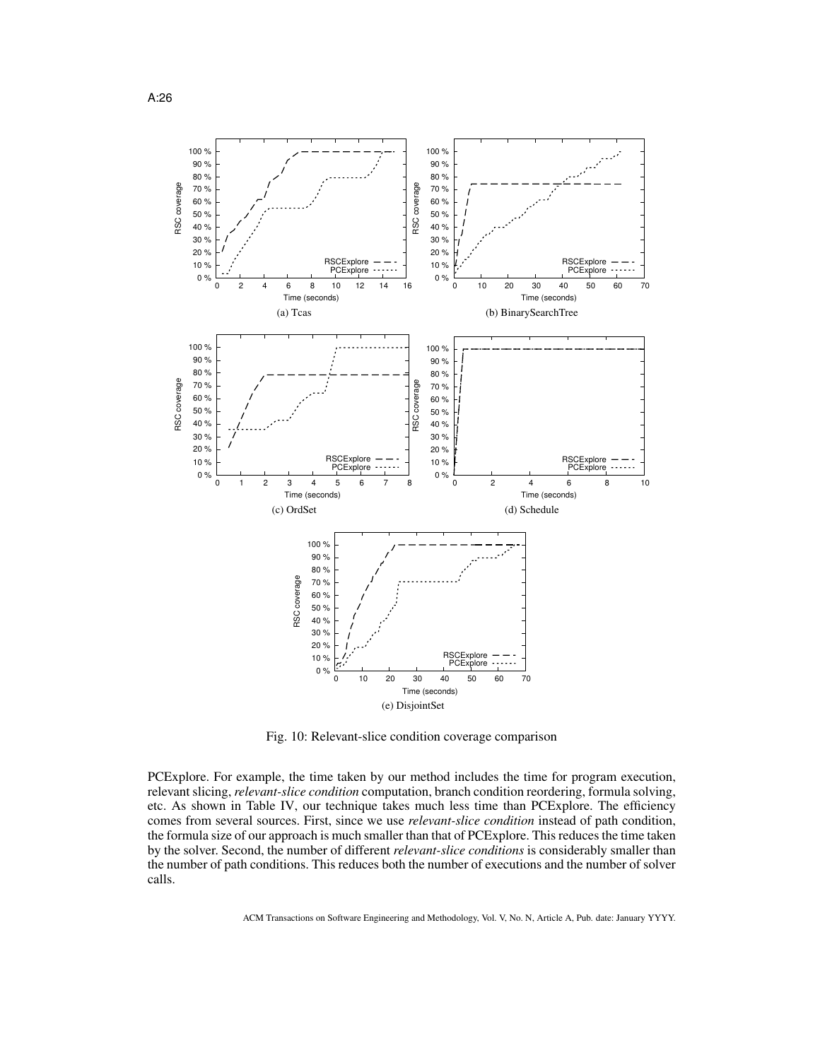(a) Tcas

(b) BinarySearchTree

(c) OrdSet

(d) Schedule

(e) DisjointSet

Fig. 10: Relevant-slice condition coverage comparison

PCExplore. For example, the time taken by our method includes the time for program execution, relevant slicing, *relevant-slice condition* computation, branch condition reordering, formula solving, etc. As shown in Table IV, our technique takes much less time than PCExplore. The efficiency comes from several sources. First, since we use *relevant-slice condition* instead of path condition, the formula size of our approach is much smaller than that of PCExplore. This reduces the time taken by the solver. Second, the number of different *relevant-slice conditions* is considerably smaller than the number of path conditions. This reduces both the number of executions and the number of solver calls.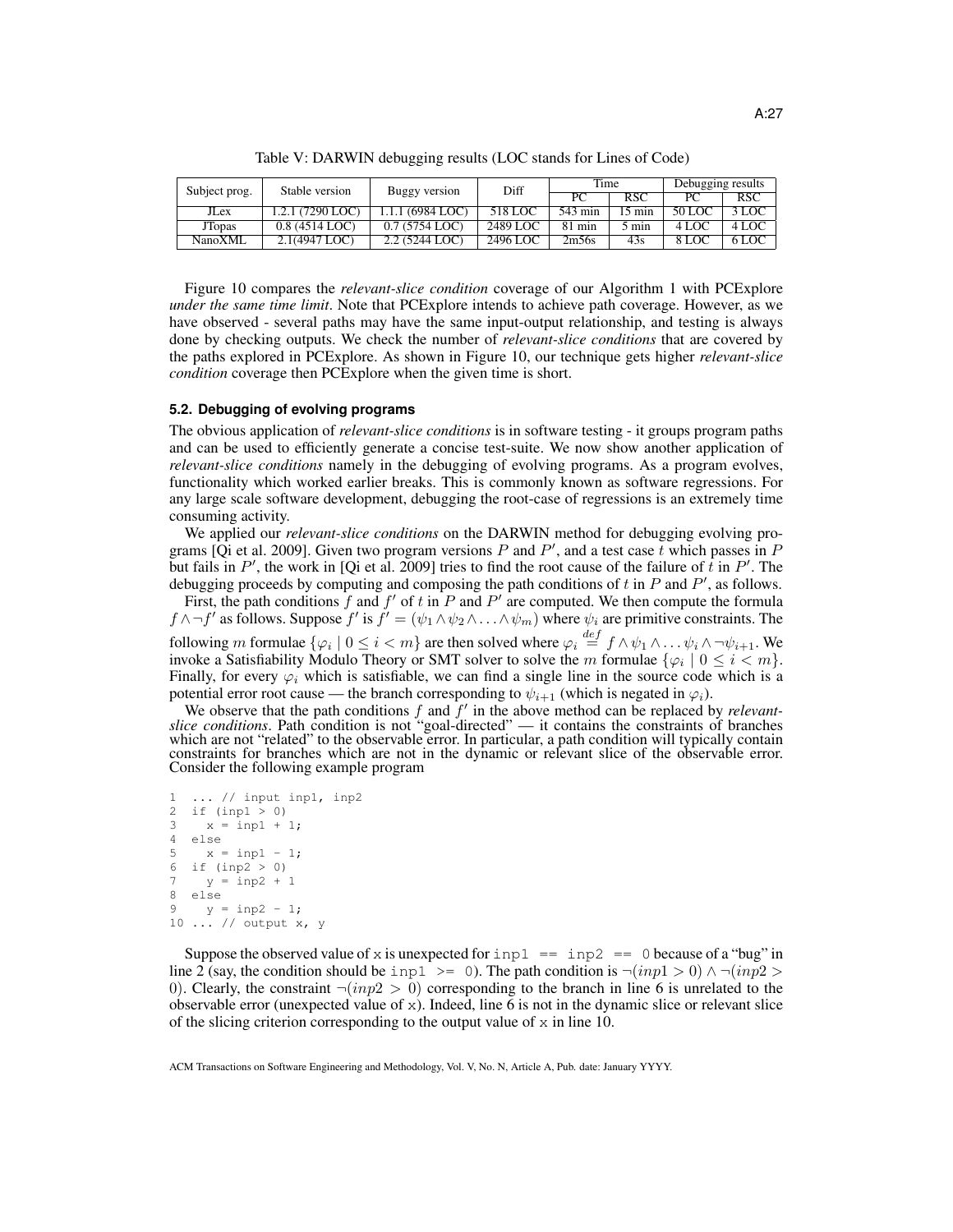Table V: DARWIN debugging results (LOC stands for Lines of Code)

| Subject prog. | Stable version | Buggy version | Diff | Time | | Debugging results | |
|---|---|---|---|---|---|---|---|
| | | | | PC | RSC | PC | RSC |
| JLex | 1.2.1 (7290 LOC) | 1.1.1 (6984 LOC) | 518 LOC | 543 min | 15 min | 50 LOC | 3 LOC |
| JTopas | 0.8 (4514 LOC) | 0.7 (5754 LOC) | 2489 LOC | 81 min | 5 min | 4 LOC | 4 LOC |
| NanoXML | 2.1(4947 LOC) | 2.2 (5244 LOC) | 2496 LOC | 2m56s | 43s | 8 LOC | 6 LOC |

Figure 10 compares the *relevant-slice condition* coverage of our Algorithm 1 with PCExplore *under the same time limit*. Note that PCExplore intends to achieve path coverage. However, as we have observed - several paths may have the same input-output relationship, and testing is always done by checking outputs. We check the number of *relevant-slice conditions* that are covered by the paths explored in PCExplore. As shown in Figure 10, our technique gets higher *relevant-slice condition* coverage then PCExplore when the given time is short.

### 5.2. Debugging of evolving programs

The obvious application of *relevant-slice conditions* is in software testing - it groups program paths and can be used to efficiently generate a concise test-suite. We now show another application of *relevant-slice conditions* namely in the debugging of evolving programs. As a program evolves, functionality which worked earlier breaks. This is commonly known as software regressions. For any large scale software development, debugging the root-case of regressions is an extremely time consuming activity.

We applied our *relevant-slice conditions* on the DARWIN method for debugging evolving programs [Qi et al. 2009]. Given two program versions $P$ and $P'$, and a test case $t$ which passes in $P$ but fails in $P'$, the work in [Qi et al. 2009] tries to find the root cause of the failure of $t$ in $P'$. The debugging proceeds by computing and composing the path conditions of $t$ in $P$ and $P'$, as follows.

First, the path conditions $f$ and $f'$ of $t$ in $P$ and $P'$ are computed. We then compute the formula $f \wedge \neg f'$ as follows. Suppose $f'$ is $f' = (\psi_1 \wedge \psi_2 \wedge \ldots \wedge \psi_m)$ where $\psi_i$ are primitive constraints. The following $m$ formulae $\{\varphi_i \mid 0 \leq i < m\}$ are then solved where $\varphi_i \stackrel{def}{=} f \wedge \psi_1 \wedge \ldots \psi_i \wedge \neg\psi_{i+1}$. We invoke a Satisfiability Modulo Theory or SMT solver to solve the $m$ formulae $\{\varphi_i \mid 0 \leq i < m\}$. Finally, for every $\varphi_i$ which is satisfiable, we can find a single line in the source code which is a potential error root cause — the branch corresponding to $\psi_{i+1}$ (which is negated in $\varphi_i$).

We observe that the path conditions $f$ and $f'$ in the above method can be replaced by *relevant-slice conditions*. Path condition is not "goal-directed" — it contains the constraints of branches which are not "related" to the observable error. In particular, a path condition will typically contain constraints for branches which are not in the dynamic or relevant slice of the observable error. Consider the following example program

```
1  ... // input inp1, inp2
2  if (inp1 > 0)
3    x = inp1 + 1;
4  else
5    x = inp1 - 1;
6  if (inp2 > 0)
7    y = inp2 + 1
8  else
9    y = inp2 - 1;
10 ... // output x, y
```

Suppose the observed value of x is unexpected for `inp1 == inp2 == 0` because of a "bug" in line 2 (say, the condition should be `inp1 >= 0`). The path condition is $\neg(inp1 > 0) \wedge \neg(inp2 > 0)$. Clearly, the constraint $\neg(inp2 > 0)$ corresponding to the branch in line 6 is unrelated to the observable error (unexpected value of x). Indeed, line 6 is not in the dynamic slice or relevant slice of the slicing criterion corresponding to the output value of x in line 10.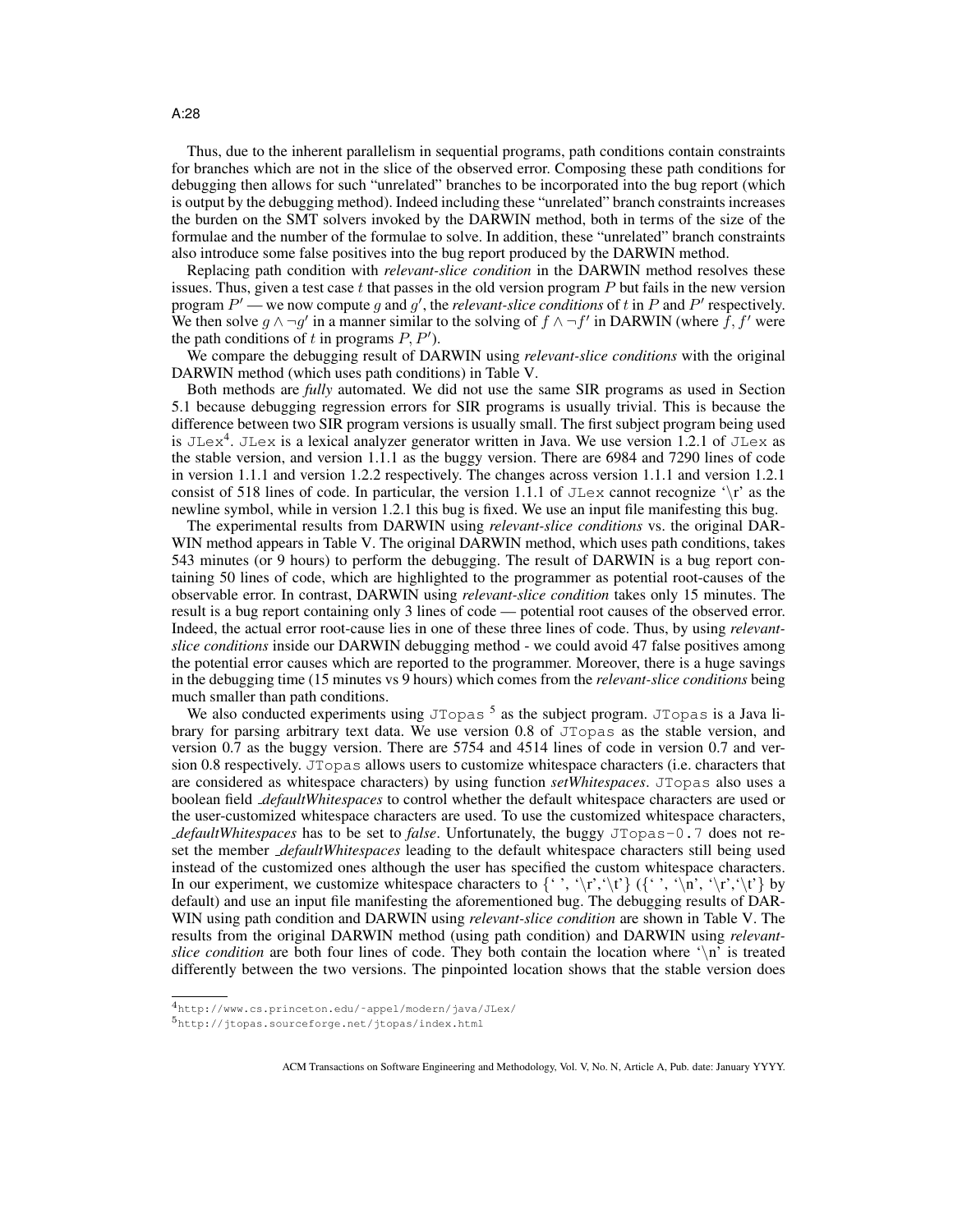Thus, due to the inherent parallelism in sequential programs, path conditions contain constraints for branches which are not in the slice of the observed error. Composing these path conditions for debugging then allows for such "unrelated" branches to be incorporated into the bug report (which is output by the debugging method). Indeed including these "unrelated" branch constraints increases the burden on the SMT solvers invoked by the DARWIN method, both in terms of the size of the formulae and the number of the formulae to solve. In addition, these "unrelated" branch constraints also introduce some false positives into the bug report produced by the DARWIN method.

Replacing path condition with *relevant-slice condition* in the DARWIN method resolves these issues. Thus, given a test case $t$ that passes in the old version program $P$ but fails in the new version program $P'$ — we now compute $g$ and $g'$, the *relevant-slice conditions* of $t$ in $P$ and $P'$ respectively. We then solve $g \wedge \neg g'$ in a manner similar to the solving of $f \wedge \neg f'$ in DARWIN (where $f, f'$ were the path conditions of $t$ in programs $P, P'$).

We compare the debugging result of DARWIN using *relevant-slice conditions* with the original DARWIN method (which uses path conditions) in Table V.

Both methods are *fully* automated. We did not use the same SIR programs as used in Section 5.1 because debugging regression errors for SIR programs is usually trivial. This is because the difference between two SIR program versions is usually small. The first subject program being used is `JLex`[4]. `JLex` is a lexical analyzer generator written in Java. We use version 1.2.1 of `JLex` as the stable version, and version 1.1.1 as the buggy version. There are 6984 and 7290 lines of code in version 1.1.1 and version 1.2.2 respectively. The changes across version 1.1.1 and version 1.2.1 consist of 518 lines of code. In particular, the version 1.1.1 of `JLex` cannot recognize '\r' as the newline symbol, while in version 1.2.1 this bug is fixed. We use an input file manifesting this bug.

The experimental results from DARWIN using *relevant-slice conditions* vs. the original DARWIN method appears in Table V. The original DARWIN method, which uses path conditions, takes 543 minutes (or 9 hours) to perform the debugging. The result of DARWIN is a bug report containing 50 lines of code, which are highlighted to the programmer as potential root-causes of the observable error. In contrast, DARWIN using *relevant-slice condition* takes only 15 minutes. The result is a bug report containing only 3 lines of code — potential root causes of the observed error. Indeed, the actual error root-cause lies in one of these three lines of code. Thus, by using *relevant-slice conditions* inside our DARWIN debugging method - we could avoid 47 false positives among the potential error causes which are reported to the programmer. Moreover, there is a huge savings in the debugging time (15 minutes vs 9 hours) which comes from the *relevant-slice conditions* being much smaller than path conditions.

We also conducted experiments using `JTopas`[5] as the subject program. `JTopas` is a Java library for parsing arbitrary text data. We use version 0.8 of `JTopas` as the stable version, and version 0.7 as the buggy version. There are 5754 and 4514 lines of code in version 0.7 and version 0.8 respectively. `JTopas` allows users to customize whitespace characters (i.e. characters that are considered as whitespace characters) by using function ***setWhitespaces***. `JTopas` also uses a boolean field *_defaultWhitespaces* to control whether the default whitespace characters are used or the user-customized whitespace characters are used. To use the customized whitespace characters, *_defaultWhitespaces* has to be set to *false*. Unfortunately, the buggy `JTopas-0.7` does not reset the member *_defaultWhitespaces* leading to the default whitespace characters still being used instead of the customized ones although the user has specified the custom whitespace characters. In our experiment, we customize whitespace characters to {' ', '\r','\t'} ({' ', '\n', '\r','\t'} by default) and use an input file manifesting the aforementioned bug. The debugging results of DARWIN using path condition and DARWIN using *relevant-slice condition* are shown in Table V. The results from the original DARWIN method (using path condition) and DARWIN using *relevant-slice condition* are both four lines of code. They both contain the location where '\n' is treated differently between the two versions. The pinpointed location shows that the stable version does

---

[4] http://www.cs.princeton.edu/~appel/modern/java/JLex/

[5] http://jtopas.sourceforge.net/jtopas/index.html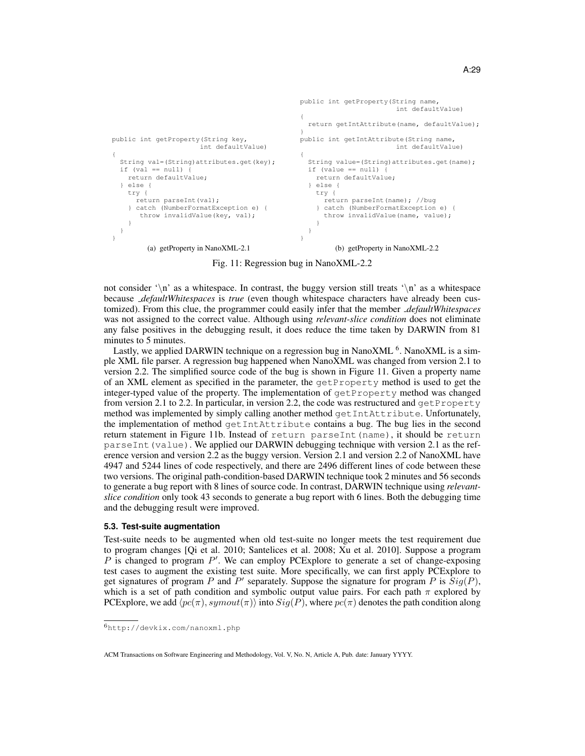```java
public int getProperty(String key,
                       int defaultValue)
{
  String val=(String)attributes.get(key);
  if (val == null) {
    return defaultValue;
  } else {
    try {
      return parseInt(val);
    } catch (NumberFormatException e) {
       throw invalidValue(key, val);
    }
  }
}
```

(a) getProperty in NanoXML-2.1

```java
public int getProperty(String name,
                       int defaultValue)
{
  return getIntAttribute(name, defaultValue);
}
public int getIntAttribute(String name,
                       int defaultValue)
{
  String value=(String)attributes.get(name);
  if (value == null) {
    return defaultValue;
  } else {
    try {
      return parseInt(name); //bug
    } catch (NumberFormatException e) {
      throw invalidValue(name, value);
    }
  }
}
```

(b) getProperty in NanoXML-2.2

Fig. 11: Regression bug in NanoXML-2.2

not consider '\n' as a whitespace. In contrast, the buggy version still treats '\n' as a whitespace because *_defaultWhitespaces* is *true* (even though whitespace characters have already been customized). From this clue, the programmer could easily infer that the member *_defaultWhitespaces* was not assigned to the correct value. Although using *relevant-slice condition* does not eliminate any false positives in the debugging result, it does reduce the time taken by DARWIN from 81 minutes to 5 minutes.

Lastly, we applied DARWIN technique on a regression bug in NanoXML [6]. NanoXML is a simple XML file parser. A regression bug happened when NanoXML was changed from version 2.1 to version 2.2. The simplified source code of the bug is shown in Figure 11. Given a property name of an XML element as specified in the parameter, the `getProperty` method is used to get the integer-typed value of the property. The implementation of `getProperty` method was changed from version 2.1 to 2.2. In particular, in version 2.2, the code was restructured and `getProperty` method was implemented by simply calling another method `getIntAttribute`. Unfortunately, the implementation of method `getIntAttribute` contains a bug. The bug lies in the second return statement in Figure 11b. Instead of `return parseInt(name)`, it should be `return parseInt(value)`. We applied our DARWIN debugging technique with version 2.1 as the reference version and version 2.2 as the buggy version. Version 2.1 and version 2.2 of NanoXML have 4947 and 5244 lines of code respectively, and there are 2496 different lines of code between these two versions. The original path-condition-based DARWIN technique took 2 minutes and 56 seconds to generate a bug report with 8 lines of source code. In contrast, DARWIN technique using *relevant-slice condition* only took 43 seconds to generate a bug report with 6 lines. Both the debugging time and the debugging result were improved.

### 5.3. Test-suite augmentation

Test-suite needs to be augmented when old test-suite no longer meets the test requirement due to program changes [Qi et al. 2010; Santelices et al. 2008; Xu et al. 2010]. Suppose a program $P$ is changed to program $P'$. We can employ PCExplore to generate a set of change-exposing test cases to augment the existing test suite. More specifically, we can first apply PCExplore to get signatures of program $P$ and $P'$ separately. Suppose the signature for program $P$ is $Sig(P)$, which is a set of path condition and symbolic output value pairs. For each path $\pi$ explored by PCExplore, we add $\langle pc(\pi), symout(\pi)\rangle$ into $Sig(P)$, where $pc(\pi)$ denotes the path condition along

[6] http://devkix.com/nanoxml.php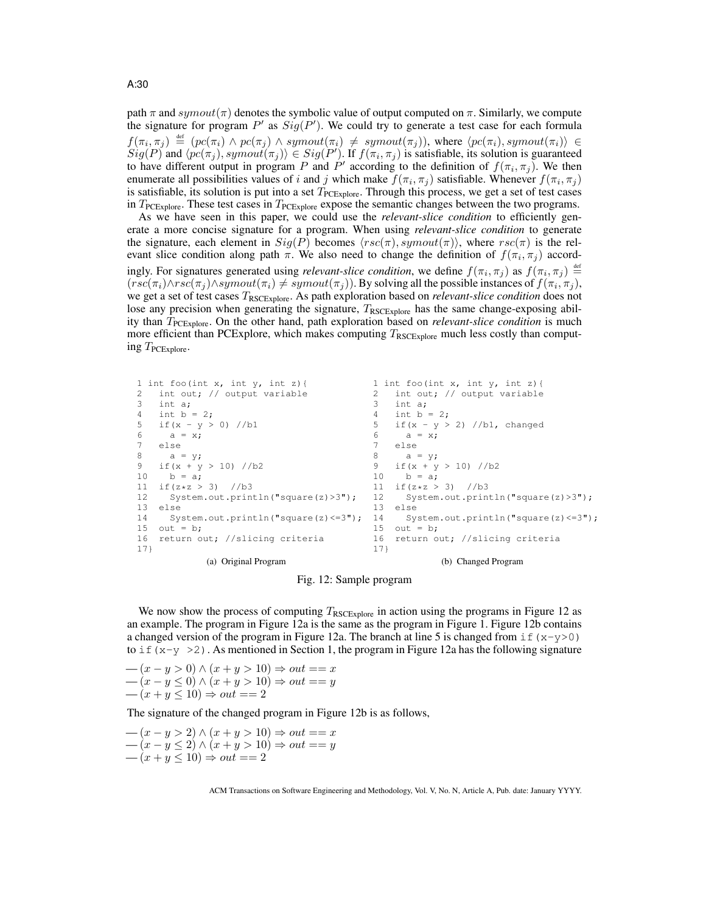path $\pi$ and $symout(\pi)$ denotes the symbolic value of output computed on $\pi$. Similarly, we compute the signature for program $P'$ as $Sig(P')$. We could try to generate a test case for each formula $f(\pi_i, \pi_j) \stackrel{\text{def}}{=} (pc(\pi_i) \wedge pc(\pi_j) \wedge symout(\pi_i) \neq symout(\pi_j))$, where $\langle pc(\pi_i), symout(\pi_i)\rangle \in Sig(P)$ and $\langle pc(\pi_j), symout(\pi_j)\rangle \in Sig(P')$. If $f(\pi_i, \pi_j)$ is satisfiable, its solution is guaranteed to have different output in program $P$ and $P'$ according to the definition of $f(\pi_i, \pi_j)$. We then enumerate all possibilities values of $i$ and $j$ which make $f(\pi_i, \pi_j)$ satisfiable. Whenever $f(\pi_i, \pi_j)$ is satisfiable, its solution is put into a set $T_{\text{PCExplore}}$. Through this process, we get a set of test cases in $T_{\text{PCExplore}}$. These test cases in $T_{\text{PCExplore}}$ expose the semantic changes between the two programs.

As we have seen in this paper, we could use the *relevant-slice condition* to efficiently generate a more concise signature for a program. When using *relevant-slice condition* to generate the signature, each element in $Sig(P)$ becomes $\langle rsc(\pi), symout(\pi)\rangle$, where $rsc(\pi)$ is the relevant slice condition along path $\pi$. We also need to change the definition of $f(\pi_i, \pi_j)$ accordingly. For signatures generated using *relevant-slice condition*, we define $f(\pi_i, \pi_j)$ as $f(\pi_i, \pi_j) \stackrel{\text{def}}{=} (rsc(\pi_i) \wedge rsc(\pi_j) \wedge symout(\pi_i) \neq symout(\pi_j))$. By solving all the possible instances of $f(\pi_i, \pi_j)$, we get a set of test cases $T_{\text{RSCExplore}}$. As path exploration based on *relevant-slice condition* does not lose any precision when generating the signature, $T_{\text{RSCExplore}}$ has the same change-exposing ability than $T_{\text{PCExplore}}$. On the other hand, path exploration based on *relevant-slice condition* is much more efficient than PCExplore, which makes computing $T_{\text{RSCExplore}}$ much less costly than computing $T_{\text{PCExplore}}$.

```
1 int foo(int x, int y, int z){
2   int out; // output variable
3   int a;
4   int b = 2;
5   if(x - y > 0) //b1
6     a = x;
7   else
8     a = y;
9   if(x + y > 10) //b2
10    b = a;
11  if(z*z > 3)  //b3
12    System.out.println("square(z)>3");
13  else
14    System.out.println("square(z)<=3");
15  out = b;
16  return out; //slicing criteria
17}
```

(a) Original Program

```
1 int foo(int x, int y, int z){
2   int out; // output variable
3   int a;
4   int b = 2;
5   if(x - y > 2) //b1, changed
6     a = x;
7   else
8     a = y;
9   if(x + y > 10) //b2
10    b = a;
11  if(z*z > 3)  //b3
12    System.out.println("square(z)>3");
13  else
14    System.out.println("square(z)<=3");
15  out = b;
16  return out; //slicing criteria
17}
```

(b) Changed Program

Fig. 12: Sample program

We now show the process of computing $T_{\text{RSCExplore}}$ in action using the programs in Figure 12 as an example. The program in Figure 12a is the same as the program in Figure 1. Figure 12b contains a changed version of the program in Figure 12a. The branch at line 5 is changed from `if(x-y>0)` to `if(x-y >2)`. As mentioned in Section 1, the program in Figure 12a has the following signature

— $(x - y > 0) \wedge (x + y > 10) \Rightarrow out == x$
— $(x - y \leq 0) \wedge (x + y > 10) \Rightarrow out == y$
— $(x + y \leq 10) \Rightarrow out == 2$

The signature of the changed program in Figure 12b is as follows,

— $(x - y > 2) \wedge (x + y > 10) \Rightarrow out == x$
— $(x - y \leq 2) \wedge (x + y > 10) \Rightarrow out == y$
— $(x + y \leq 10) \Rightarrow out == 2$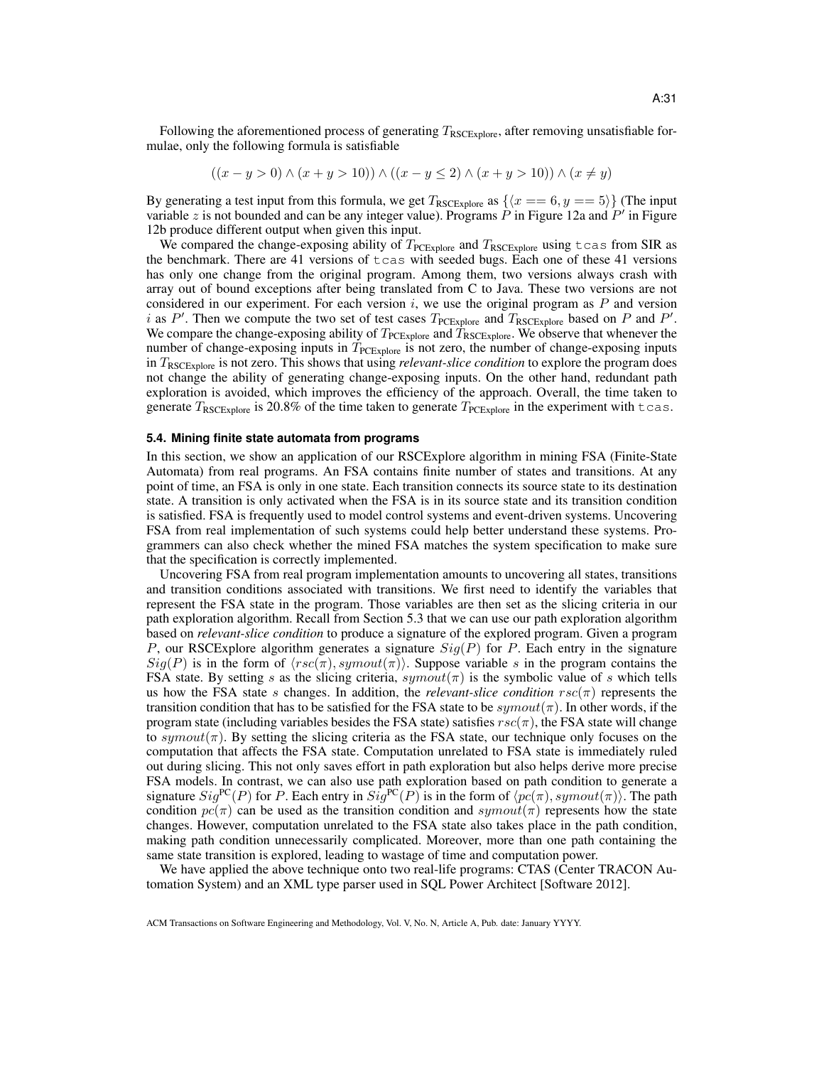Following the aforementioned process of generating $T_{\text{RSCExplore}}$, after removing unsatisfiable formulae, only the following formula is satisfiable

$$((x - y > 0) \wedge (x + y > 10)) \wedge ((x - y \leq 2) \wedge (x + y > 10)) \wedge (x \neq y)$$

By generating a test input from this formula, we get $T_{\text{RSCExplore}}$ as $\{\langle x == 6, y == 5 \rangle\}$ (The input variable $z$ is not bounded and can be any integer value). Programs $P$ in Figure 12a and $P'$ in Figure 12b produce different output when given this input.

We compared the change-exposing ability of $T_{\text{PCExplore}}$ and $T_{\text{RSCExplore}}$ using `tcas` from SIR as the benchmark. There are 41 versions of `tcas` with seeded bugs. Each one of these 41 versions has only one change from the original program. Among them, two versions always crash with array out of bound exceptions after being translated from C to Java. These two versions are not considered in our experiment. For each version $i$, we use the original program as $P$ and version $i$ as $P'$. Then we compute the two set of test cases $T_{\text{PCExplore}}$ and $T_{\text{RSCExplore}}$ based on $P$ and $P'$. We compare the change-exposing ability of $T_{\text{PCExplore}}$ and $T_{\text{RSCExplore}}$. We observe that whenever the number of change-exposing inputs in $T_{\text{PCExplore}}$ is not zero, the number of change-exposing inputs in $T_{\text{RSCExplore}}$ is not zero. This shows that using *relevant-slice condition* to explore the program does not change the ability of generating change-exposing inputs. On the other hand, redundant path exploration is avoided, which improves the efficiency of the approach. Overall, the time taken to generate $T_{\text{RSCExplore}}$ is 20.8% of the time taken to generate $T_{\text{PCExplore}}$ in the experiment with `tcas`.

### 5.4. Mining finite state automata from programs

In this section, we show an application of our RSCExplore algorithm in mining FSA (Finite-State Automata) from real programs. An FSA contains finite number of states and transitions. At any point of time, an FSA is only in one state. Each transition connects its source state to its destination state. A transition is only activated when the FSA is in its source state and its transition condition is satisfied. FSA is frequently used to model control systems and event-driven systems. Uncovering FSA from real implementation of such systems could help better understand these systems. Programmers can also check whether the mined FSA matches the system specification to make sure that the specification is correctly implemented.

Uncovering FSA from real program implementation amounts to uncovering all states, transitions and transition conditions associated with transitions. We first need to identify the variables that represent the FSA state in the program. Those variables are then set as the slicing criteria in our path exploration algorithm. Recall from Section 5.3 that we can use our path exploration algorithm based on *relevant-slice condition* to produce a signature of the explored program. Given a program $P$, our RSCExplore algorithm generates a signature $Sig(P)$ for $P$. Each entry in the signature $Sig(P)$ is in the form of $\langle rsc(\pi), symout(\pi) \rangle$. Suppose variable $s$ in the program contains the FSA state. By setting $s$ as the slicing criteria, $symout(\pi)$ is the symbolic value of $s$ which tells us how the FSA state $s$ changes. In addition, the *relevant-slice condition* $rsc(\pi)$ represents the transition condition that has to be satisfied for the FSA state to be $symout(\pi)$. In other words, if the program state (including variables besides the FSA state) satisfies $rsc(\pi)$, the FSA state will change to $symout(\pi)$. By setting the slicing criteria as the FSA state, our technique only focuses on the computation that affects the FSA state. Computation unrelated to FSA state is immediately ruled out during slicing. This not only saves effort in path exploration but also helps derive more precise FSA models. In contrast, we can also use path exploration based on path condition to generate a signature $Sig^{\text{PC}}(P)$ for $P$. Each entry in $Sig^{\text{PC}}(P)$ is in the form of $\langle pc(\pi), symout(\pi) \rangle$. The path condition $pc(\pi)$ can be used as the transition condition and $symout(\pi)$ represents how the state changes. However, computation unrelated to the FSA state also takes place in the path condition, making path condition unnecessarily complicated. Moreover, more than one path containing the same state transition is explored, leading to wastage of time and computation power.

We have applied the above technique onto two real-life programs: CTAS (Center TRACON Automation System) and an XML type parser used in SQL Power Architect [Software 2012].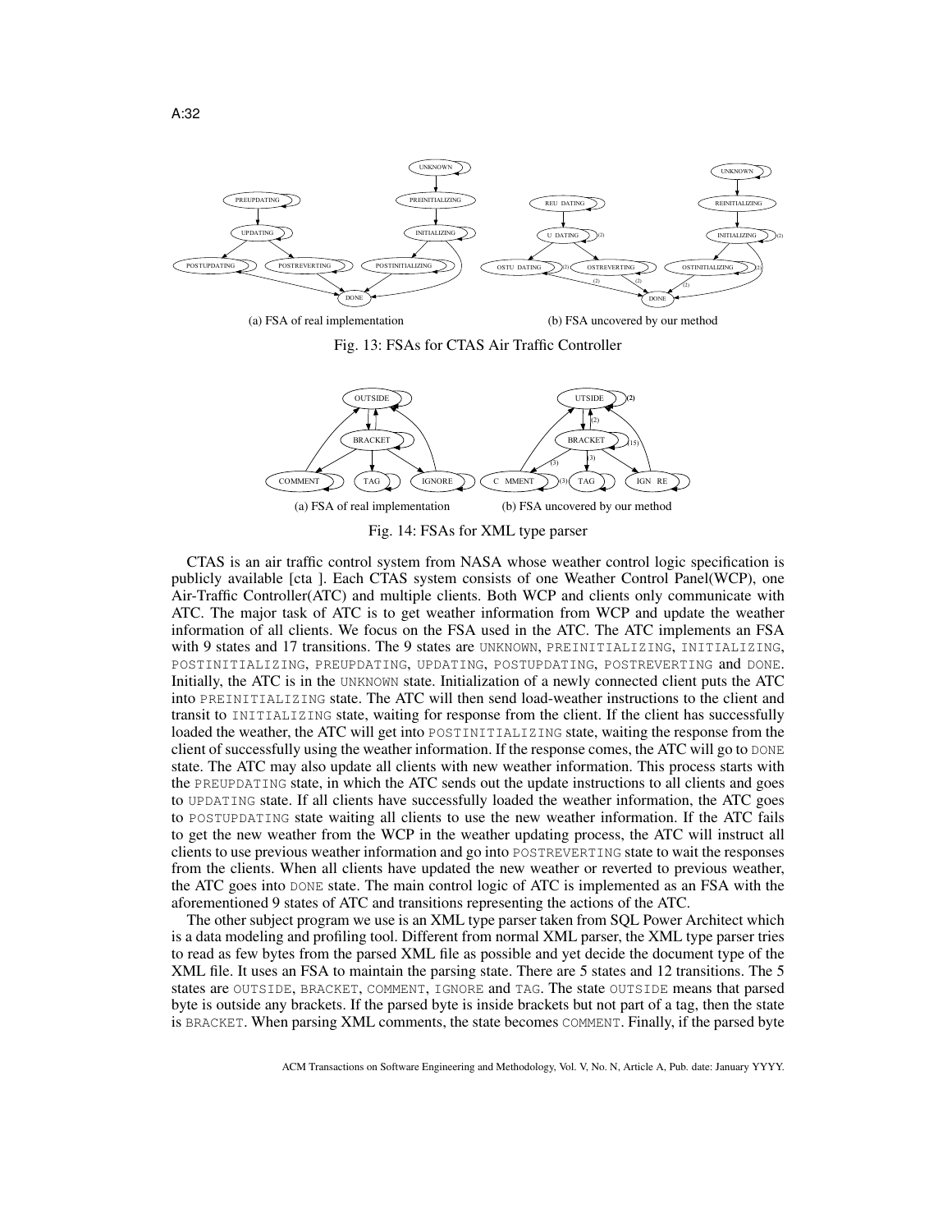(a) FSA of real implementation (b) FSA uncovered by our method

Fig. 13: FSAs for CTAS Air Traffic Controller

(a) FSA of real implementation (b) FSA uncovered by our method

Fig. 14: FSAs for XML type parser

CTAS is an air traffic control system from NASA whose weather control logic specification is publicly available [cta ]. Each CTAS system consists of one Weather Control Panel(WCP), one Air-Traffic Controller(ATC) and multiple clients. Both WCP and clients only communicate with ATC. The major task of ATC is to get weather information from WCP and update the weather information of all clients. We focus on the FSA used in the ATC. The ATC implements an FSA with 9 states and 17 transitions. The 9 states are UNKNOWN, PREINITIALIZING, INITIALIZING, POSTINITIALIZING, PREUPDATING, UPDATING, POSTUPDATING, POSTREVERTING and DONE. Initially, the ATC is in the UNKNOWN state. Initialization of a newly connected client puts the ATC into PREINITIALIZING state. The ATC will then send load-weather instructions to the client and transit to INITIALIZING state, waiting for response from the client. If the client has successfully loaded the weather, the ATC will get into POSTINITIALIZING state, waiting the response from the client of successfully using the weather information. If the response comes, the ATC will go to DONE state. The ATC may also update all clients with new weather information. This process starts with the PREUPDATING state, in which the ATC sends out the update instructions to all clients and goes to UPDATING state. If all clients have successfully loaded the weather information, the ATC goes to POSTUPDATING state waiting all clients to use the new weather information. If the ATC fails to get the new weather from the WCP in the weather updating process, the ATC will instruct all clients to use previous weather information and go into POSTREVERTING state to wait the responses from the clients. When all clients have updated the new weather or reverted to previous weather, the ATC goes into DONE state. The main control logic of ATC is implemented as an FSA with the aforementioned 9 states of ATC and transitions representing the actions of the ATC.

The other subject program we use is an XML type parser taken from SQL Power Architect which is a data modeling and profiling tool. Different from normal XML parser, the XML type parser tries to read as few bytes from the parsed XML file as possible and yet decide the document type of the XML file. It uses an FSA to maintain the parsing state. There are 5 states and 12 transitions. The 5 states are OUTSIDE, BRACKET, COMMENT, IGNORE and TAG. The state OUTSIDE means that parsed byte is outside any brackets. If the parsed byte is inside brackets but not part of a tag, then the state is BRACKET. When parsing XML comments, the state becomes COMMENT. Finally, if the parsed byte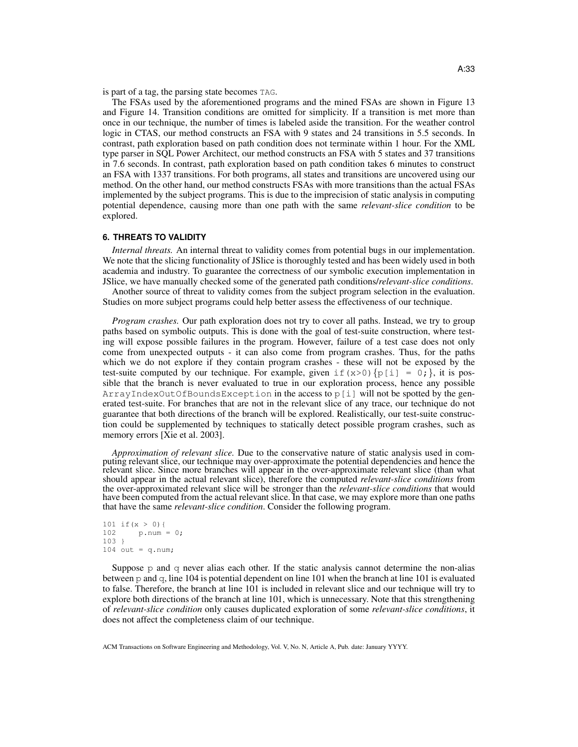is part of a tag, the parsing state becomes `TAG`.

The FSAs used by the aforementioned programs and the mined FSAs are shown in Figure 13 and Figure 14. Transition conditions are omitted for simplicity. If a transition is met more than once in our technique, the number of times is labeled aside the transition. For the weather control logic in CTAS, our method constructs an FSA with 9 states and 24 transitions in 5.5 seconds. In contrast, path exploration based on path condition does not terminate within 1 hour. For the XML type parser in SQL Power Architect, our method constructs an FSA with 5 states and 37 transitions in 7.6 seconds. In contrast, path exploration based on path condition takes 6 minutes to construct an FSA with 1337 transitions. For both programs, all states and transitions are uncovered using our method. On the other hand, our method constructs FSAs with more transitions than the actual FSAs implemented by the subject programs. This is due to the imprecision of static analysis in computing potential dependence, causing more than one path with the same *relevant-slice condition* to be explored.

## 6. THREATS TO VALIDITY

*Internal threats.* An internal threat to validity comes from potential bugs in our implementation. We note that the slicing functionality of JSlice is thoroughly tested and has been widely used in both academia and industry. To guarantee the correctness of our symbolic execution implementation in JSlice, we have manually checked some of the generated path conditions/*relevant-slice conditions*.

Another source of threat to validity comes from the subject program selection in the evaluation. Studies on more subject programs could help better assess the effectiveness of our technique.

*Program crashes.* Our path exploration does not try to cover all paths. Instead, we try to group paths based on symbolic outputs. This is done with the goal of test-suite construction, where testing will expose possible failures in the program. However, failure of a test case does not only come from unexpected outputs - it can also come from program crashes. Thus, for the paths which we do not explore if they contain program crashes - these will not be exposed by the test-suite computed by our technique. For example, given `if(x>0){p[i] = 0;}`, it is possible that the branch is never evaluated to true in our exploration process, hence any possible `ArrayIndexOutOfBoundsException` in the access to `p[i]` will not be spotted by the generated test-suite. For branches that are not in the relevant slice of any trace, our technique do not guarantee that both directions of the branch will be explored. Realistically, our test-suite construction could be supplemented by techniques to statically detect possible program crashes, such as memory errors [Xie et al. 2003].

*Approximation of relevant slice.* Due to the conservative nature of static analysis used in computing relevant slice, our technique may over-approximate the potential dependencies and hence the relevant slice. Since more branches will appear in the over-approximate relevant slice (than what should appear in the actual relevant slice), therefore the computed *relevant-slice conditions* from the over-approximated relevant slice will be stronger than the *relevant-slice conditions* that would have been computed from the actual relevant slice. In that case, we may explore more than one paths that have the same *relevant-slice condition*. Consider the following program.

```
101 if(x > 0){
102     p.num = 0;
103 }
104 out = q.num;
```

Suppose `p` and `q` never alias each other. If the static analysis cannot determine the non-alias between `p` and `q`, line 104 is potential dependent on line 101 when the branch at line 101 is evaluated to false. Therefore, the branch at line 101 is included in relevant slice and our technique will try to explore both directions of the branch at line 101, which is unnecessary. Note that this strengthening of *relevant-slice condition* only causes duplicated exploration of some *relevant-slice conditions*, it does not affect the completeness claim of our technique.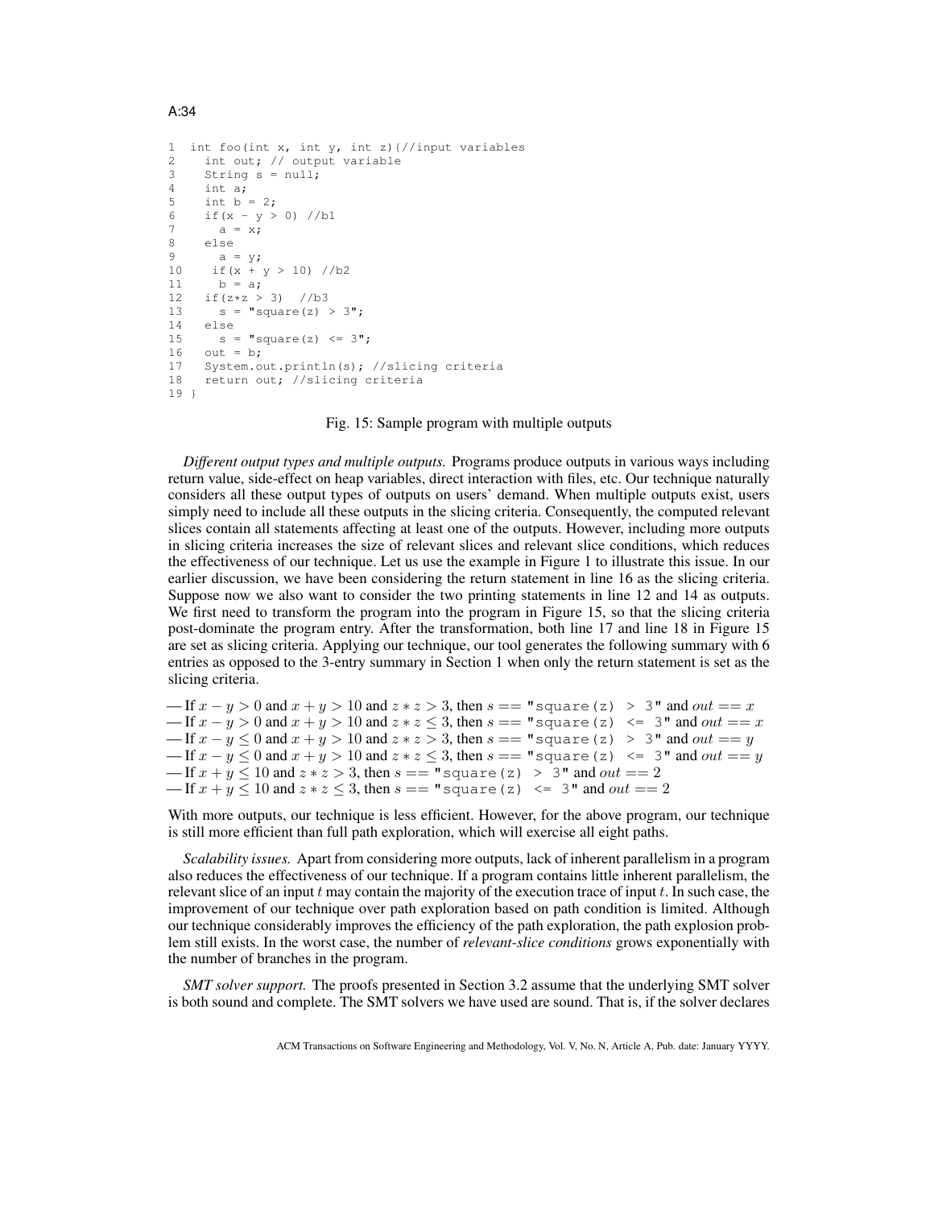```
1  int foo(int x, int y, int z){//input variables
2    int out; // output variable
3    String s = null;
4    int a;
5    int b = 2;
6    if(x - y > 0) //b1
7      a = x;
8    else
9      a = y;
10    if(x + y > 10) //b2
11     b = a;
12   if(z*z > 3)  //b3
13     s = "square(z) > 3";
14   else
15     s = "square(z) <= 3";
16   out = b;
17   System.out.println(s); //slicing criteria
18   return out; //slicing criteria
19 }
```

Fig. 15: Sample program with multiple outputs

*Different output types and multiple outputs.* Programs produce outputs in various ways including return value, side-effect on heap variables, direct interaction with files, etc. Our technique naturally considers all these output types of outputs on users' demand. When multiple outputs exist, users simply need to include all these outputs in the slicing criteria. Consequently, the computed relevant slices contain all statements affecting at least one of the outputs. However, including more outputs in slicing criteria increases the size of relevant slices and relevant slice conditions, which reduces the effectiveness of our technique. Let us use the example in Figure 1 to illustrate this issue. In our earlier discussion, we have been considering the return statement in line 16 as the slicing criteria. Suppose now we also want to consider the two printing statements in line 12 and 14 as outputs. We first need to transform the program into the program in Figure 15, so that the slicing criteria post-dominate the program entry. After the transformation, both line 17 and line 18 in Figure 15 are set as slicing criteria. Applying our technique, our tool generates the following summary with 6 entries as opposed to the 3-entry summary in Section 1 when only the return statement is set as the slicing criteria.

— If $x - y > 0$ and $x + y > 10$ and $z * z > 3$, then $s ==$ `"square(z) > 3"` and $out == x$
— If $x - y > 0$ and $x + y > 10$ and $z * z \leq 3$, then $s ==$ `"square(z) <= 3"` and $out == x$
— If $x - y \leq 0$ and $x + y > 10$ and $z * z > 3$, then $s ==$ `"square(z) > 3"` and $out == y$
— If $x - y \leq 0$ and $x + y > 10$ and $z * z \leq 3$, then $s ==$ `"square(z) <= 3"` and $out == y$
— If $x + y \leq 10$ and $z * z > 3$, then $s ==$ `"square(z) > 3"` and $out == 2$
— If $x + y \leq 10$ and $z * z \leq 3$, then $s ==$ `"square(z) <= 3"` and $out == 2$

With more outputs, our technique is less efficient. However, for the above program, our technique is still more efficient than full path exploration, which will exercise all eight paths.

*Scalability issues.* Apart from considering more outputs, lack of inherent parallelism in a program also reduces the effectiveness of our technique. If a program contains little inherent parallelism, the relevant slice of an input $t$ may contain the majority of the execution trace of input $t$. In such case, the improvement of our technique over path exploration based on path condition is limited. Although our technique considerably improves the efficiency of the path exploration, the path explosion problem still exists. In the worst case, the number of *relevant-slice conditions* grows exponentially with the number of branches in the program.

*SMT solver support.* The proofs presented in Section 3.2 assume that the underlying SMT solver is both sound and complete. The SMT solvers we have used are sound. That is, if the solver declares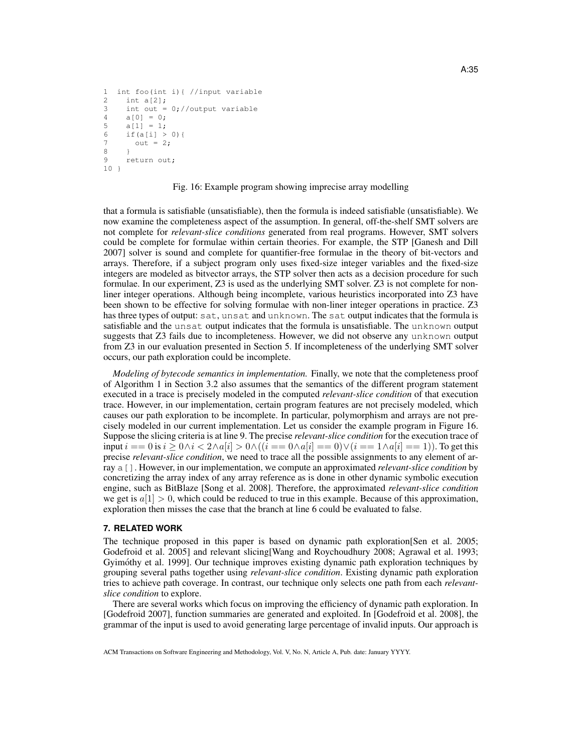```
1  int foo(int i){ //input variable
2    int a[2];
3    int out = 0;//output variable
4    a[0] = 0;
5    a[1] = 1;
6    if(a[i] > 0){
7      out = 2;
8    }
9    return out;
10 }
```

Fig. 16: Example program showing imprecise array modelling

that a formula is satisfiable (unsatisfiable), then the formula is indeed satisfiable (unsatisfiable). We now examine the completeness aspect of the assumption. In general, off-the-shelf SMT solvers are not complete for *relevant-slice conditions* generated from real programs. However, SMT solvers could be complete for formulae within certain theories. For example, the STP [Ganesh and Dill 2007] solver is sound and complete for quantifier-free formulae in the theory of bit-vectors and arrays. Therefore, if a subject program only uses fixed-size integer variables and the fixed-size integers are modeled as bitvector arrays, the STP solver then acts as a decision procedure for such formulae. In our experiment, Z3 is used as the underlying SMT solver. Z3 is not complete for non-liner integer operations. Although being incomplete, various heuristics incorporated into Z3 have been shown to be effective for solving formulae with non-liner integer operations in practice. Z3 has three types of output: `sat`, `unsat` and `unknown`. The `sat` output indicates that the formula is satisfiable and the `unsat` output indicates that the formula is unsatisfiable. The `unknown` output suggests that Z3 fails due to incompleteness. However, we did not observe any `unknown` output from Z3 in our evaluation presented in Section 5. If incompleteness of the underlying SMT solver occurs, our path exploration could be incomplete.

*Modeling of bytecode semantics in implementation.* Finally, we note that the completeness proof of Algorithm 1 in Section 3.2 also assumes that the semantics of the different program statement executed in a trace is precisely modeled in the computed *relevant-slice condition* of that execution trace. However, in our implementation, certain program features are not precisely modeled, which causes our path exploration to be incomplete. In particular, polymorphism and arrays are not precisely modeled in our current implementation. Let us consider the example program in Figure 16. Suppose the slicing criteria is at line 9. The precise *relevant-slice condition* for the execution trace of input $i == 0$ is $i \geq 0 \wedge i < 2 \wedge a[i] > 0 \wedge ((i == 0 \wedge a[i] == 0) \vee (i == 1 \wedge a[i] == 1))$. To get this precise *relevant-slice condition*, we need to trace all the possible assignments to any element of array `a[]`. However, in our implementation, we compute an approximated *relevant-slice condition* by concretizing the array index of any array reference as is done in other dynamic symbolic execution engine, such as BitBlaze [Song et al. 2008]. Therefore, the approximated *relevant-slice condition* we get is $a[1] > 0$, which could be reduced to true in this example. Because of this approximation, exploration then misses the case that the branch at line 6 could be evaluated to false.

## 7. RELATED WORK

The technique proposed in this paper is based on dynamic path exploration[Sen et al. 2005; Godefroid et al. 2005] and relevant slicing[Wang and Roychoudhury 2008; Agrawal et al. 1993; Gyimóthy et al. 1999]. Our technique improves existing dynamic path exploration techniques by grouping several paths together using *relevant-slice condition*. Existing dynamic path exploration tries to achieve path coverage. In contrast, our technique only selects one path from each *relevant-slice condition* to explore.

There are several works which focus on improving the efficiency of dynamic path exploration. In [Godefroid 2007], function summaries are generated and exploited. In [Godefroid et al. 2008], the grammar of the input is used to avoid generating large percentage of invalid inputs. Our approach is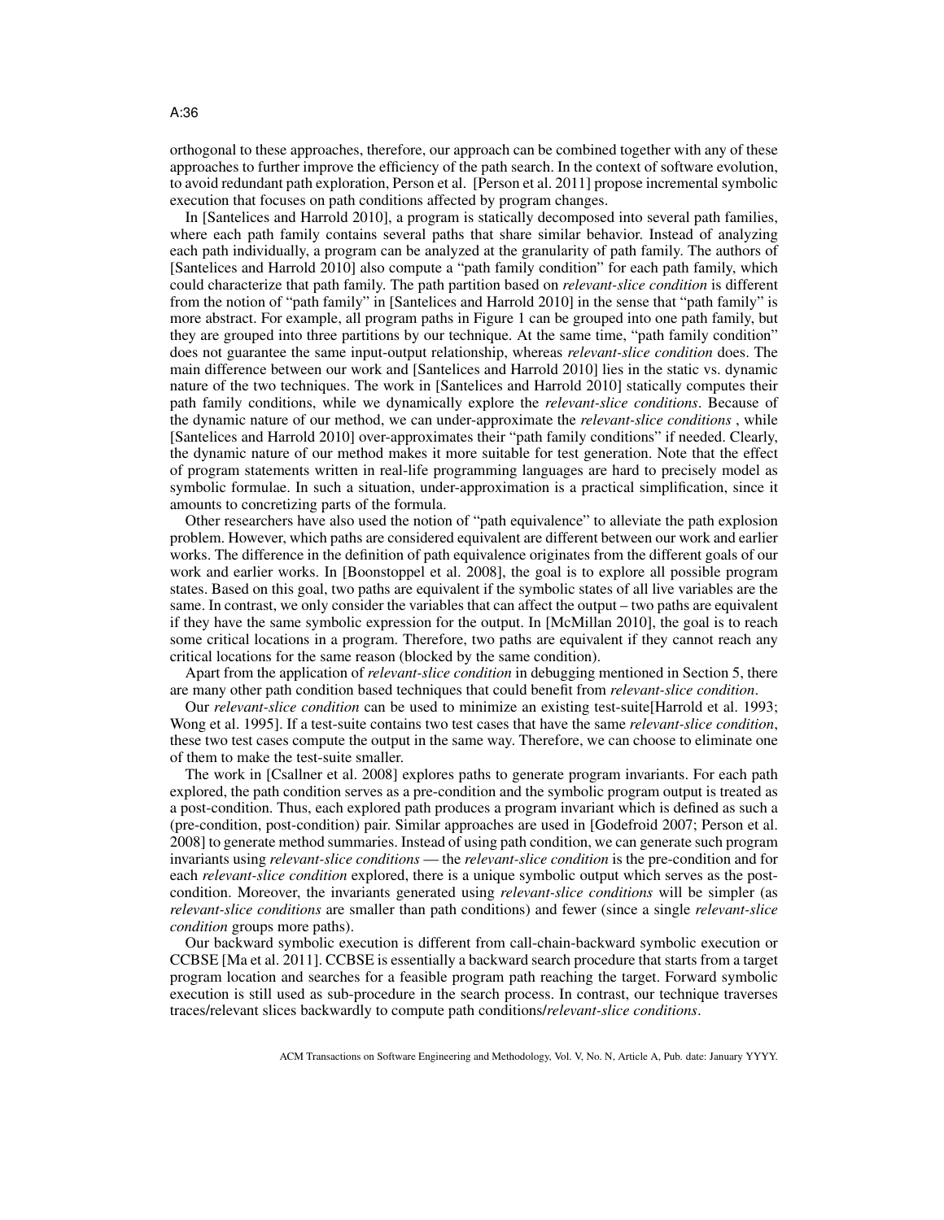orthogonal to these approaches, therefore, our approach can be combined together with any of these approaches to further improve the efficiency of the path search. In the context of software evolution, to avoid redundant path exploration, Person et al. [Person et al. 2011] propose incremental symbolic execution that focuses on path conditions affected by program changes.

In [Santelices and Harrold 2010], a program is statically decomposed into several path families, where each path family contains several paths that share similar behavior. Instead of analyzing each path individually, a program can be analyzed at the granularity of path family. The authors of [Santelices and Harrold 2010] also compute a "path family condition" for each path family, which could characterize that path family. The path partition based on *relevant-slice condition* is different from the notion of "path family" in [Santelices and Harrold 2010] in the sense that "path family" is more abstract. For example, all program paths in Figure 1 can be grouped into one path family, but they are grouped into three partitions by our technique. At the same time, "path family condition" does not guarantee the same input-output relationship, whereas *relevant-slice condition* does. The main difference between our work and [Santelices and Harrold 2010] lies in the static vs. dynamic nature of the two techniques. The work in [Santelices and Harrold 2010] statically computes their path family conditions, while we dynamically explore the *relevant-slice conditions*. Because of the dynamic nature of our method, we can under-approximate the *relevant-slice conditions* , while [Santelices and Harrold 2010] over-approximates their "path family conditions" if needed. Clearly, the dynamic nature of our method makes it more suitable for test generation. Note that the effect of program statements written in real-life programming languages are hard to precisely model as symbolic formulae. In such a situation, under-approximation is a practical simplification, since it amounts to concretizing parts of the formula.

Other researchers have also used the notion of "path equivalence" to alleviate the path explosion problem. However, which paths are considered equivalent are different between our work and earlier works. The difference in the definition of path equivalence originates from the different goals of our work and earlier works. In [Boonstoppel et al. 2008], the goal is to explore all possible program states. Based on this goal, two paths are equivalent if the symbolic states of all live variables are the same. In contrast, we only consider the variables that can affect the output – two paths are equivalent if they have the same symbolic expression for the output. In [McMillan 2010], the goal is to reach some critical locations in a program. Therefore, two paths are equivalent if they cannot reach any critical locations for the same reason (blocked by the same condition).

Apart from the application of *relevant-slice condition* in debugging mentioned in Section 5, there are many other path condition based techniques that could benefit from *relevant-slice condition*.

Our *relevant-slice condition* can be used to minimize an existing test-suite[Harrold et al. 1993; Wong et al. 1995]. If a test-suite contains two test cases that have the same *relevant-slice condition*, these two test cases compute the output in the same way. Therefore, we can choose to eliminate one of them to make the test-suite smaller.

The work in [Csallner et al. 2008] explores paths to generate program invariants. For each path explored, the path condition serves as a pre-condition and the symbolic program output is treated as a post-condition. Thus, each explored path produces a program invariant which is defined as such a (pre-condition, post-condition) pair. Similar approaches are used in [Godefroid 2007; Person et al. 2008] to generate method summaries. Instead of using path condition, we can generate such program invariants using *relevant-slice conditions* — the *relevant-slice condition* is the pre-condition and for each *relevant-slice condition* explored, there is a unique symbolic output which serves as the post-condition. Moreover, the invariants generated using *relevant-slice conditions* will be simpler (as *relevant-slice conditions* are smaller than path conditions) and fewer (since a single *relevant-slice condition* groups more paths).

Our backward symbolic execution is different from call-chain-backward symbolic execution or CCBSE [Ma et al. 2011]. CCBSE is essentially a backward search procedure that starts from a target program location and searches for a feasible program path reaching the target. Forward symbolic execution is still used as sub-procedure in the search process. In contrast, our technique traverses traces/relevant slices backwardly to compute path conditions/*relevant-slice conditions*.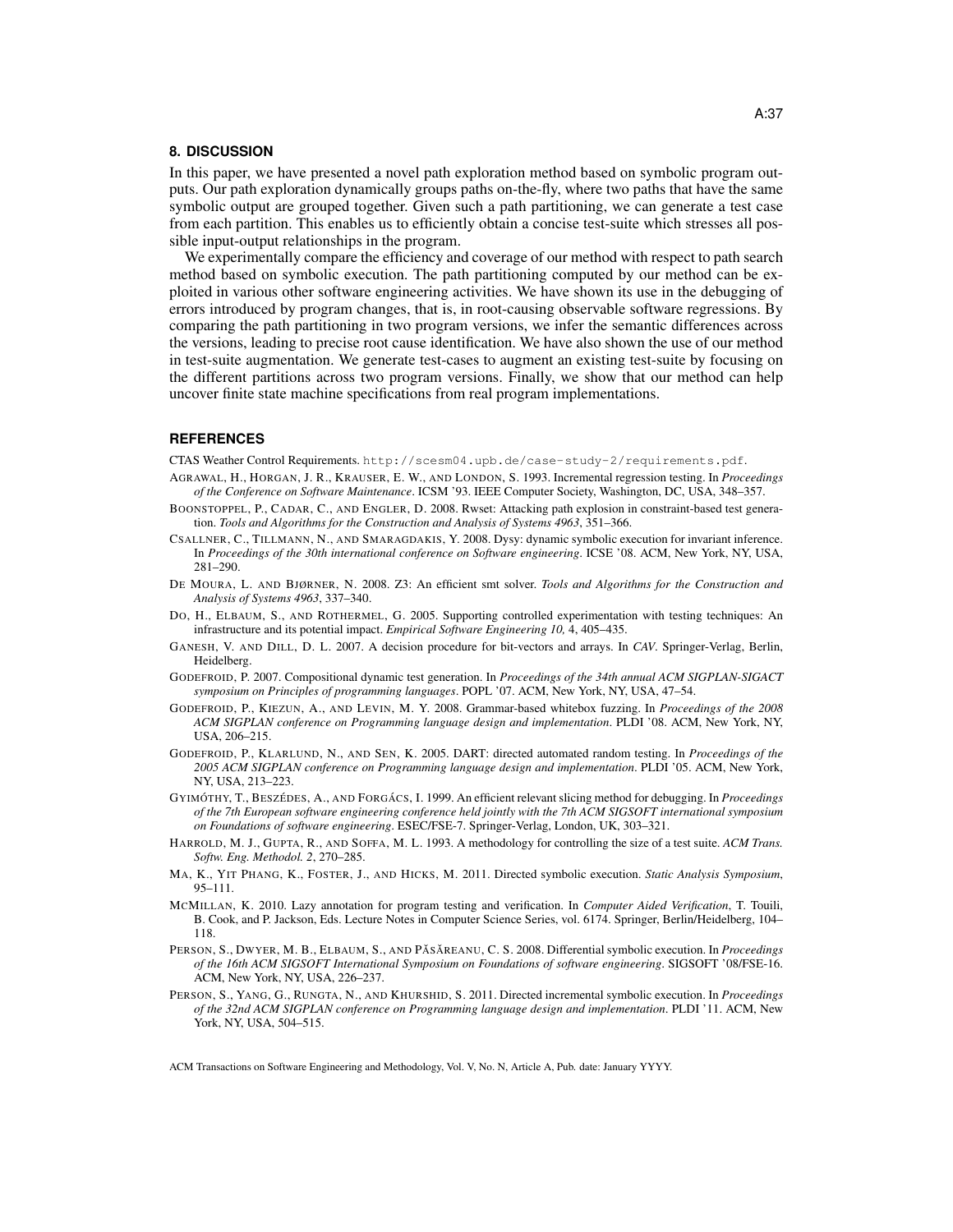## 8. DISCUSSION

In this paper, we have presented a novel path exploration method based on symbolic program outputs. Our path exploration dynamically groups paths on-the-fly, where two paths that have the same symbolic output are grouped together. Given such a path partitioning, we can generate a test case from each partition. This enables us to efficiently obtain a concise test-suite which stresses all possible input-output relationships in the program.

We experimentally compare the efficiency and coverage of our method with respect to path search method based on symbolic execution. The path partitioning computed by our method can be exploited in various other software engineering activities. We have shown its use in the debugging of errors introduced by program changes, that is, in root-causing observable software regressions. By comparing the path partitioning in two program versions, we infer the semantic differences across the versions, leading to precise root cause identification. We have also shown the use of our method in test-suite augmentation. We generate test-cases to augment an existing test-suite by focusing on the different partitions across two program versions. Finally, we show that our method can help uncover finite state machine specifications from real program implementations.

## REFERENCES

CTAS Weather Control Requirements. `http://scesm04.upb.de/case-study-2/requirements.pdf`.

AGRAWAL, H., HORGAN, J. R., KRAUSER, E. W., AND LONDON, S. 1993. Incremental regression testing. In *Proceedings of the Conference on Software Maintenance*. ICSM '93. IEEE Computer Society, Washington, DC, USA, 348–357.

BOONSTOPPEL, P., CADAR, C., AND ENGLER, D. 2008. Rwset: Attacking path explosion in constraint-based test generation. *Tools and Algorithms for the Construction and Analysis of Systems 4963*, 351–366.

CSALLNER, C., TILLMANN, N., AND SMARAGDAKIS, Y. 2008. Dysy: dynamic symbolic execution for invariant inference. In *Proceedings of the 30th international conference on Software engineering*. ICSE '08. ACM, New York, NY, USA, 281–290.

DE MOURA, L. AND BJØRNER, N. 2008. Z3: An efficient smt solver. *Tools and Algorithms for the Construction and Analysis of Systems 4963*, 337–340.

DO, H., ELBAUM, S., AND ROTHERMEL, G. 2005. Supporting controlled experimentation with testing techniques: An infrastructure and its potential impact. *Empirical Software Engineering 10,* 4, 405–435.

GANESH, V. AND DILL, D. L. 2007. A decision procedure for bit-vectors and arrays. In *CAV*. Springer-Verlag, Berlin, Heidelberg.

GODEFROID, P. 2007. Compositional dynamic test generation. In *Proceedings of the 34th annual ACM SIGPLAN-SIGACT symposium on Principles of programming languages*. POPL '07. ACM, New York, NY, USA, 47–54.

GODEFROID, P., KIEZUN, A., AND LEVIN, M. Y. 2008. Grammar-based whitebox fuzzing. In *Proceedings of the 2008 ACM SIGPLAN conference on Programming language design and implementation*. PLDI '08. ACM, New York, NY, USA, 206–215.

GODEFROID, P., KLARLUND, N., AND SEN, K. 2005. DART: directed automated random testing. In *Proceedings of the 2005 ACM SIGPLAN conference on Programming language design and implementation*. PLDI '05. ACM, New York, NY, USA, 213–223.

GYIMÓTHY, T., BESZÉDES, A., AND FORGÁCS, I. 1999. An efficient relevant slicing method for debugging. In *Proceedings of the 7th European software engineering conference held jointly with the 7th ACM SIGSOFT international symposium on Foundations of software engineering*. ESEC/FSE-7. Springer-Verlag, London, UK, 303–321.

HARROLD, M. J., GUPTA, R., AND SOFFA, M. L. 1993. A methodology for controlling the size of a test suite. *ACM Trans. Softw. Eng. Methodol. 2*, 270–285.

MA, K., YIT PHANG, K., FOSTER, J., AND HICKS, M. 2011. Directed symbolic execution. *Static Analysis Symposium*, 95–111.

MCMILLAN, K. 2010. Lazy annotation for program testing and verification. In *Computer Aided Verification*, T. Touili, B. Cook, and P. Jackson, Eds. Lecture Notes in Computer Science Series, vol. 6174. Springer, Berlin/Heidelberg, 104–118.

PERSON, S., DWYER, M. B., ELBAUM, S., AND PĂSĂREANU, C. S. 2008. Differential symbolic execution. In *Proceedings of the 16th ACM SIGSOFT International Symposium on Foundations of software engineering*. SIGSOFT '08/FSE-16. ACM, New York, NY, USA, 226–237.

PERSON, S., YANG, G., RUNGTA, N., AND KHURSHID, S. 2011. Directed incremental symbolic execution. In *Proceedings of the 32nd ACM SIGPLAN conference on Programming language design and implementation*. PLDI '11. ACM, New York, NY, USA, 504–515.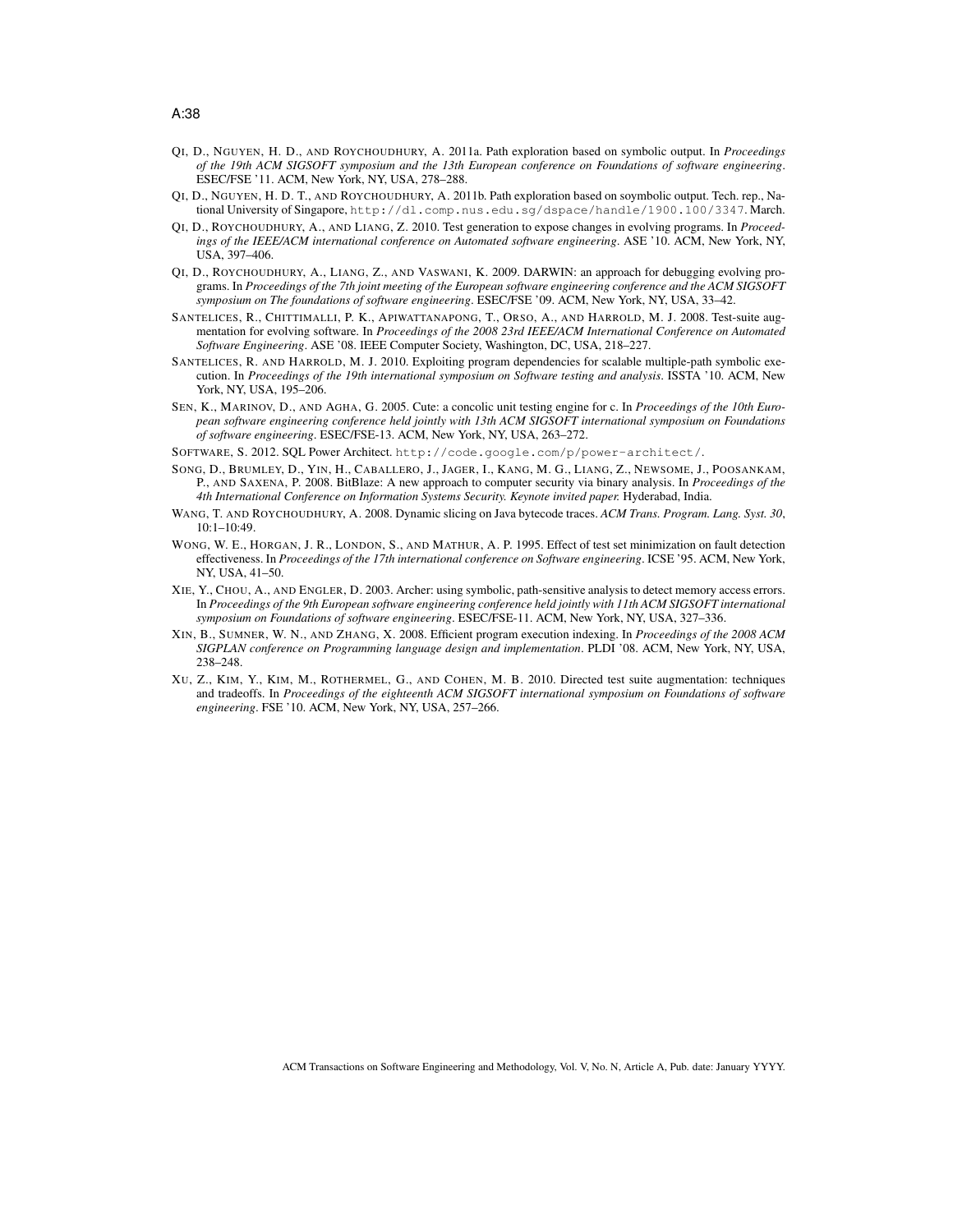QI, D., NGUYEN, H. D., AND ROYCHOUDHURY, A. 2011a. Path exploration based on symbolic output. In *Proceedings of the 19th ACM SIGSOFT symposium and the 13th European conference on Foundations of software engineering*. ESEC/FSE '11. ACM, New York, NY, USA, 278–288.

QI, D., NGUYEN, H. D. T., AND ROYCHOUDHURY, A. 2011b. Path exploration based on soymbolic output. Tech. rep., National University of Singapore, http://dl.comp.nus.edu.sg/dspace/handle/1900.100/3347. March.

QI, D., ROYCHOUDHURY, A., AND LIANG, Z. 2010. Test generation to expose changes in evolving programs. In *Proceedings of the IEEE/ACM international conference on Automated software engineering*. ASE '10. ACM, New York, NY, USA, 397–406.

QI, D., ROYCHOUDHURY, A., LIANG, Z., AND VASWANI, K. 2009. DARWIN: an approach for debugging evolving programs. In *Proceedings of the 7th joint meeting of the European software engineering conference and the ACM SIGSOFT symposium on The foundations of software engineering*. ESEC/FSE '09. ACM, New York, NY, USA, 33–42.

SANTELICES, R., CHITTIMALLI, P. K., APIWATTANAPONG, T., ORSO, A., AND HARROLD, M. J. 2008. Test-suite augmentation for evolving software. In *Proceedings of the 2008 23rd IEEE/ACM International Conference on Automated Software Engineering*. ASE '08. IEEE Computer Society, Washington, DC, USA, 218–227.

SANTELICES, R. AND HARROLD, M. J. 2010. Exploiting program dependencies for scalable multiple-path symbolic execution. In *Proceedings of the 19th international symposium on Software testing and analysis*. ISSTA '10. ACM, New York, NY, USA, 195–206.

SEN, K., MARINOV, D., AND AGHA, G. 2005. Cute: a concolic unit testing engine for c. In *Proceedings of the 10th European software engineering conference held jointly with 13th ACM SIGSOFT international symposium on Foundations of software engineering*. ESEC/FSE-13. ACM, New York, NY, USA, 263–272.

SOFTWARE, S. 2012. SQL Power Architect. http://code.google.com/p/power-architect/.

SONG, D., BRUMLEY, D., YIN, H., CABALLERO, J., JAGER, I., KANG, M. G., LIANG, Z., NEWSOME, J., POOSANKAM, P., AND SAXENA, P. 2008. BitBlaze: A new approach to computer security via binary analysis. In *Proceedings of the 4th International Conference on Information Systems Security. Keynote invited paper.* Hyderabad, India.

WANG, T. AND ROYCHOUDHURY, A. 2008. Dynamic slicing on Java bytecode traces. *ACM Trans. Program. Lang. Syst. 30*, 10:1–10:49.

WONG, W. E., HORGAN, J. R., LONDON, S., AND MATHUR, A. P. 1995. Effect of test set minimization on fault detection effectiveness. In *Proceedings of the 17th international conference on Software engineering*. ICSE '95. ACM, New York, NY, USA, 41–50.

XIE, Y., CHOU, A., AND ENGLER, D. 2003. Archer: using symbolic, path-sensitive analysis to detect memory access errors. In *Proceedings of the 9th European software engineering conference held jointly with 11th ACM SIGSOFT international symposium on Foundations of software engineering*. ESEC/FSE-11. ACM, New York, NY, USA, 327–336.

XIN, B., SUMNER, W. N., AND ZHANG, X. 2008. Efficient program execution indexing. In *Proceedings of the 2008 ACM SIGPLAN conference on Programming language design and implementation*. PLDI '08. ACM, New York, NY, USA, 238–248.

XU, Z., KIM, Y., KIM, M., ROTHERMEL, G., AND COHEN, M. B. 2010. Directed test suite augmentation: techniques and tradeoffs. In *Proceedings of the eighteenth ACM SIGSOFT international symposium on Foundations of software engineering*. FSE '10. ACM, New York, NY, USA, 257–266.